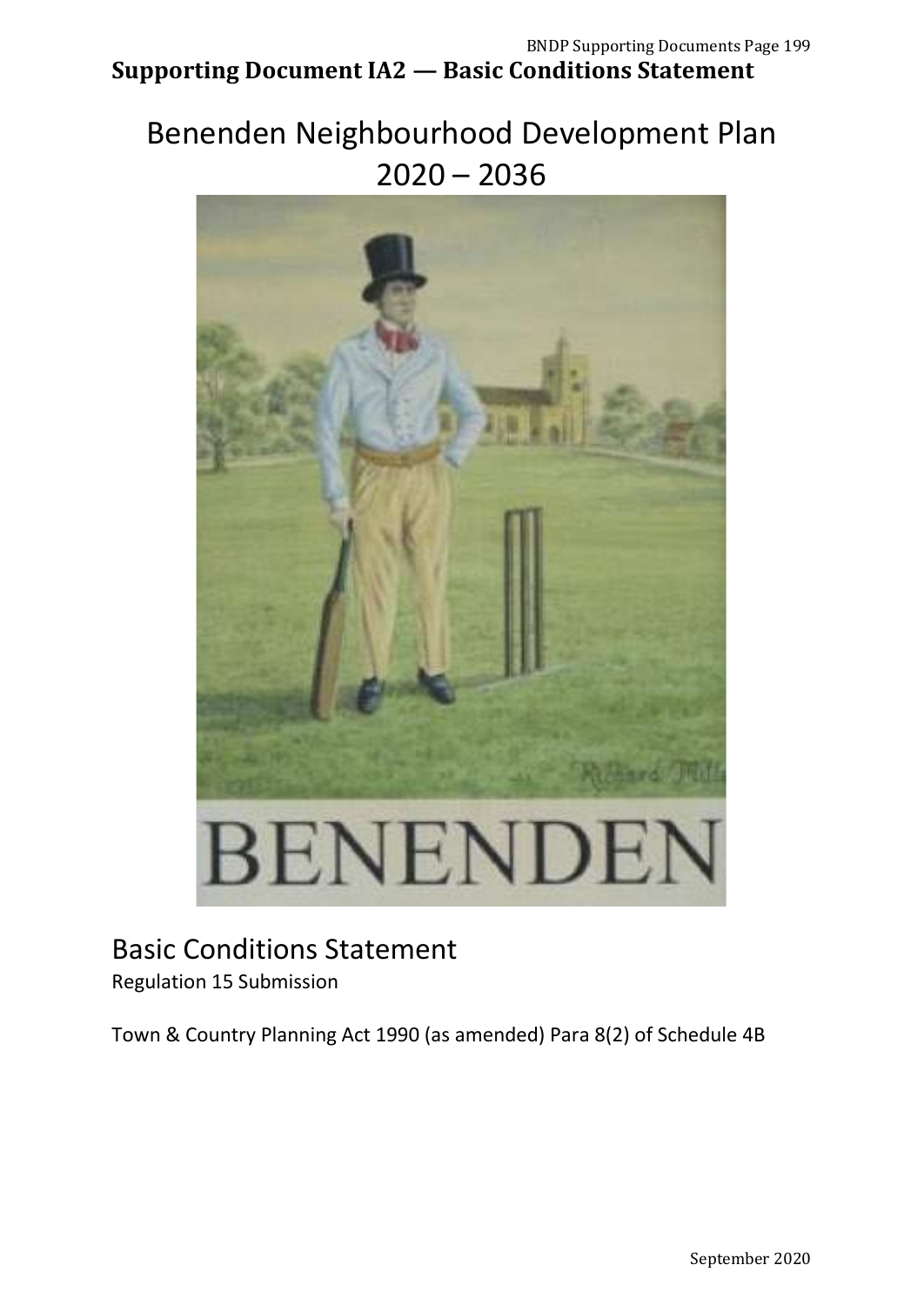**Supporting Document IA2 — Basic Conditions Statement**

# Benenden Neighbourhood Development Plan 2020 – 2036

## Basic Conditions Statement

Regulation 15 Submission

Town & Country Planning Act 1990 (as amended) Para 8(2) of Schedule 4B

September 2020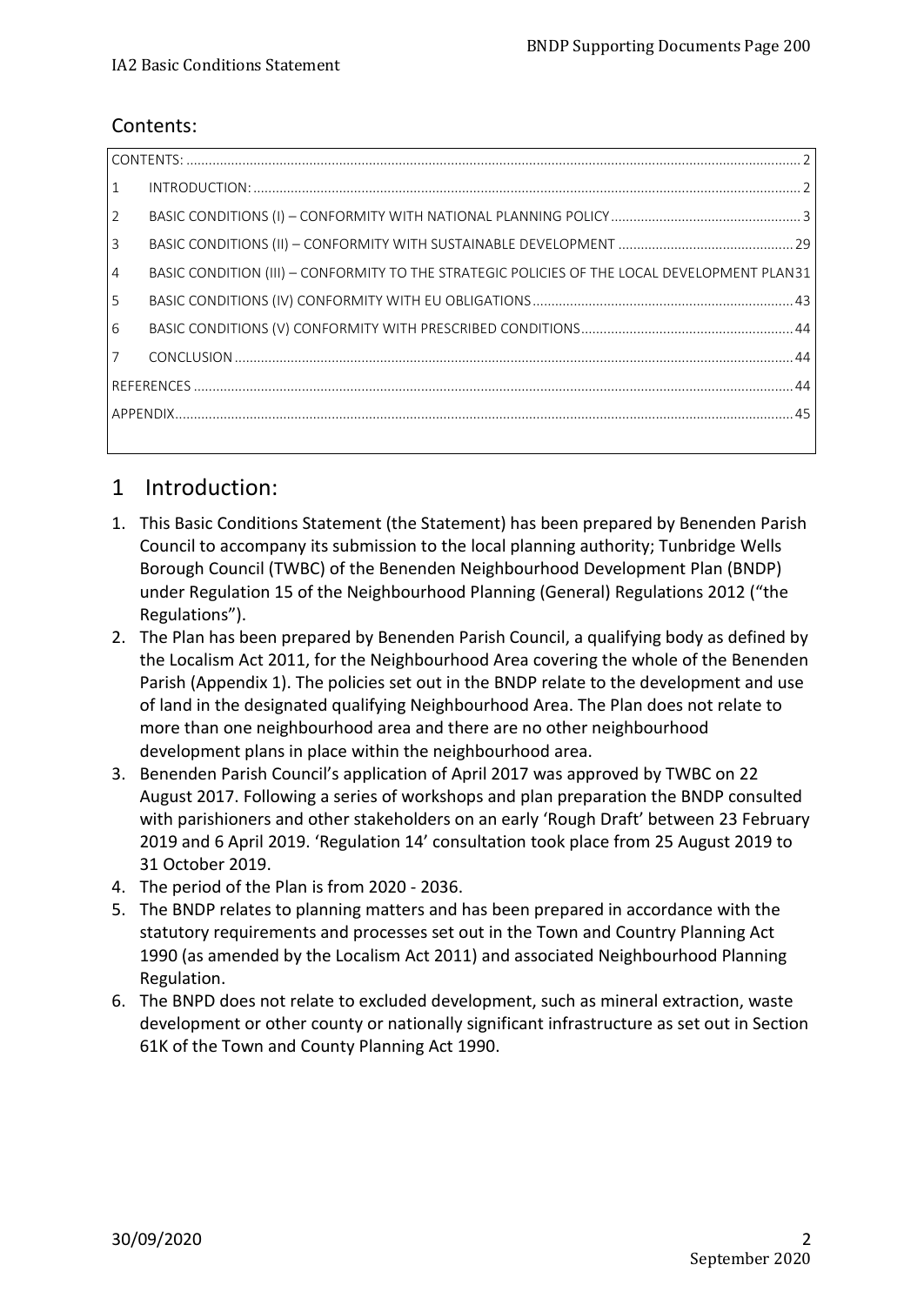## Contents:

| | | |
|---|---|---|
| CONTENTS: | | 2 |
| 1 | INTRODUCTION: | 2 |
| 2 | BASIC CONDITIONS (I) – CONFORMITY WITH NATIONAL PLANNING POLICY | 3 |
| 3 | BASIC CONDITIONS (II) – CONFORMITY WITH SUSTAINABLE DEVELOPMENT | 29 |
| 4 | BASIC CONDITION (III) – CONFORMITY TO THE STRATEGIC POLICIES OF THE LOCAL DEVELOPMENT PLAN | 31 |
| 5 | BASIC CONDITIONS (IV) CONFORMITY WITH EU OBLIGATIONS | 43 |
| 6 | BASIC CONDITIONS (V) CONFORMITY WITH PRESCRIBED CONDITIONS | 44 |
| 7 | CONCLUSION | 44 |
| REFERENCES | | 44 |
| APPENDIX | | 45 |

# 1 Introduction:

1. This Basic Conditions Statement (the Statement) has been prepared by Benenden Parish Council to accompany its submission to the local planning authority; Tunbridge Wells Borough Council (TWBC) of the Benenden Neighbourhood Development Plan (BNDP) under Regulation 15 of the Neighbourhood Planning (General) Regulations 2012 ("the Regulations").
2. The Plan has been prepared by Benenden Parish Council, a qualifying body as defined by the Localism Act 2011, for the Neighbourhood Area covering the whole of the Benenden Parish (Appendix 1). The policies set out in the BNDP relate to the development and use of land in the designated qualifying Neighbourhood Area. The Plan does not relate to more than one neighbourhood area and there are no other neighbourhood development plans in place within the neighbourhood area.
3. Benenden Parish Council's application of April 2017 was approved by TWBC on 22 August 2017. Following a series of workshops and plan preparation the BNDP consulted with parishioners and other stakeholders on an early 'Rough Draft' between 23 February 2019 and 6 April 2019. 'Regulation 14' consultation took place from 25 August 2019 to 31 October 2019.
4. The period of the Plan is from 2020 - 2036.
5. The BNDP relates to planning matters and has been prepared in accordance with the statutory requirements and processes set out in the Town and Country Planning Act 1990 (as amended by the Localism Act 2011) and associated Neighbourhood Planning Regulation.
6. The BNPD does not relate to excluded development, such as mineral extraction, waste development or other county or nationally significant infrastructure as set out in Section 61K of the Town and County Planning Act 1990.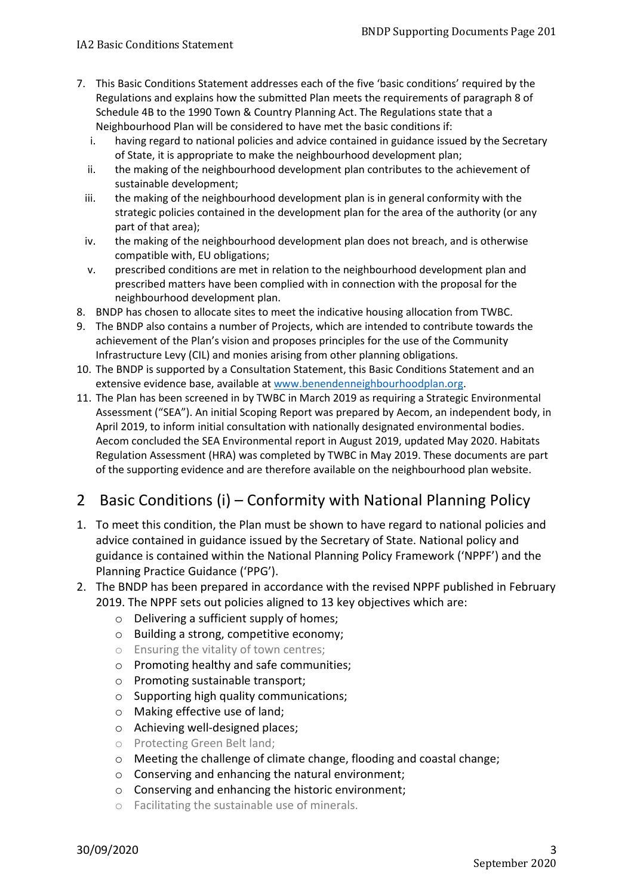7. This Basic Conditions Statement addresses each of the five 'basic conditions' required by the Regulations and explains how the submitted Plan meets the requirements of paragraph 8 of Schedule 4B to the 1990 Town & Country Planning Act. The Regulations state that a Neighbourhood Plan will be considered to have met the basic conditions if:
   i. having regard to national policies and advice contained in guidance issued by the Secretary of State, it is appropriate to make the neighbourhood development plan;
   ii. the making of the neighbourhood development plan contributes to the achievement of sustainable development;
   iii. the making of the neighbourhood development plan is in general conformity with the strategic policies contained in the development plan for the area of the authority (or any part of that area);
   iv. the making of the neighbourhood development plan does not breach, and is otherwise compatible with, EU obligations;
   v. prescribed conditions are met in relation to the neighbourhood development plan and prescribed matters have been complied with in connection with the proposal for the neighbourhood development plan.
8. BNDP has chosen to allocate sites to meet the indicative housing allocation from TWBC.
9. The BNDP also contains a number of Projects, which are intended to contribute towards the achievement of the Plan's vision and proposes principles for the use of the Community Infrastructure Levy (CIL) and monies arising from other planning obligations.
10. The BNDP is supported by a Consultation Statement, this Basic Conditions Statement and an extensive evidence base, available at www.benendenneighbourhoodplan.org.
11. The Plan has been screened in by TWBC in March 2019 as requiring a Strategic Environmental Assessment ("SEA"). An initial Scoping Report was prepared by Aecom, an independent body, in April 2019, to inform initial consultation with nationally designated environmental bodies. Aecom concluded the SEA Environmental report in August 2019, updated May 2020. Habitats Regulation Assessment (HRA) was completed by TWBC in May 2019. These documents are part of the supporting evidence and are therefore available on the neighbourhood plan website.

## 2 Basic Conditions (i) – Conformity with National Planning Policy

1. To meet this condition, the Plan must be shown to have regard to national policies and advice contained in guidance issued by the Secretary of State. National policy and guidance is contained within the National Planning Policy Framework ('NPPF') and the Planning Practice Guidance ('PPG').
2. The BNDP has been prepared in accordance with the revised NPPF published in February 2019. The NPPF sets out policies aligned to 13 key objectives which are:
   - Delivering a sufficient supply of homes;
   - Building a strong, competitive economy;
   - Ensuring the vitality of town centres;
   - Promoting healthy and safe communities;
   - Promoting sustainable transport;
   - Supporting high quality communications;
   - Making effective use of land;
   - Achieving well-designed places;
   - Protecting Green Belt land;
   - Meeting the challenge of climate change, flooding and coastal change;
   - Conserving and enhancing the natural environment;
   - Conserving and enhancing the historic environment;
   - Facilitating the sustainable use of minerals.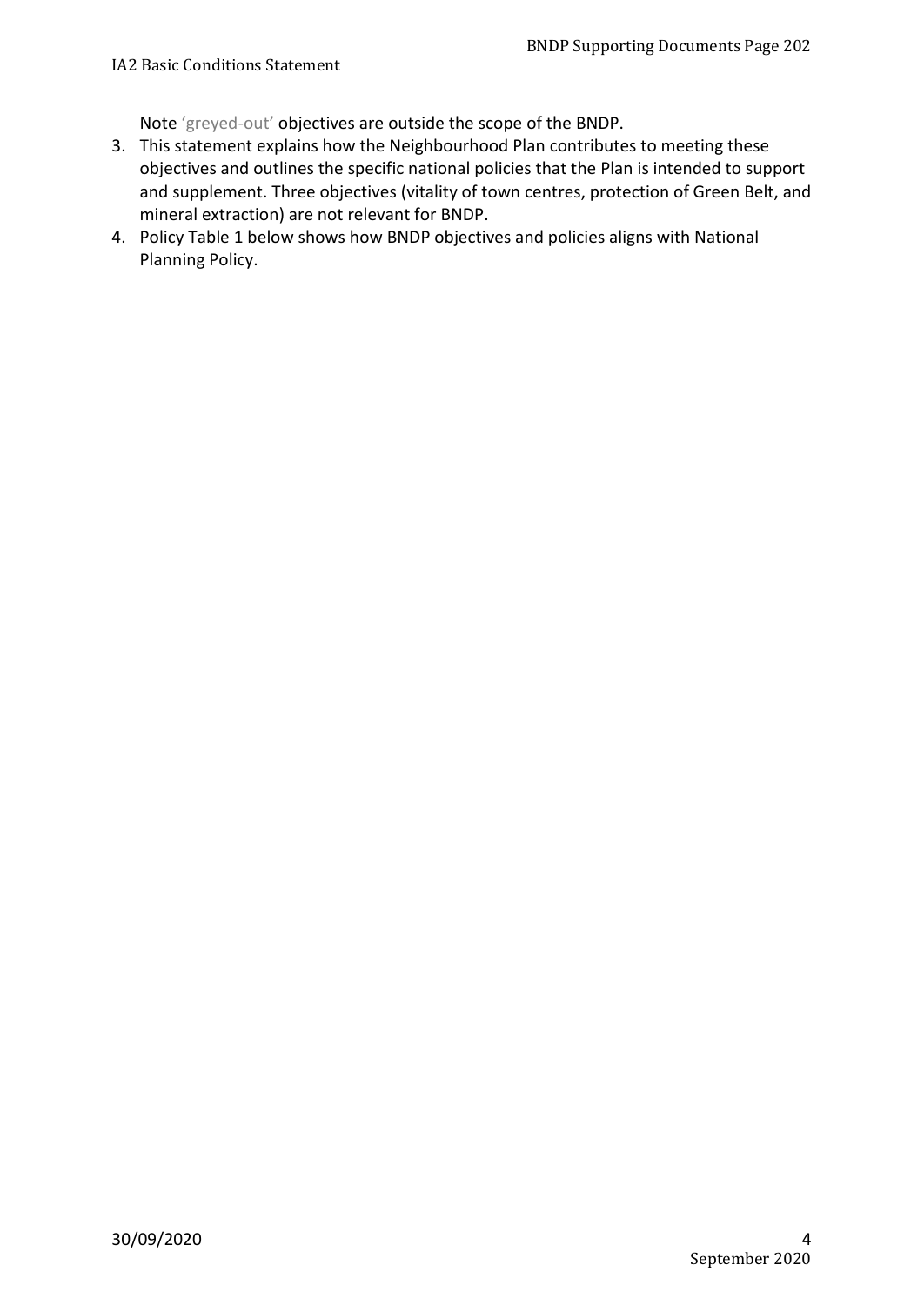Note 'greyed-out' objectives are outside the scope of the BNDP.

3. This statement explains how the Neighbourhood Plan contributes to meeting these objectives and outlines the specific national policies that the Plan is intended to support and supplement. Three objectives (vitality of town centres, protection of Green Belt, and mineral extraction) are not relevant for BNDP.
4. Policy Table 1 below shows how BNDP objectives and policies aligns with National Planning Policy.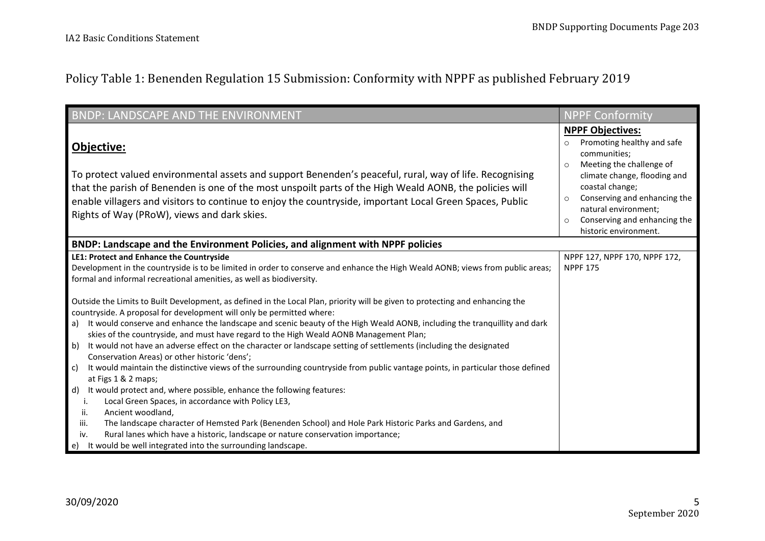## Policy Table 1: Benenden Regulation 15 Submission: Conformity with NPPF as published February 2019

| BNDP: LANDSCAPE AND THE ENVIRONMENT | NPPF Conformity |
|---|---|
| **Objective:**<br><br>To protect valued environmental assets and support Benenden's peaceful, rural, way of life. Recognising that the parish of Benenden is one of the most unspoilt parts of the High Weald AONB, the policies will enable villagers and visitors to continue to enjoy the countryside, important Local Green Spaces, Public Rights of Way (PRoW), views and dark skies. | **NPPF Objectives:**<br>○ Promoting healthy and safe communities;<br>○ Meeting the challenge of climate change, flooding and coastal change;<br>○ Conserving and enhancing the natural environment;<br>○ Conserving and enhancing the historic environment. |
| **BNDP: Landscape and the Environment Policies, and alignment with NPPF policies** | |
| **LE1: Protect and Enhance the Countryside**<br>Development in the countryside is to be limited in order to conserve and enhance the High Weald AONB; views from public areas; formal and informal recreational amenities, as well as biodiversity.<br><br>Outside the Limits to Built Development, as defined in the Local Plan, priority will be given to protecting and enhancing the countryside. A proposal for development will only be permitted where:<br>a) It would conserve and enhance the landscape and scenic beauty of the High Weald AONB, including the tranquillity and dark skies of the countryside, and must have regard to the High Weald AONB Management Plan;<br>b) It would not have an adverse effect on the character or landscape setting of settlements (including the designated Conservation Areas) or other historic 'dens';<br>c) It would maintain the distinctive views of the surrounding countryside from public vantage points, in particular those defined at Figs 1 & 2 maps;<br>d) It would protect and, where possible, enhance the following features:<br>i. Local Green Spaces, in accordance with Policy LE3,<br>ii. Ancient woodland,<br>iii. The landscape character of Hemsted Park (Benenden School) and Hole Park Historic Parks and Gardens, and<br>iv. Rural lanes which have a historic, landscape or nature conservation importance;<br>e) It would be well integrated into the surrounding landscape. | NPPF 127, NPPF 170, NPPF 172, NPPF 175 |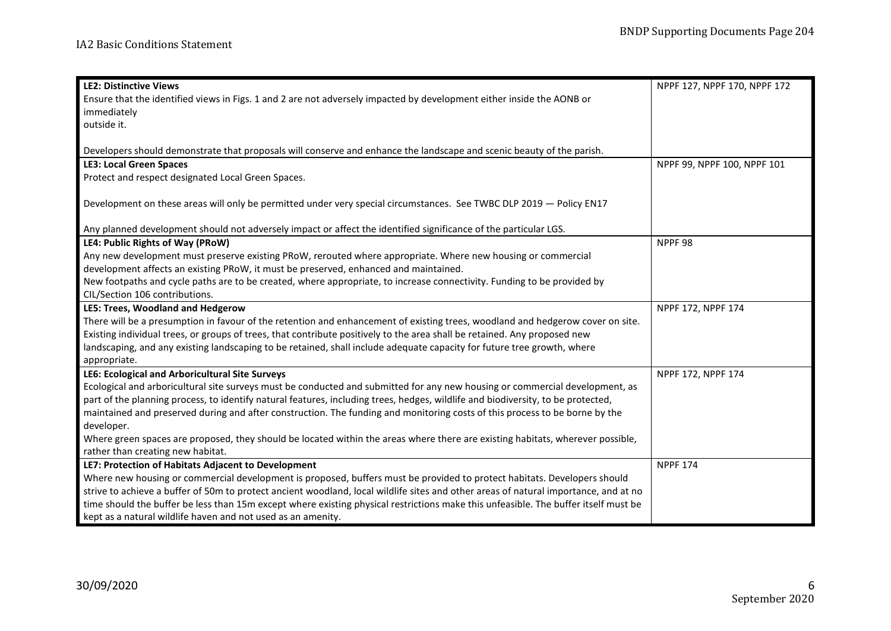| | |
|---|---|
| **LE2: Distinctive Views**<br>Ensure that the identified views in Figs. 1 and 2 are not adversely impacted by development either inside the AONB or immediately outside it.<br><br>Developers should demonstrate that proposals will conserve and enhance the landscape and scenic beauty of the parish. | NPPF 127, NPPF 170, NPPF 172 |
| **LE3: Local Green Spaces**<br>Protect and respect designated Local Green Spaces.<br><br>Development on these areas will only be permitted under very special circumstances. See TWBC DLP 2019 — Policy EN17<br><br>Any planned development should not adversely impact or affect the identified significance of the particular LGS. | NPPF 99, NPPF 100, NPPF 101 |
| **LE4: Public Rights of Way (PRoW)**<br>Any new development must preserve existing PRoW, rerouted where appropriate. Where new housing or commercial development affects an existing PRoW, it must be preserved, enhanced and maintained.<br>New footpaths and cycle paths are to be created, where appropriate, to increase connectivity. Funding to be provided by CIL/Section 106 contributions. | NPPF 98 |
| **LE5: Trees, Woodland and Hedgerow**<br>There will be a presumption in favour of the retention and enhancement of existing trees, woodland and hedgerow cover on site. Existing individual trees, or groups of trees, that contribute positively to the area shall be retained. Any proposed new landscaping, and any existing landscaping to be retained, shall include adequate capacity for future tree growth, where appropriate. | NPPF 172, NPPF 174 |
| **LE6: Ecological and Arboricultural Site Surveys**<br>Ecological and arboricultural site surveys must be conducted and submitted for any new housing or commercial development, as part of the planning process, to identify natural features, including trees, hedges, wildlife and biodiversity, to be protected, maintained and preserved during and after construction. The funding and monitoring costs of this process to be borne by the developer.<br>Where green spaces are proposed, they should be located within the areas where there are existing habitats, wherever possible, rather than creating new habitat. | NPPF 172, NPPF 174 |
| **LE7: Protection of Habitats Adjacent to Development**<br>Where new housing or commercial development is proposed, buffers must be provided to protect habitats. Developers should strive to achieve a buffer of 50m to protect ancient woodland, local wildlife sites and other areas of natural importance, and at no time should the buffer be less than 15m except where existing physical restrictions make this unfeasible. The buffer itself must be kept as a natural wildlife haven and not used as an amenity. | NPPF 174 |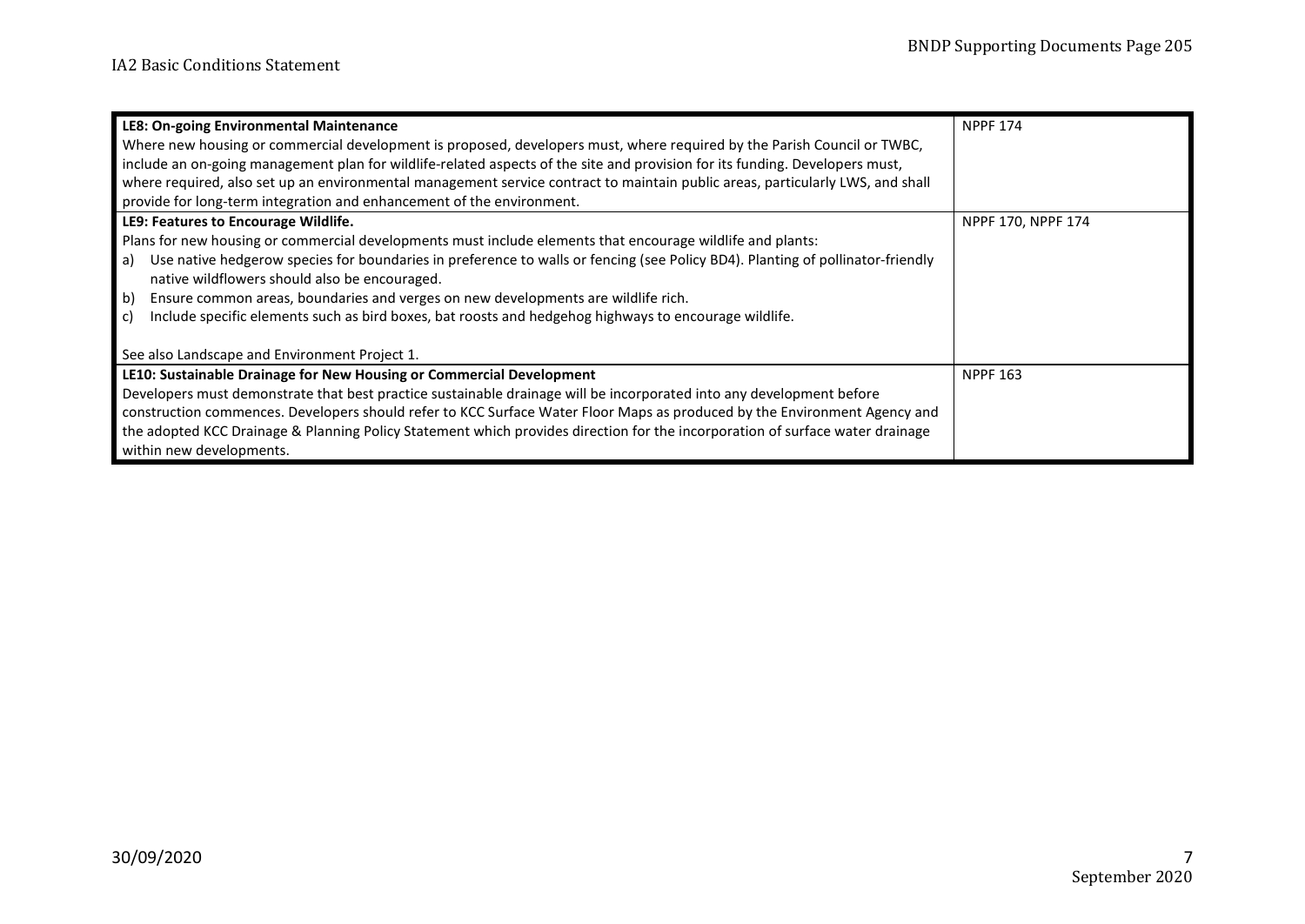| LE8: On-going Environmental Maintenance | NPPF 174 |
|---|---|
| **LE8: On-going Environmental Maintenance**<br>Where new housing or commercial development is proposed, developers must, where required by the Parish Council or TWBC, include an on-going management plan for wildlife-related aspects of the site and provision for its funding. Developers must, where required, also set up an environmental management service contract to maintain public areas, particularly LWS, and shall provide for long-term integration and enhancement of the environment. | NPPF 174 |
| **LE9: Features to Encourage Wildlife.**<br>Plans for new housing or commercial developments must include elements that encourage wildlife and plants:<br>a) Use native hedgerow species for boundaries in preference to walls or fencing (see Policy BD4). Planting of pollinator-friendly native wildflowers should also be encouraged.<br>b) Ensure common areas, boundaries and verges on new developments are wildlife rich.<br>c) Include specific elements such as bird boxes, bat roosts and hedgehog highways to encourage wildlife.<br><br>See also Landscape and Environment Project 1. | NPPF 170, NPPF 174 |
| **LE10: Sustainable Drainage for New Housing or Commercial Development**<br>Developers must demonstrate that best practice sustainable drainage will be incorporated into any development before construction commences. Developers should refer to KCC Surface Water Floor Maps as produced by the Environment Agency and the adopted KCC Drainage & Planning Policy Statement which provides direction for the incorporation of surface water drainage within new developments. | NPPF 163 |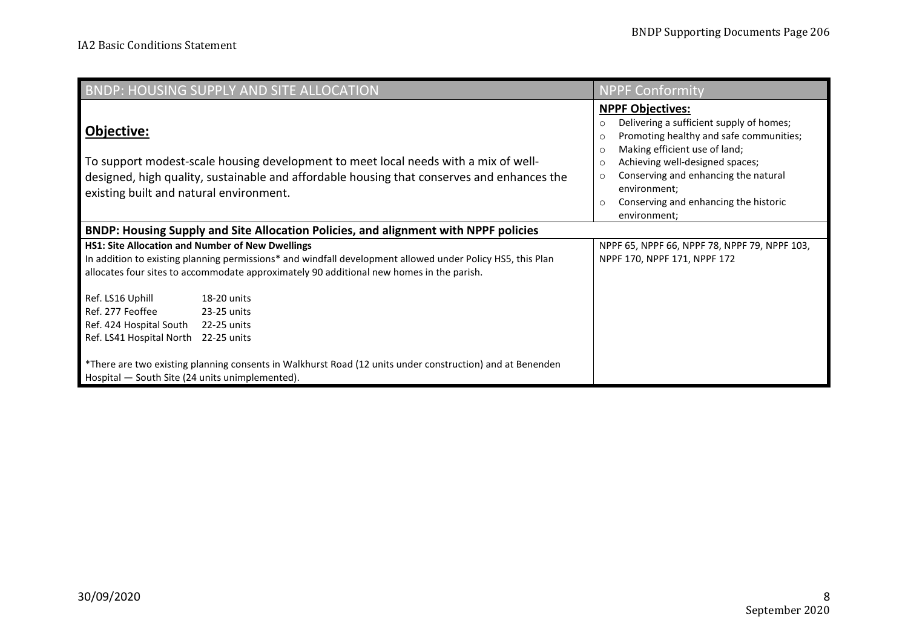| BNDP: HOUSING SUPPLY AND SITE ALLOCATION | NPPF Conformity |
|---|---|
| **Objective:**<br><br>To support modest-scale housing development to meet local needs with a mix of well-designed, high quality, sustainable and affordable housing that conserves and enhances the existing built and natural environment. | **NPPF Objectives:**<br>○ Delivering a sufficient supply of homes;<br>○ Promoting healthy and safe communities;<br>○ Making efficient use of land;<br>○ Achieving well-designed spaces;<br>○ Conserving and enhancing the natural environment;<br>○ Conserving and enhancing the historic environment; |
| **BNDP: Housing Supply and Site Allocation Policies, and alignment with NPPF policies** | |
| **HS1: Site Allocation and Number of New Dwellings**<br>In addition to existing planning permissions* and windfall development allowed under Policy HS5, this Plan allocates four sites to accommodate approximately 90 additional new homes in the parish.<br><br>Ref. LS16 Uphill 18-20 units<br>Ref. 277 Feoffee 23-25 units<br>Ref. 424 Hospital South 22-25 units<br>Ref. LS41 Hospital North 22-25 units<br><br>*There are two existing planning consents in Walkhurst Road (12 units under construction) and at Benenden Hospital — South Site (24 units unimplemented). | NPPF 65, NPPF 66, NPPF 78, NPPF 79, NPPF 103, NPPF 170, NPPF 171, NPPF 172 |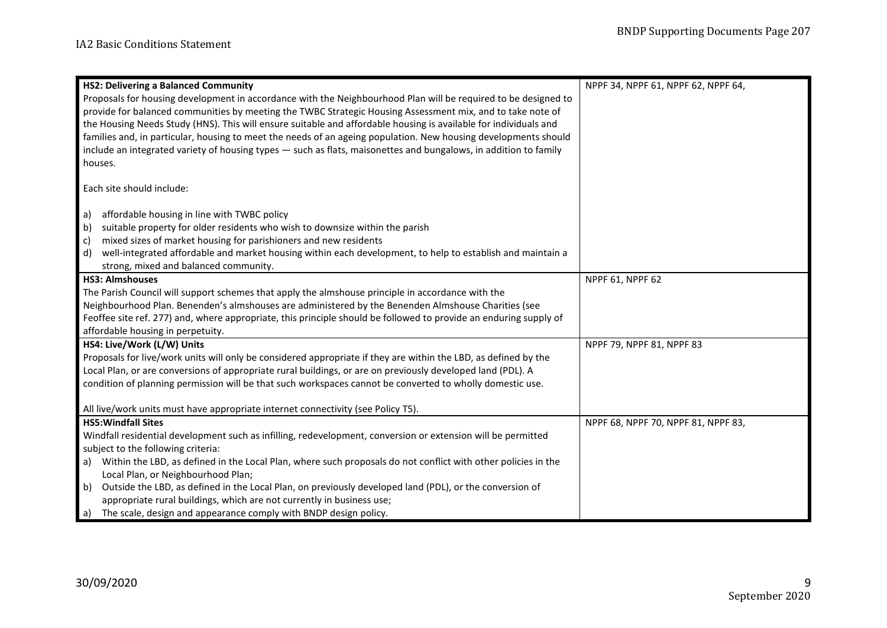| Policy | NPPF |
|---|---|
| **HS2: Delivering a Balanced Community**<br>Proposals for housing development in accordance with the Neighbourhood Plan will be required to be designed to provide for balanced communities by meeting the TWBC Strategic Housing Assessment mix, and to take note of the Housing Needs Study (HNS). This will ensure suitable and affordable housing is available for individuals and families and, in particular, housing to meet the needs of an ageing population. New housing developments should include an integrated variety of housing types — such as flats, maisonettes and bungalows, in addition to family houses.<br><br>Each site should include:<br><br>a) affordable housing in line with TWBC policy<br>b) suitable property for older residents who wish to downsize within the parish<br>c) mixed sizes of market housing for parishioners and new residents<br>d) well-integrated affordable and market housing within each development, to help to establish and maintain a strong, mixed and balanced community. | NPPF 34, NPPF 61, NPPF 62, NPPF 64, |
| **HS3: Almshouses**<br>The Parish Council will support schemes that apply the almshouse principle in accordance with the Neighbourhood Plan. Benenden's almshouses are administered by the Benenden Almshouse Charities (see Feoffee site ref. 277) and, where appropriate, this principle should be followed to provide an enduring supply of affordable housing in perpetuity. | NPPF 61, NPPF 62 |
| **HS4: Live/Work (L/W) Units**<br>Proposals for live/work units will only be considered appropriate if they are within the LBD, as defined by the Local Plan, or are conversions of appropriate rural buildings, or are on previously developed land (PDL). A condition of planning permission will be that such workspaces cannot be converted to wholly domestic use.<br><br>All live/work units must have appropriate internet connectivity (see Policy T5). | NPPF 79, NPPF 81, NPPF 83 |
| **HS5:Windfall Sites**<br>Windfall residential development such as infilling, redevelopment, conversion or extension will be permitted subject to the following criteria:<br>a) Within the LBD, as defined in the Local Plan, where such proposals do not conflict with other policies in the Local Plan, or Neighbourhood Plan;<br>b) Outside the LBD, as defined in the Local Plan, on previously developed land (PDL), or the conversion of appropriate rural buildings, which are not currently in business use;<br>a) The scale, design and appearance comply with BNDP design policy. | NPPF 68, NPPF 70, NPPF 81, NPPF 83, |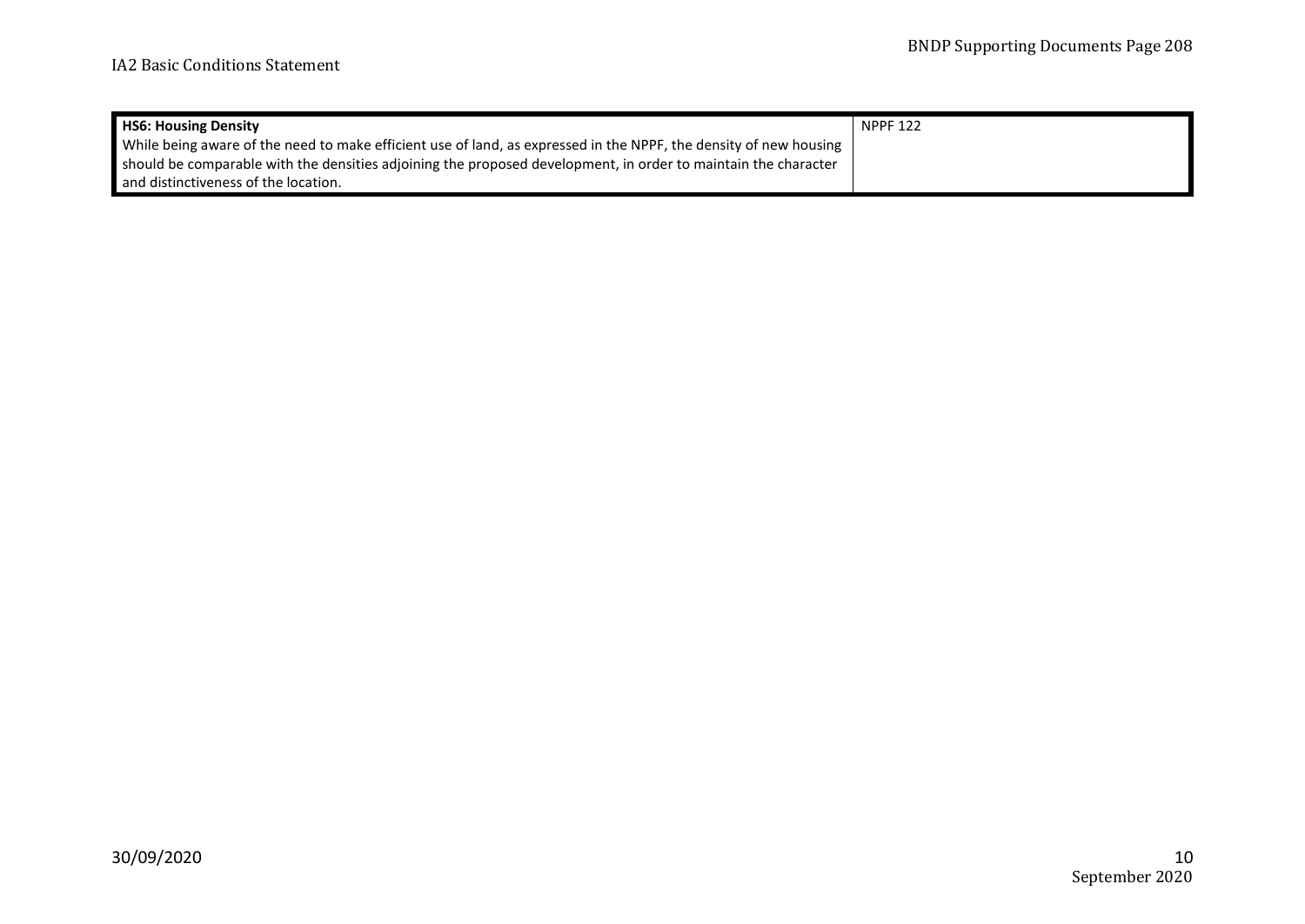| **HS6: Housing Density**<br>While being aware of the need to make efficient use of land, as expressed in the NPPF, the density of new housing should be comparable with the densities adjoining the proposed development, in order to maintain the character and distinctiveness of the location. | NPPF 122 |
|---|---|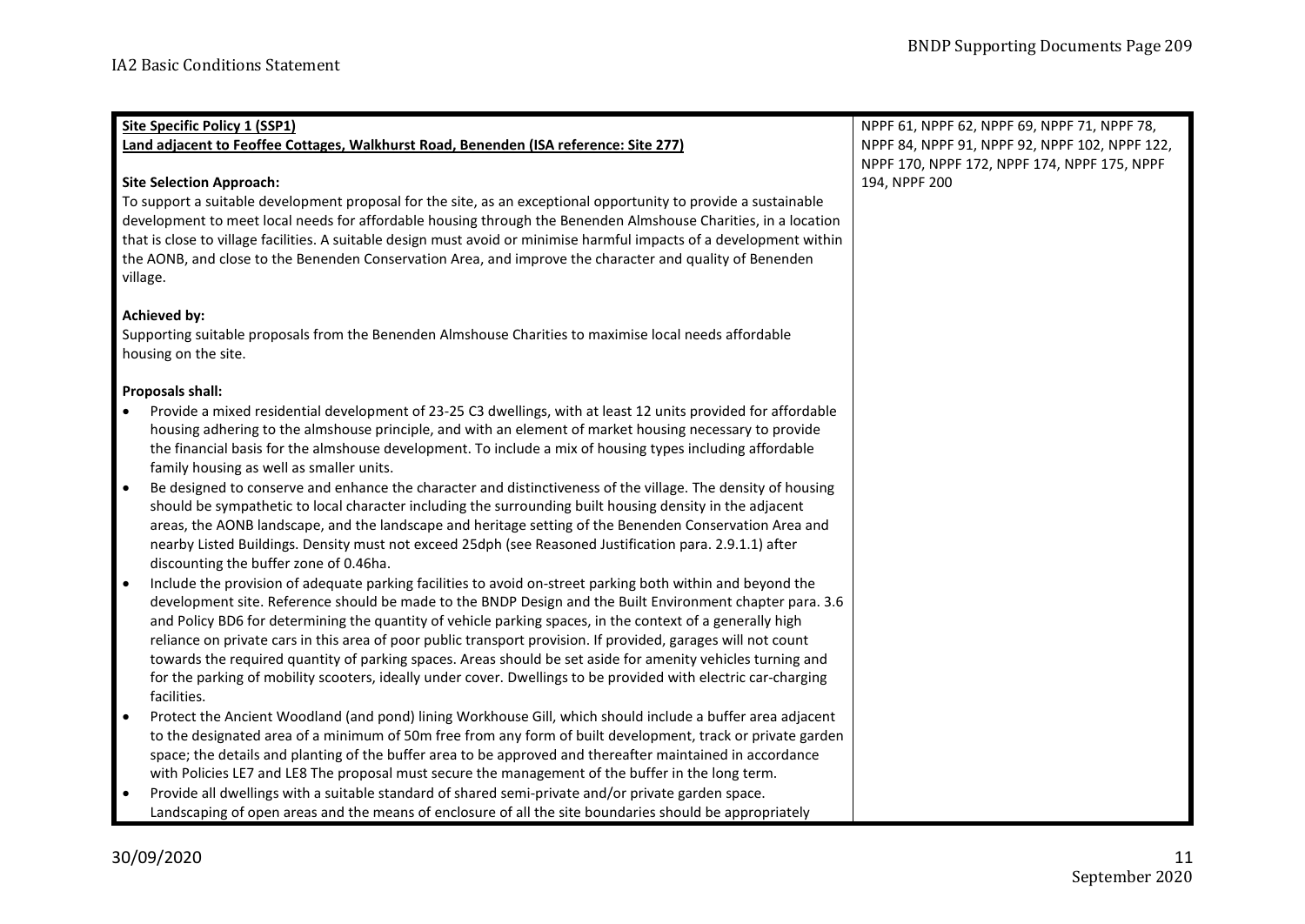| Site Specific Policy 1 (SSP1)<br>Land adjacent to Feoffee Cottages, Walkhurst Road, Benenden (ISA reference: Site 277)<br><br>**Site Selection Approach:**<br>To support a suitable development proposal for the site, as an exceptional opportunity to provide a sustainable development to meet local needs for affordable housing through the Benenden Almshouse Charities, in a location that is close to village facilities. A suitable design must avoid or minimise harmful impacts of a development within the AONB, and close to the Benenden Conservation Area, and improve the character and quality of Benenden village.<br><br>**Achieved by:**<br>Supporting suitable proposals from the Benenden Almshouse Charities to maximise local needs affordable housing on the site.<br><br>**Proposals shall:**<br>• Provide a mixed residential development of 23-25 C3 dwellings, with at least 12 units provided for affordable housing adhering to the almshouse principle, and with an element of market housing necessary to provide the financial basis for the almshouse development. To include a mix of housing types including affordable family housing as well as smaller units.<br>• Be designed to conserve and enhance the character and distinctiveness of the village. The density of housing should be sympathetic to local character including the surrounding built housing density in the adjacent areas, the AONB landscape, and the landscape and heritage setting of the Benenden Conservation Area and nearby Listed Buildings. Density must not exceed 25dph (see Reasoned Justification para. 2.9.1.1) after discounting the buffer zone of 0.46ha.<br>• Include the provision of adequate parking facilities to avoid on-street parking both within and beyond the development site. Reference should be made to the BNDP Design and the Built Environment chapter para. 3.6 and Policy BD6 for determining the quantity of vehicle parking spaces, in the context of a generally high reliance on private cars in this area of poor public transport provision. If provided, garages will not count towards the required quantity of parking spaces. Areas should be set aside for amenity vehicles turning and for the parking of mobility scooters, ideally under cover. Dwellings to be provided with electric car-charging facilities.<br>• Protect the Ancient Woodland (and pond) lining Workhouse Gill, which should include a buffer area adjacent to the designated area of a minimum of 50m free from any form of built development, track or private garden space; the details and planting of the buffer area to be approved and thereafter maintained in accordance with Policies LE7 and LE8 The proposal must secure the management of the buffer in the long term.<br>• Provide all dwellings with a suitable standard of shared semi-private and/or private garden space. Landscaping of open areas and the means of enclosure of all the site boundaries should be appropriately | NPPF 61, NPPF 62, NPPF 69, NPPF 71, NPPF 78, NPPF 84, NPPF 91, NPPF 92, NPPF 102, NPPF 122, NPPF 170, NPPF 172, NPPF 174, NPPF 175, NPPF 194, NPPF 200 |
|---|---|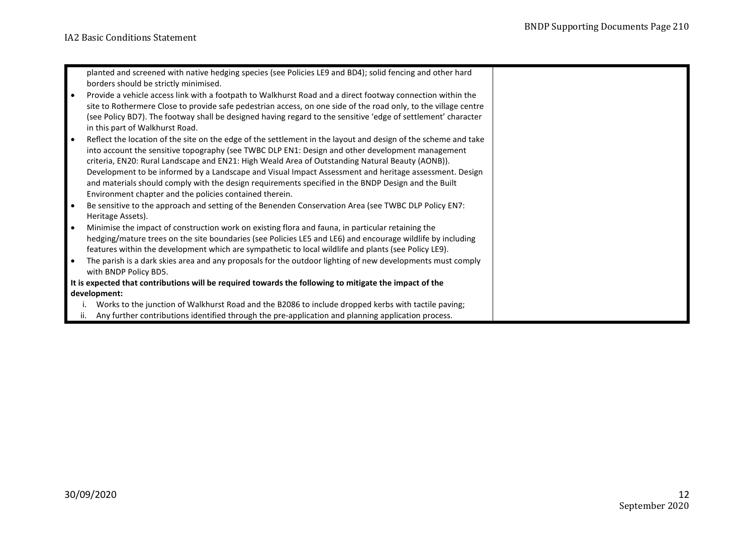| | |
|---|---|
| planted and screened with native hedging species (see Policies LE9 and BD4); solid fencing and other hard borders should be strictly minimised.<br>• Provide a vehicle access link with a footpath to Walkhurst Road and a direct footway connection within the site to Rothermere Close to provide safe pedestrian access, on one side of the road only, to the village centre (see Policy BD7). The footway shall be designed having regard to the sensitive 'edge of settlement' character in this part of Walkhurst Road.<br>• Reflect the location of the site on the edge of the settlement in the layout and design of the scheme and take into account the sensitive topography (see TWBC DLP EN1: Design and other development management criteria, EN20: Rural Landscape and EN21: High Weald Area of Outstanding Natural Beauty (AONB)). Development to be informed by a Landscape and Visual Impact Assessment and heritage assessment. Design and materials should comply with the design requirements specified in the BNDP Design and the Built Environment chapter and the policies contained therein.<br>• Be sensitive to the approach and setting of the Benenden Conservation Area (see TWBC DLP Policy EN7: Heritage Assets).<br>• Minimise the impact of construction work on existing flora and fauna, in particular retaining the hedging/mature trees on the site boundaries (see Policies LE5 and LE6) and encourage wildlife by including features within the development which are sympathetic to local wildlife and plants (see Policy LE9).<br>• The parish is a dark skies area and any proposals for the outdoor lighting of new developments must comply with BNDP Policy BD5.<br>**It is expected that contributions will be required towards the following to mitigate the impact of the development:**<br>i. Works to the junction of Walkhurst Road and the B2086 to include dropped kerbs with tactile paving;<br>ii. Any further contributions identified through the pre-application and planning application process. | |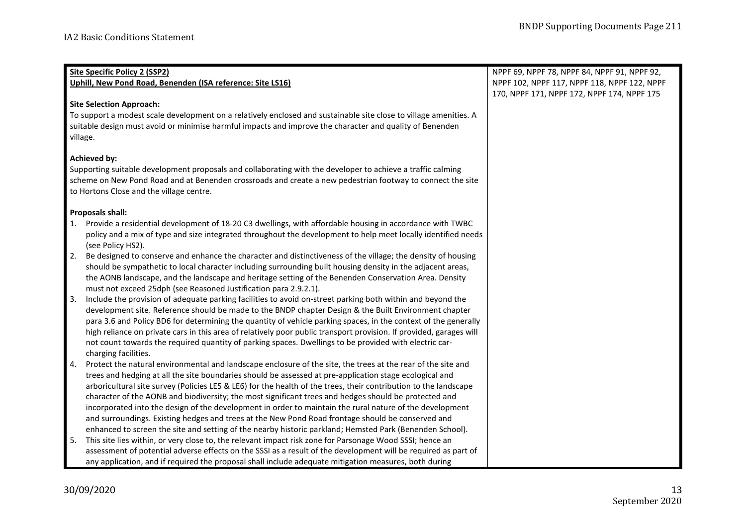| **Site Specific Policy 2 (SSP2)**<br>**Uphill, New Pond Road, Benenden (ISA reference: Site LS16)**<br><br>**Site Selection Approach:**<br>To support a modest scale development on a relatively enclosed and sustainable site close to village amenities. A suitable design must avoid or minimise harmful impacts and improve the character and quality of Benenden village.<br><br>**Achieved by:**<br>Supporting suitable development proposals and collaborating with the developer to achieve a traffic calming scheme on New Pond Road and at Benenden crossroads and create a new pedestrian footway to connect the site to Hortons Close and the village centre.<br><br>**Proposals shall:**<br>1. Provide a residential development of 18-20 C3 dwellings, with affordable housing in accordance with TWBC policy and a mix of type and size integrated throughout the development to help meet locally identified needs (see Policy HS2).<br>2. Be designed to conserve and enhance the character and distinctiveness of the village; the density of housing should be sympathetic to local character including surrounding built housing density in the adjacent areas, the AONB landscape, and the landscape and heritage setting of the Benenden Conservation Area. Density must not exceed 25dph (see Reasoned Justification para 2.9.2.1).<br>3. Include the provision of adequate parking facilities to avoid on-street parking both within and beyond the development site. Reference should be made to the BNDP chapter Design & the Built Environment chapter para 3.6 and Policy BD6 for determining the quantity of vehicle parking spaces, in the context of the generally high reliance on private cars in this area of relatively poor public transport provision. If provided, garages will not count towards the required quantity of parking spaces. Dwellings to be provided with electric car-charging facilities.<br>4. Protect the natural environmental and landscape enclosure of the site, the trees at the rear of the site and trees and hedging at all the site boundaries should be assessed at pre-application stage ecological and arboricultural site survey (Policies LE5 & LE6) for the health of the trees, their contribution to the landscape character of the AONB and biodiversity; the most significant trees and hedges should be protected and incorporated into the design of the development in order to maintain the rural nature of the development and surroundings. Existing hedges and trees at the New Pond Road frontage should be conserved and enhanced to screen the site and setting of the nearby historic parkland; Hemsted Park (Benenden School).<br>5. This site lies within, or very close to, the relevant impact risk zone for Parsonage Wood SSSI; hence an assessment of potential adverse effects on the SSSI as a result of the development will be required as part of any application, and if required the proposal shall include adequate mitigation measures, both during | NPPF 69, NPPF 78, NPPF 84, NPPF 91, NPPF 92, NPPF 102, NPPF 117, NPPF 118, NPPF 122, NPPF 170, NPPF 171, NPPF 172, NPPF 174, NPPF 175 |
|---|---|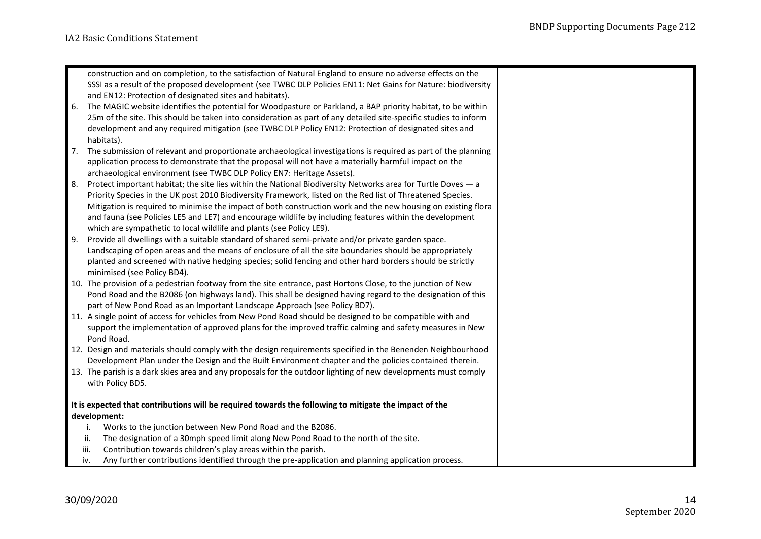| | |
|---|---|
| construction and on completion, to the satisfaction of Natural England to ensure no adverse effects on the SSSI as a result of the proposed development (see TWBC DLP Policies EN11: Net Gains for Nature: biodiversity and EN12: Protection of designated sites and habitats).<br>6. The MAGIC website identifies the potential for Woodpasture or Parkland, a BAP priority habitat, to be within 25m of the site. This should be taken into consideration as part of any detailed site-specific studies to inform development and any required mitigation (see TWBC DLP Policy EN12: Protection of designated sites and habitats).<br>7. The submission of relevant and proportionate archaeological investigations is required as part of the planning application process to demonstrate that the proposal will not have a materially harmful impact on the archaeological environment (see TWBC DLP Policy EN7: Heritage Assets).<br>8. Protect important habitat; the site lies within the National Biodiversity Networks area for Turtle Doves — a Priority Species in the UK post 2010 Biodiversity Framework, listed on the Red list of Threatened Species. Mitigation is required to minimise the impact of both construction work and the new housing on existing flora and fauna (see Policies LE5 and LE7) and encourage wildlife by including features within the development which are sympathetic to local wildlife and plants (see Policy LE9).<br>9. Provide all dwellings with a suitable standard of shared semi-private and/or private garden space. Landscaping of open areas and the means of enclosure of all the site boundaries should be appropriately planted and screened with native hedging species; solid fencing and other hard borders should be strictly minimised (see Policy BD4).<br>10. The provision of a pedestrian footway from the site entrance, past Hortons Close, to the junction of New Pond Road and the B2086 (on highways land). This shall be designed having regard to the designation of this part of New Pond Road as an Important Landscape Approach (see Policy BD7).<br>11. A single point of access for vehicles from New Pond Road should be designed to be compatible with and support the implementation of approved plans for the improved traffic calming and safety measures in New Pond Road.<br>12. Design and materials should comply with the design requirements specified in the Benenden Neighbourhood Development Plan under the Design and the Built Environment chapter and the policies contained therein.<br>13. The parish is a dark skies area and any proposals for the outdoor lighting of new developments must comply with Policy BD5.<br><br>**It is expected that contributions will be required towards the following to mitigate the impact of the development:**<br>i. Works to the junction between New Pond Road and the B2086.<br>ii. The designation of a 30mph speed limit along New Pond Road to the north of the site.<br>iii. Contribution towards children's play areas within the parish.<br>iv. Any further contributions identified through the pre-application and planning application process. | |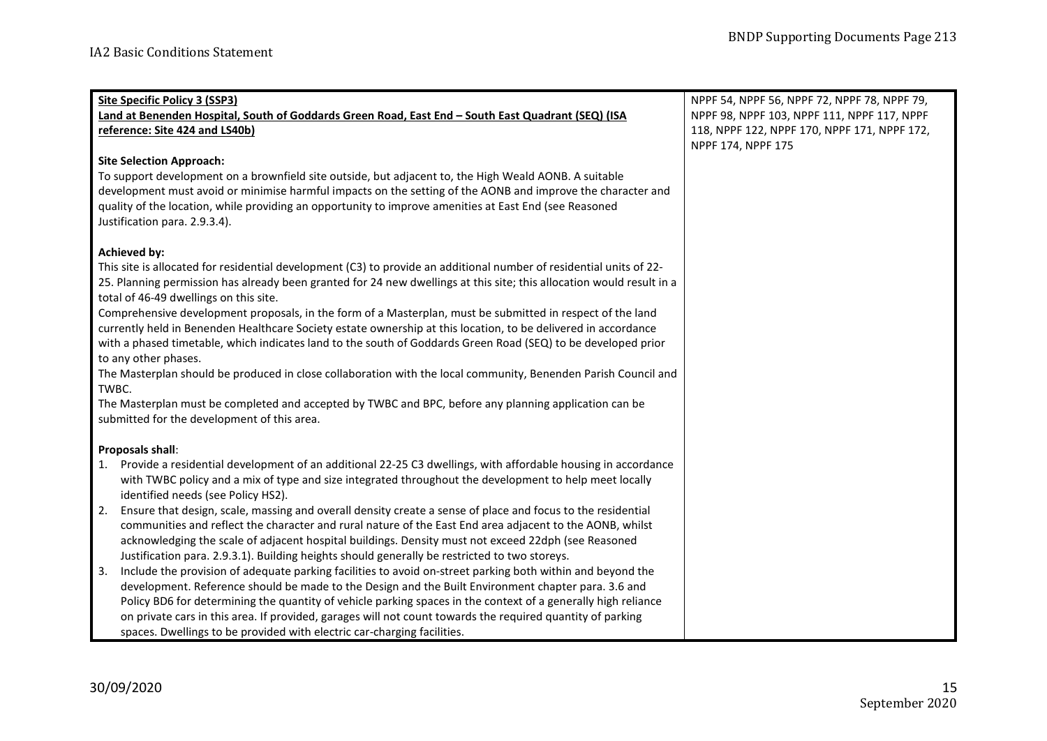| | |
|---|---|
| **Site Specific Policy 3 (SSP3)**<br>**Land at Benenden Hospital, South of Goddards Green Road, East End – South East Quadrant (SEQ) (ISA reference: Site 424 and LS40b)**<br><br>**Site Selection Approach:**<br>To support development on a brownfield site outside, but adjacent to, the High Weald AONB. A suitable development must avoid or minimise harmful impacts on the setting of the AONB and improve the character and quality of the location, while providing an opportunity to improve amenities at East End (see Reasoned Justification para. 2.9.3.4).<br><br>**Achieved by:**<br>This site is allocated for residential development (C3) to provide an additional number of residential units of 22-25. Planning permission has already been granted for 24 new dwellings at this site; this allocation would result in a total of 46-49 dwellings on this site.<br>Comprehensive development proposals, in the form of a Masterplan, must be submitted in respect of the land currently held in Benenden Healthcare Society estate ownership at this location, to be delivered in accordance with a phased timetable, which indicates land to the south of Goddards Green Road (SEQ) to be developed prior to any other phases.<br>The Masterplan should be produced in close collaboration with the local community, Benenden Parish Council and TWBC.<br>The Masterplan must be completed and accepted by TWBC and BPC, before any planning application can be submitted for the development of this area.<br><br>**Proposals shall**:<br>1. Provide a residential development of an additional 22-25 C3 dwellings, with affordable housing in accordance with TWBC policy and a mix of type and size integrated throughout the development to help meet locally identified needs (see Policy HS2).<br>2. Ensure that design, scale, massing and overall density create a sense of place and focus to the residential communities and reflect the character and rural nature of the East End area adjacent to the AONB, whilst acknowledging the scale of adjacent hospital buildings. Density must not exceed 22dph (see Reasoned Justification para. 2.9.3.1). Building heights should generally be restricted to two storeys.<br>3. Include the provision of adequate parking facilities to avoid on-street parking both within and beyond the development. Reference should be made to the Design and the Built Environment chapter para. 3.6 and Policy BD6 for determining the quantity of vehicle parking spaces in the context of a generally high reliance on private cars in this area. If provided, garages will not count towards the required quantity of parking spaces. Dwellings to be provided with electric car-charging facilities. | NPPF 54, NPPF 56, NPPF 72, NPPF 78, NPPF 79, NPPF 98, NPPF 103, NPPF 111, NPPF 117, NPPF 118, NPPF 122, NPPF 170, NPPF 171, NPPF 172, NPPF 174, NPPF 175 |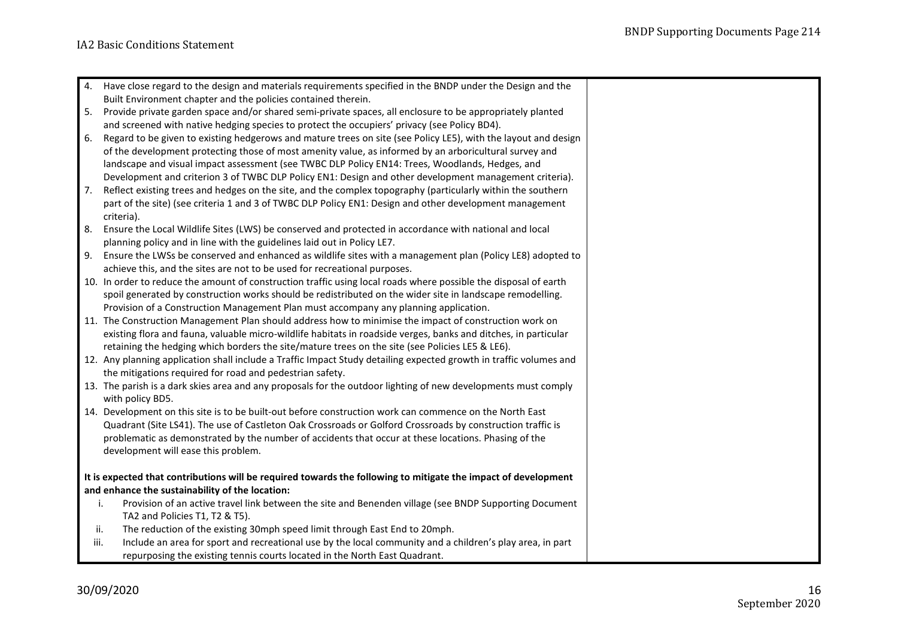| | |
|---|---|
| 4. Have close regard to the design and materials requirements specified in the BNDP under the Design and the Built Environment chapter and the policies contained therein.<br>5. Provide private garden space and/or shared semi-private spaces, all enclosure to be appropriately planted and screened with native hedging species to protect the occupiers' privacy (see Policy BD4).<br>6. Regard to be given to existing hedgerows and mature trees on site (see Policy LE5), with the layout and design of the development protecting those of most amenity value, as informed by an arboricultural survey and landscape and visual impact assessment (see TWBC DLP Policy EN14: Trees, Woodlands, Hedges, and Development and criterion 3 of TWBC DLP Policy EN1: Design and other development management criteria).<br>7. Reflect existing trees and hedges on the site, and the complex topography (particularly within the southern part of the site) (see criteria 1 and 3 of TWBC DLP Policy EN1: Design and other development management criteria).<br>8. Ensure the Local Wildlife Sites (LWS) be conserved and protected in accordance with national and local planning policy and in line with the guidelines laid out in Policy LE7.<br>9. Ensure the LWSs be conserved and enhanced as wildlife sites with a management plan (Policy LE8) adopted to achieve this, and the sites are not to be used for recreational purposes.<br>10. In order to reduce the amount of construction traffic using local roads where possible the disposal of earth spoil generated by construction works should be redistributed on the wider site in landscape remodelling. Provision of a Construction Management Plan must accompany any planning application.<br>11. The Construction Management Plan should address how to minimise the impact of construction work on existing flora and fauna, valuable micro-wildlife habitats in roadside verges, banks and ditches, in particular retaining the hedging which borders the site/mature trees on the site (see Policies LE5 & LE6).<br>12. Any planning application shall include a Traffic Impact Study detailing expected growth in traffic volumes and the mitigations required for road and pedestrian safety.<br>13. The parish is a dark skies area and any proposals for the outdoor lighting of new developments must comply with policy BD5.<br>14. Development on this site is to be built-out before construction work can commence on the North East Quadrant (Site LS41). The use of Castleton Oak Crossroads or Golford Crossroads by construction traffic is problematic as demonstrated by the number of accidents that occur at these locations. Phasing of the development will ease this problem.<br><br>**It is expected that contributions will be required towards the following to mitigate the impact of development and enhance the sustainability of the location:**<br>i. Provision of an active travel link between the site and Benenden village (see BNDP Supporting Document TA2 and Policies T1, T2 & T5).<br>ii. The reduction of the existing 30mph speed limit through East End to 20mph.<br>iii. Include an area for sport and recreational use by the local community and a children's play area, in part repurposing the existing tennis courts located in the North East Quadrant. | |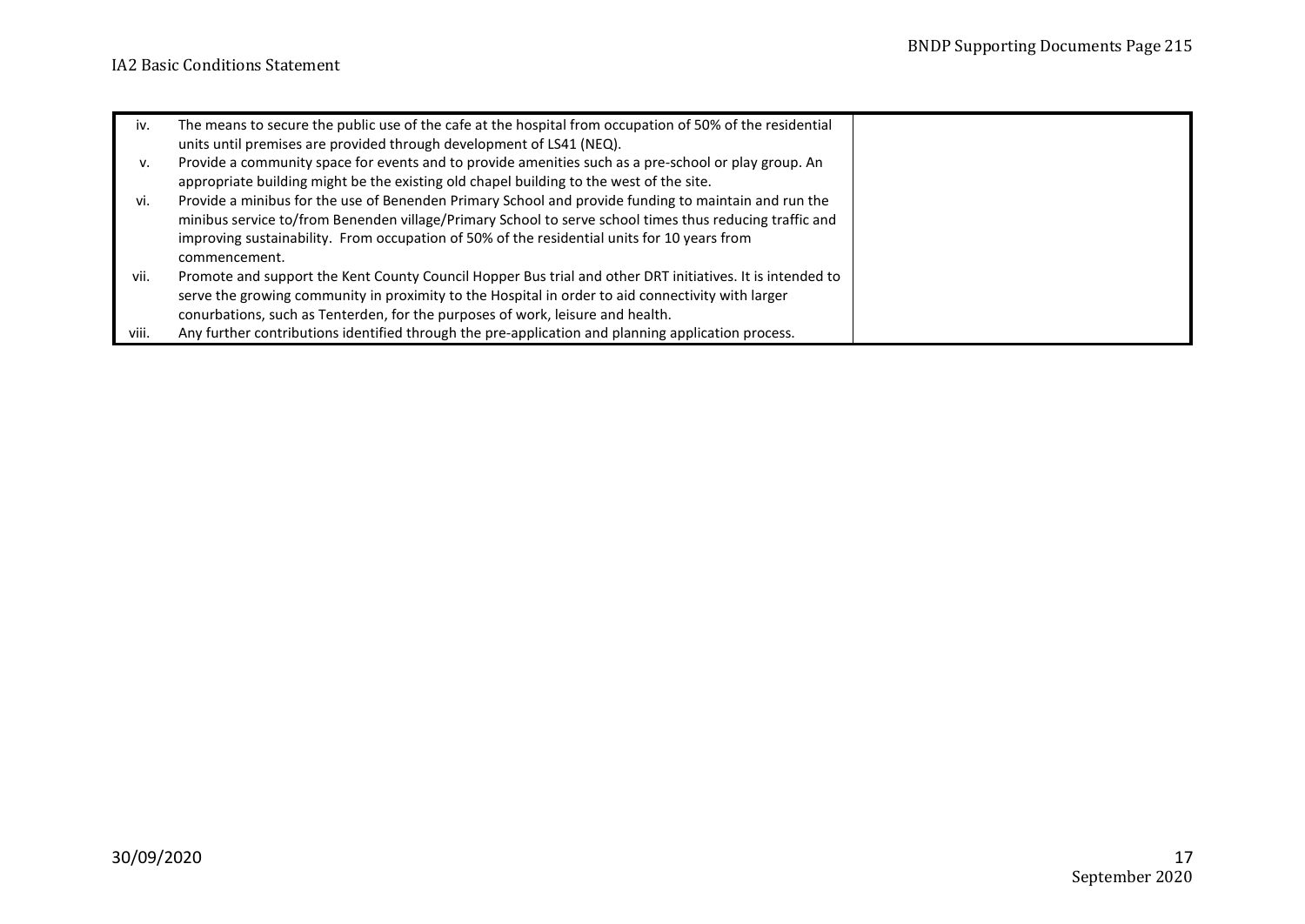| | |
|---|---|
| iv. The means to secure the public use of the cafe at the hospital from occupation of 50% of the residential units until premises are provided through development of LS41 (NEQ).<br>v. Provide a community space for events and to provide amenities such as a pre-school or play group. An appropriate building might be the existing old chapel building to the west of the site.<br>vi. Provide a minibus for the use of Benenden Primary School and provide funding to maintain and run the minibus service to/from Benenden village/Primary School to serve school times thus reducing traffic and improving sustainability. From occupation of 50% of the residential units for 10 years from commencement.<br>vii. Promote and support the Kent County Council Hopper Bus trial and other DRT initiatives. It is intended to serve the growing community in proximity to the Hospital in order to aid connectivity with larger conurbations, such as Tenterden, for the purposes of work, leisure and health.<br>viii. Any further contributions identified through the pre-application and planning application process. | |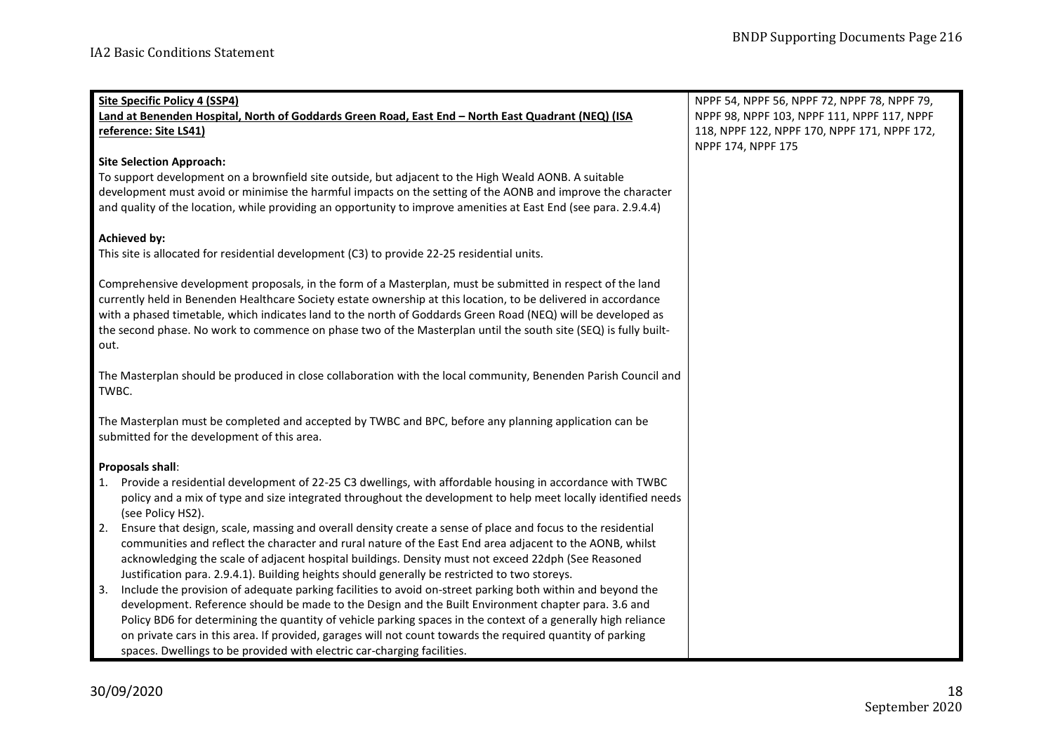| Site Specific Policy 4 (SSP4) | NPPF 54, NPPF 56, NPPF 72, NPPF 78, NPPF 79, NPPF 98, NPPF 103, NPPF 111, NPPF 117, NPPF 118, NPPF 122, NPPF 170, NPPF 171, NPPF 172, NPPF 174, NPPF 175 |
|---|---|
| **<u>Land at Benenden Hospital, North of Goddards Green Road, East End – North East Quadrant (NEQ) (ISA reference: Site LS41)</u>**<br><br>**Site Selection Approach:**<br>To support development on a brownfield site outside, but adjacent to the High Weald AONB. A suitable development must avoid or minimise the harmful impacts on the setting of the AONB and improve the character and quality of the location, while providing an opportunity to improve amenities at East End (see para. 2.9.4.4)<br><br>**Achieved by:**<br>This site is allocated for residential development (C3) to provide 22-25 residential units.<br><br>Comprehensive development proposals, in the form of a Masterplan, must be submitted in respect of the land currently held in Benenden Healthcare Society estate ownership at this location, to be delivered in accordance with a phased timetable, which indicates land to the north of Goddards Green Road (NEQ) will be developed as the second phase. No work to commence on phase two of the Masterplan until the south site (SEQ) is fully built-out.<br><br>The Masterplan should be produced in close collaboration with the local community, Benenden Parish Council and TWBC.<br><br>The Masterplan must be completed and accepted by TWBC and BPC, before any planning application can be submitted for the development of this area.<br><br>**Proposals shall**:<br>1. Provide a residential development of 22-25 C3 dwellings, with affordable housing in accordance with TWBC policy and a mix of type and size integrated throughout the development to help meet locally identified needs (see Policy HS2).<br>2. Ensure that design, scale, massing and overall density create a sense of place and focus to the residential communities and reflect the character and rural nature of the East End area adjacent to the AONB, whilst acknowledging the scale of adjacent hospital buildings. Density must not exceed 22dph (See Reasoned Justification para. 2.9.4.1). Building heights should generally be restricted to two storeys.<br>3. Include the provision of adequate parking facilities to avoid on-street parking both within and beyond the development. Reference should be made to the Design and the Built Environment chapter para. 3.6 and Policy BD6 for determining the quantity of vehicle parking spaces in the context of a generally high reliance on private cars in this area. If provided, garages will not count towards the required quantity of parking spaces. Dwellings to be provided with electric car-charging facilities. | |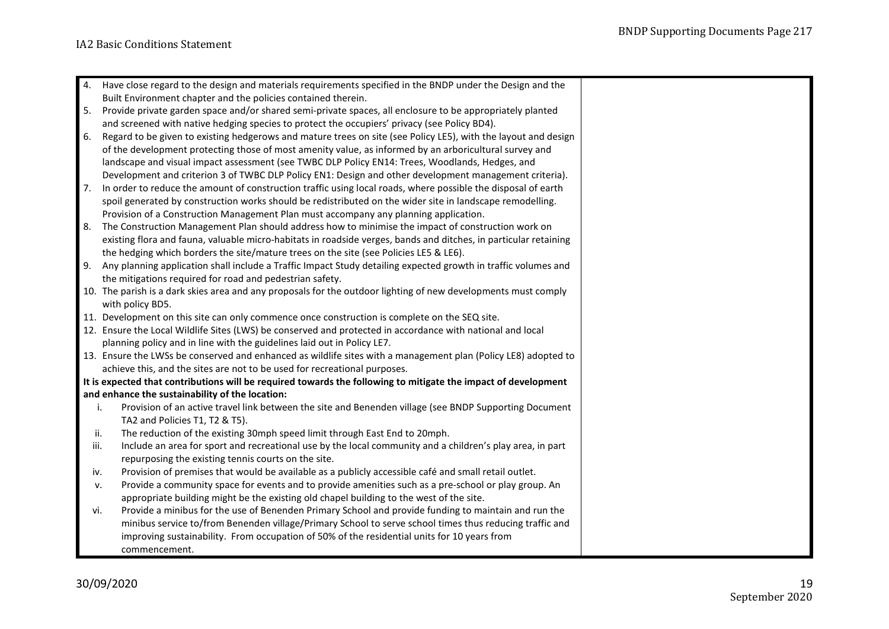| | |
|---|---|
| 4. Have close regard to the design and materials requirements specified in the BNDP under the Design and the Built Environment chapter and the policies contained therein.<br>5. Provide private garden space and/or shared semi-private spaces, all enclosure to be appropriately planted and screened with native hedging species to protect the occupiers' privacy (see Policy BD4).<br>6. Regard to be given to existing hedgerows and mature trees on site (see Policy LE5), with the layout and design of the development protecting those of most amenity value, as informed by an arboricultural survey and landscape and visual impact assessment (see TWBC DLP Policy EN14: Trees, Woodlands, Hedges, and Development and criterion 3 of TWBC DLP Policy EN1: Design and other development management criteria).<br>7. In order to reduce the amount of construction traffic using local roads, where possible the disposal of earth spoil generated by construction works should be redistributed on the wider site in landscape remodelling. Provision of a Construction Management Plan must accompany any planning application.<br>8. The Construction Management Plan should address how to minimise the impact of construction work on existing flora and fauna, valuable micro-habitats in roadside verges, bands and ditches, in particular retaining the hedging which borders the site/mature trees on the site (see Policies LE5 & LE6).<br>9. Any planning application shall include a Traffic Impact Study detailing expected growth in traffic volumes and the mitigations required for road and pedestrian safety.<br>10. The parish is a dark skies area and any proposals for the outdoor lighting of new developments must comply with policy BD5.<br>11. Development on this site can only commence once construction is complete on the SEQ site.<br>12. Ensure the Local Wildlife Sites (LWS) be conserved and protected in accordance with national and local planning policy and in line with the guidelines laid out in Policy LE7.<br>13. Ensure the LWSs be conserved and enhanced as wildlife sites with a management plan (Policy LE8) adopted to achieve this, and the sites are not to be used for recreational purposes.<br>**It is expected that contributions will be required towards the following to mitigate the impact of development and enhance the sustainability of the location:**<br>i. Provision of an active travel link between the site and Benenden village (see BNDP Supporting Document TA2 and Policies T1, T2 & T5).<br>ii. The reduction of the existing 30mph speed limit through East End to 20mph.<br>iii. Include an area for sport and recreational use by the local community and a children's play area, in part repurposing the existing tennis courts on the site.<br>iv. Provision of premises that would be available as a publicly accessible café and small retail outlet.<br>v. Provide a community space for events and to provide amenities such as a pre-school or play group. An appropriate building might be the existing old chapel building to the west of the site.<br>vi. Provide a minibus for the use of Benenden Primary School and provide funding to maintain and run the minibus service to/from Benenden village/Primary School to serve school times thus reducing traffic and improving sustainability. From occupation of 50% of the residential units for 10 years from commencement. | |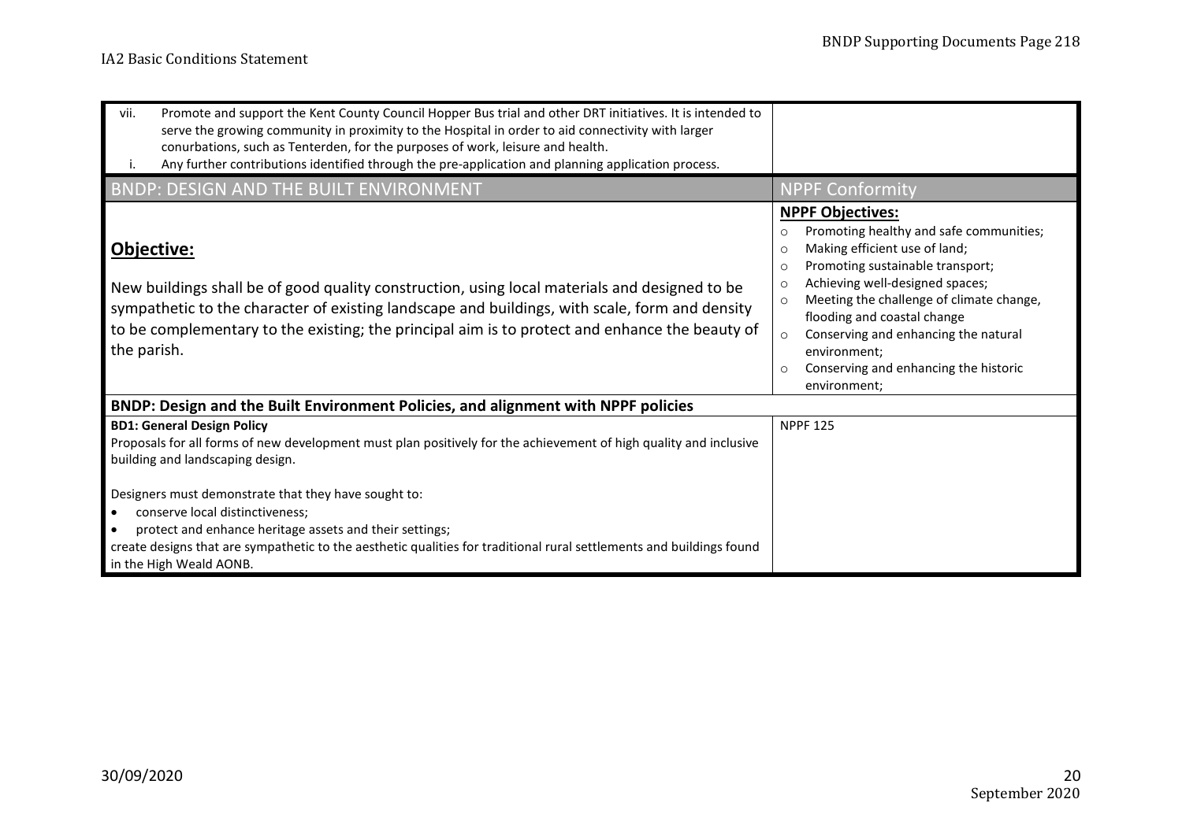| | |
|---|---|
| vii. Promote and support the Kent County Council Hopper Bus trial and other DRT initiatives. It is intended to serve the growing community in proximity to the Hospital in order to aid connectivity with larger conurbations, such as Tenterden, for the purposes of work, leisure and health.<br>i. Any further contributions identified through the pre-application and planning application process. | |
| **BNDP: DESIGN AND THE BUILT ENVIRONMENT** | **NPPF Conformity** |
| **Objective:**<br><br>New buildings shall be of good quality construction, using local materials and designed to be sympathetic to the character of existing landscape and buildings, with scale, form and density to be complementary to the existing; the principal aim is to protect and enhance the beauty of the parish. | **NPPF Objectives:**<br>○ Promoting healthy and safe communities;<br>○ Making efficient use of land;<br>○ Promoting sustainable transport;<br>○ Achieving well-designed spaces;<br>○ Meeting the challenge of climate change, flooding and coastal change<br>○ Conserving and enhancing the natural environment;<br>○ Conserving and enhancing the historic environment; |
| **BNDP: Design and the Built Environment Policies, and alignment with NPPF policies** | |
| **BD1: General Design Policy**<br>Proposals for all forms of new development must plan positively for the achievement of high quality and inclusive building and landscaping design.<br><br>Designers must demonstrate that they have sought to:<br>• conserve local distinctiveness;<br>• protect and enhance heritage assets and their settings;<br>create designs that are sympathetic to the aesthetic qualities for traditional rural settlements and buildings found in the High Weald AONB. | NPPF 125 |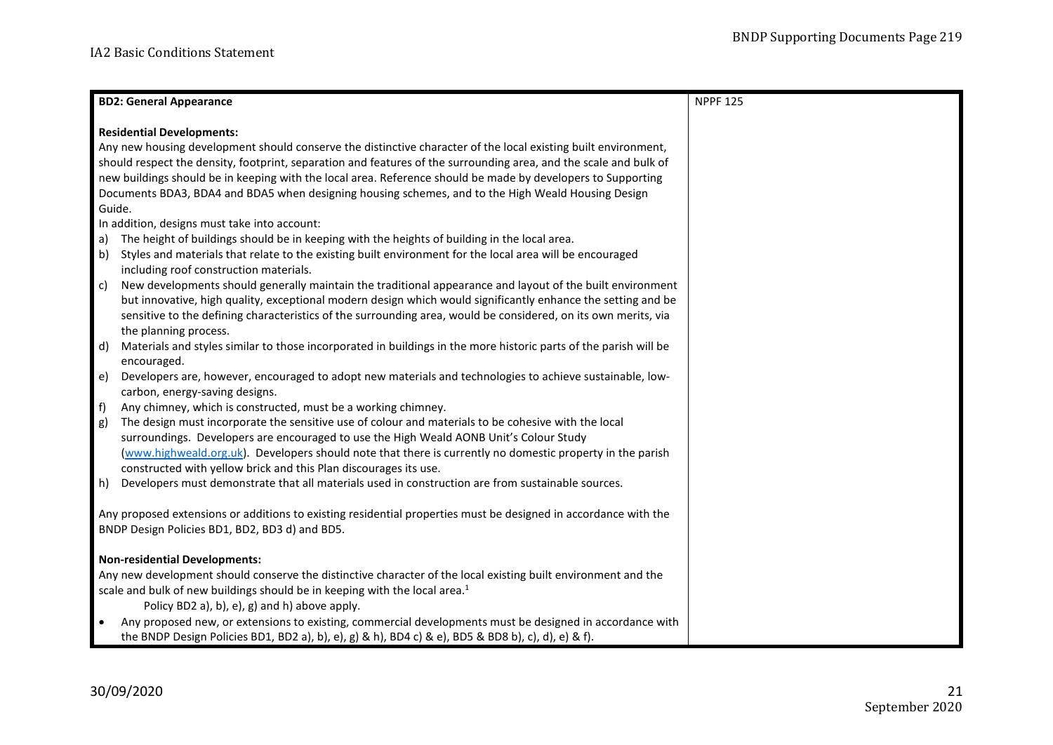| BD2: General Appearance | NPPF 125 |
| --- | --- |
| **Residential Developments:**<br>Any new housing development should conserve the distinctive character of the local existing built environment, should respect the density, footprint, separation and features of the surrounding area, and the scale and bulk of new buildings should be in keeping with the local area. Reference should be made by developers to Supporting Documents BDA3, BDA4 and BDA5 when designing housing schemes, and to the High Weald Housing Design Guide.<br>In addition, designs must take into account:<br>a) The height of buildings should be in keeping with the heights of building in the local area.<br>b) Styles and materials that relate to the existing built environment for the local area will be encouraged including roof construction materials.<br>c) New developments should generally maintain the traditional appearance and layout of the built environment but innovative, high quality, exceptional modern design which would significantly enhance the setting and be sensitive to the defining characteristics of the surrounding area, would be considered, on its own merits, via the planning process.<br>d) Materials and styles similar to those incorporated in buildings in the more historic parts of the parish will be encouraged.<br>e) Developers are, however, encouraged to adopt new materials and technologies to achieve sustainable, low-carbon, energy-saving designs.<br>f) Any chimney, which is constructed, must be a working chimney.<br>g) The design must incorporate the sensitive use of colour and materials to be cohesive with the local surroundings. Developers are encouraged to use the High Weald AONB Unit's Colour Study (www.highweald.org.uk). Developers should note that there is currently no domestic property in the parish constructed with yellow brick and this Plan discourages its use.<br>h) Developers must demonstrate that all materials used in construction are from sustainable sources.<br><br>Any proposed extensions or additions to existing residential properties must be designed in accordance with the BNDP Design Policies BD1, BD2, BD3 d) and BD5.<br><br>**Non-residential Developments:**<br>Any new development should conserve the distinctive character of the local existing built environment and the scale and bulk of new buildings should be in keeping with the local area.[1]<br>Policy BD2 a), b), e), g) and h) above apply.<br>• Any proposed new, or extensions to existing, commercial developments must be designed in accordance with the BNDP Design Policies BD1, BD2 a), b), e), g) & h), BD4 c) & e), BD5 & BD8 b), c), d), e) & f). | |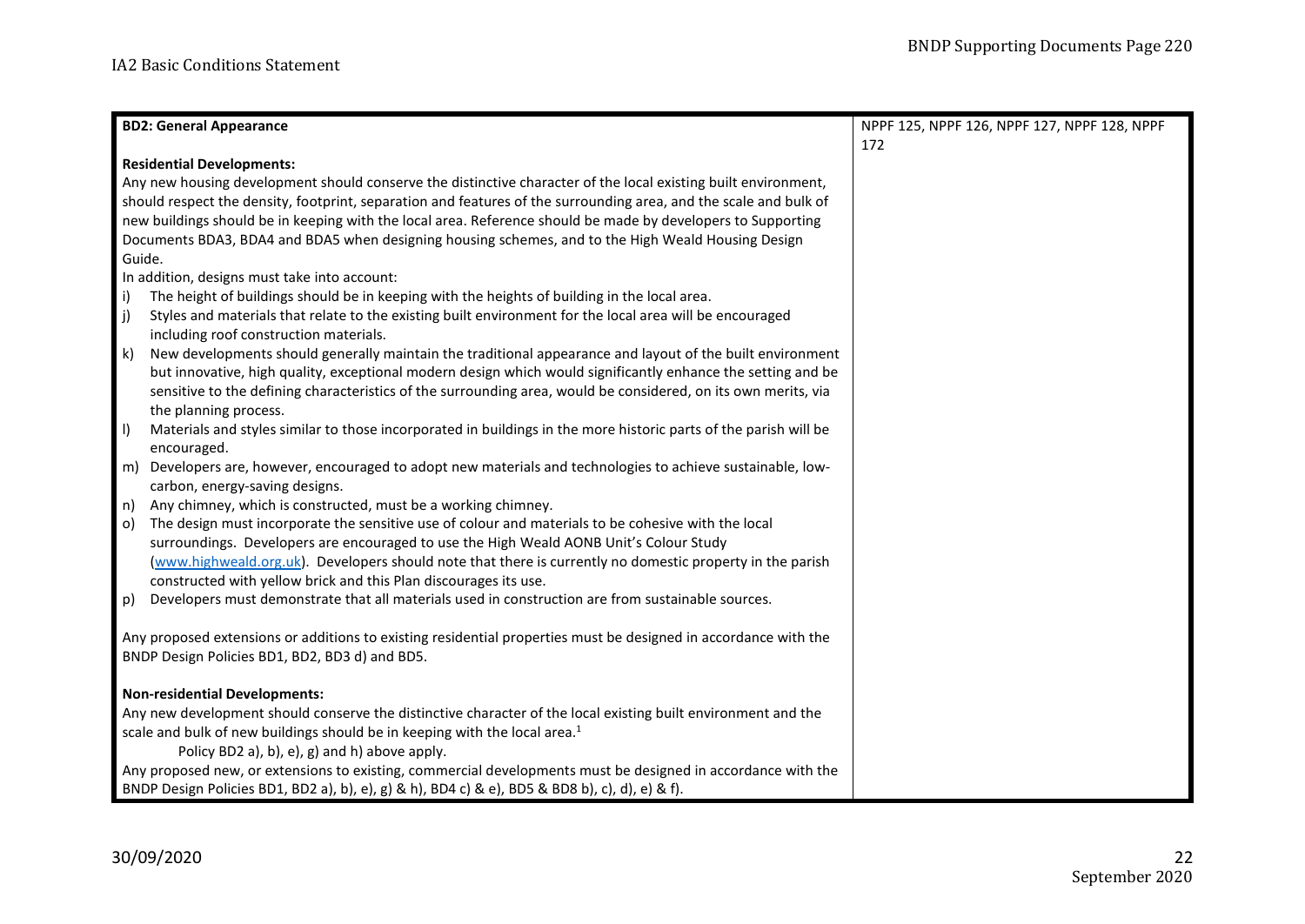| **BD2: General Appearance**<br><br>**Residential Developments:**<br>Any new housing development should conserve the distinctive character of the local existing built environment, should respect the density, footprint, separation and features of the surrounding area, and the scale and bulk of new buildings should be in keeping with the local area. Reference should be made by developers to Supporting Documents BDA3, BDA4 and BDA5 when designing housing schemes, and to the High Weald Housing Design Guide.<br>In addition, designs must take into account:<br>i) The height of buildings should be in keeping with the heights of building in the local area.<br>j) Styles and materials that relate to the existing built environment for the local area will be encouraged including roof construction materials.<br>k) New developments should generally maintain the traditional appearance and layout of the built environment but innovative, high quality, exceptional modern design which would significantly enhance the setting and be sensitive to the defining characteristics of the surrounding area, would be considered, on its own merits, via the planning process.<br>l) Materials and styles similar to those incorporated in buildings in the more historic parts of the parish will be encouraged.<br>m) Developers are, however, encouraged to adopt new materials and technologies to achieve sustainable, low-carbon, energy-saving designs.<br>n) Any chimney, which is constructed, must be a working chimney.<br>o) The design must incorporate the sensitive use of colour and materials to be cohesive with the local surroundings. Developers are encouraged to use the High Weald AONB Unit's Colour Study (www.highweald.org.uk). Developers should note that there is currently no domestic property in the parish constructed with yellow brick and this Plan discourages its use.<br>p) Developers must demonstrate that all materials used in construction are from sustainable sources.<br><br>Any proposed extensions or additions to existing residential properties must be designed in accordance with the BNDP Design Policies BD1, BD2, BD3 d) and BD5.<br><br>**Non-residential Developments:**<br>Any new development should conserve the distinctive character of the local existing built environment and the scale and bulk of new buildings should be in keeping with the local area.[1]<br>Policy BD2 a), b), e), g) and h) above apply.<br>Any proposed new, or extensions to existing, commercial developments must be designed in accordance with the BNDP Design Policies BD1, BD2 a), b), e), g) & h), BD4 c) & e), BD5 & BD8 b), c), d), e) & f). | NPPF 125, NPPF 126, NPPF 127, NPPF 128, NPPF 172 |
|---|---|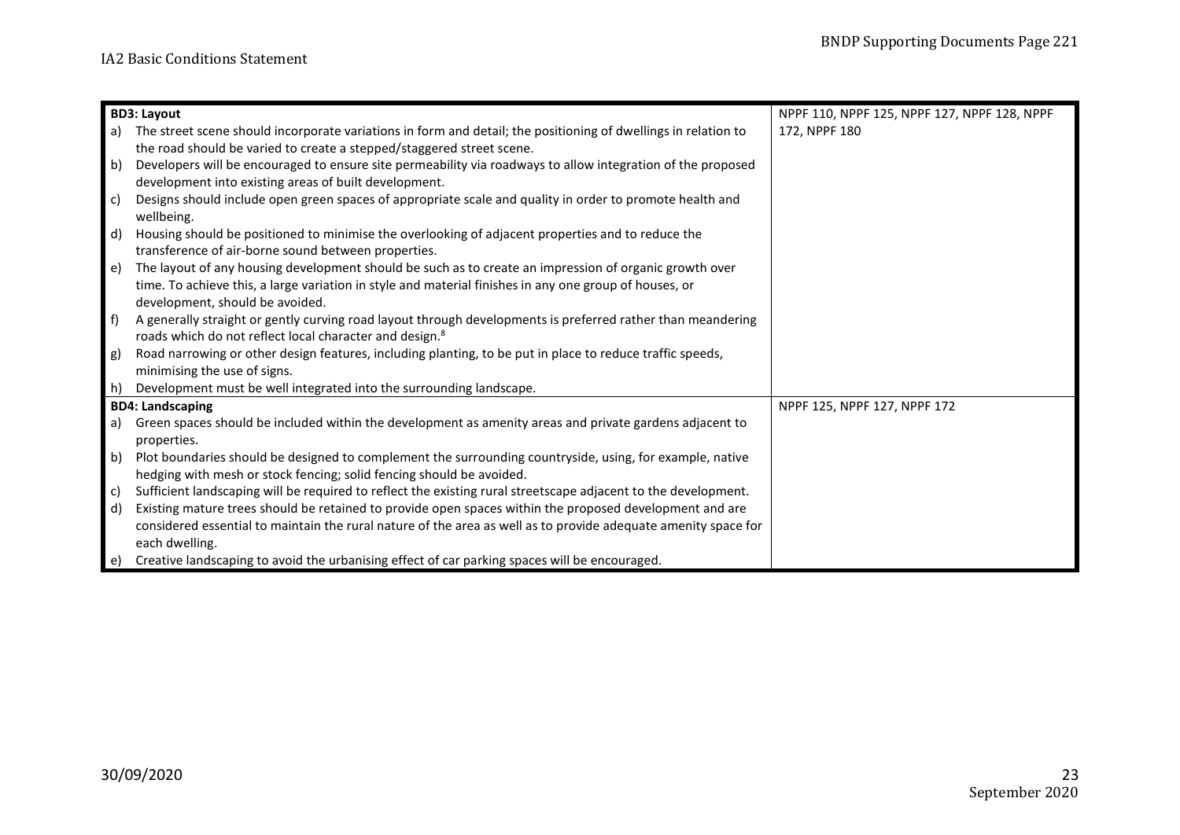| Policy | NPPF References |
|---|---|
| **BD3: Layout**<br>a) The street scene should incorporate variations in form and detail; the positioning of dwellings in relation to the road should be varied to create a stepped/staggered street scene.<br>b) Developers will be encouraged to ensure site permeability via roadways to allow integration of the proposed development into existing areas of built development.<br>c) Designs should include open green spaces of appropriate scale and quality in order to promote health and wellbeing.<br>d) Housing should be positioned to minimise the overlooking of adjacent properties and to reduce the transference of air-borne sound between properties.<br>e) The layout of any housing development should be such as to create an impression of organic growth over time. To achieve this, a large variation in style and material finishes in any one group of houses, or development, should be avoided.<br>f) A generally straight or gently curving road layout through developments is preferred rather than meandering roads which do not reflect local character and design.[8]<br>g) Road narrowing or other design features, including planting, to be put in place to reduce traffic speeds, minimising the use of signs.<br>h) Development must be well integrated into the surrounding landscape. | NPPF 110, NPPF 125, NPPF 127, NPPF 128, NPPF 172, NPPF 180 |
| **BD4: Landscaping**<br>a) Green spaces should be included within the development as amenity areas and private gardens adjacent to properties.<br>b) Plot boundaries should be designed to complement the surrounding countryside, using, for example, native hedging with mesh or stock fencing; solid fencing should be avoided.<br>c) Sufficient landscaping will be required to reflect the existing rural streetscape adjacent to the development.<br>d) Existing mature trees should be retained to provide open spaces within the proposed development and are considered essential to maintain the rural nature of the area as well as to provide adequate amenity space for each dwelling.<br>e) Creative landscaping to avoid the urbanising effect of car parking spaces will be encouraged. | NPPF 125, NPPF 127, NPPF 172 |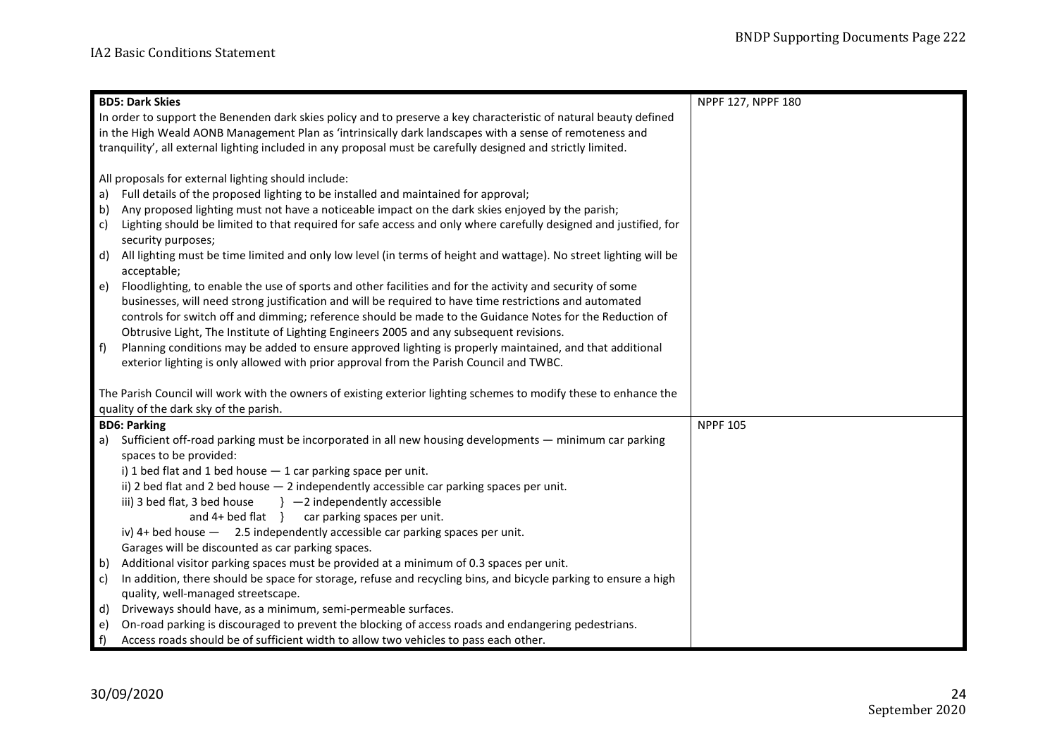| | |
|---|---|
| **BD5: Dark Skies**<br>In order to support the Benenden dark skies policy and to preserve a key characteristic of natural beauty defined in the High Weald AONB Management Plan as 'intrinsically dark landscapes with a sense of remoteness and tranquility', all external lighting included in any proposal must be carefully designed and strictly limited.<br><br>All proposals for external lighting should include:<br>a) Full details of the proposed lighting to be installed and maintained for approval;<br>b) Any proposed lighting must not have a noticeable impact on the dark skies enjoyed by the parish;<br>c) Lighting should be limited to that required for safe access and only where carefully designed and justified, for security purposes;<br>d) All lighting must be time limited and only low level (in terms of height and wattage). No street lighting will be acceptable;<br>e) Floodlighting, to enable the use of sports and other facilities and for the activity and security of some businesses, will need strong justification and will be required to have time restrictions and automated controls for switch off and dimming; reference should be made to the Guidance Notes for the Reduction of Obtrusive Light, The Institute of Lighting Engineers 2005 and any subsequent revisions.<br>f) Planning conditions may be added to ensure approved lighting is properly maintained, and that additional exterior lighting is only allowed with prior approval from the Parish Council and TWBC.<br><br>The Parish Council will work with the owners of existing exterior lighting schemes to modify these to enhance the quality of the dark sky of the parish. | NPPF 127, NPPF 180 |
| **BD6: Parking**<br>a) Sufficient off-road parking must be incorporated in all new housing developments — minimum car parking spaces to be provided:<br>i) 1 bed flat and 1 bed house — 1 car parking space per unit.<br>ii) 2 bed flat and 2 bed house — 2 independently accessible car parking spaces per unit.<br>iii) 3 bed flat, 3 bed house and 4+ bed flat } —2 independently accessible car parking spaces per unit.<br>iv) 4+ bed house — 2.5 independently accessible car parking spaces per unit.<br>Garages will be discounted as car parking spaces.<br>b) Additional visitor parking spaces must be provided at a minimum of 0.3 spaces per unit.<br>c) In addition, there should be space for storage, refuse and recycling bins, and bicycle parking to ensure a high quality, well-managed streetscape.<br>d) Driveways should have, as a minimum, semi-permeable surfaces.<br>e) On-road parking is discouraged to prevent the blocking of access roads and endangering pedestrians.<br>f) Access roads should be of sufficient width to allow two vehicles to pass each other. | NPPF 105 |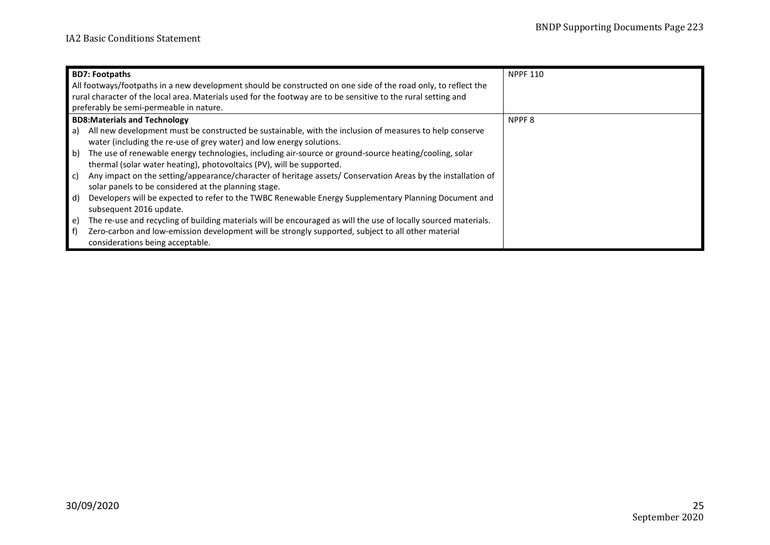| | |
|---|---|
| **BD7: Footpaths**<br>All footways/footpaths in a new development should be constructed on one side of the road only, to reflect the rural character of the local area. Materials used for the footway are to be sensitive to the rural setting and preferably be semi-permeable in nature. | NPPF 110 |
| **BD8:Materials and Technology**<br>a) All new development must be constructed be sustainable, with the inclusion of measures to help conserve water (including the re-use of grey water) and low energy solutions.<br>b) The use of renewable energy technologies, including air-source or ground-source heating/cooling, solar thermal (solar water heating), photovoltaics (PV), will be supported.<br>c) Any impact on the setting/appearance/character of heritage assets/ Conservation Areas by the installation of solar panels to be considered at the planning stage.<br>d) Developers will be expected to refer to the TWBC Renewable Energy Supplementary Planning Document and subsequent 2016 update.<br>e) The re-use and recycling of building materials will be encouraged as will the use of locally sourced materials.<br>f) Zero-carbon and low-emission development will be strongly supported, subject to all other material considerations being acceptable. | NPPF 8 |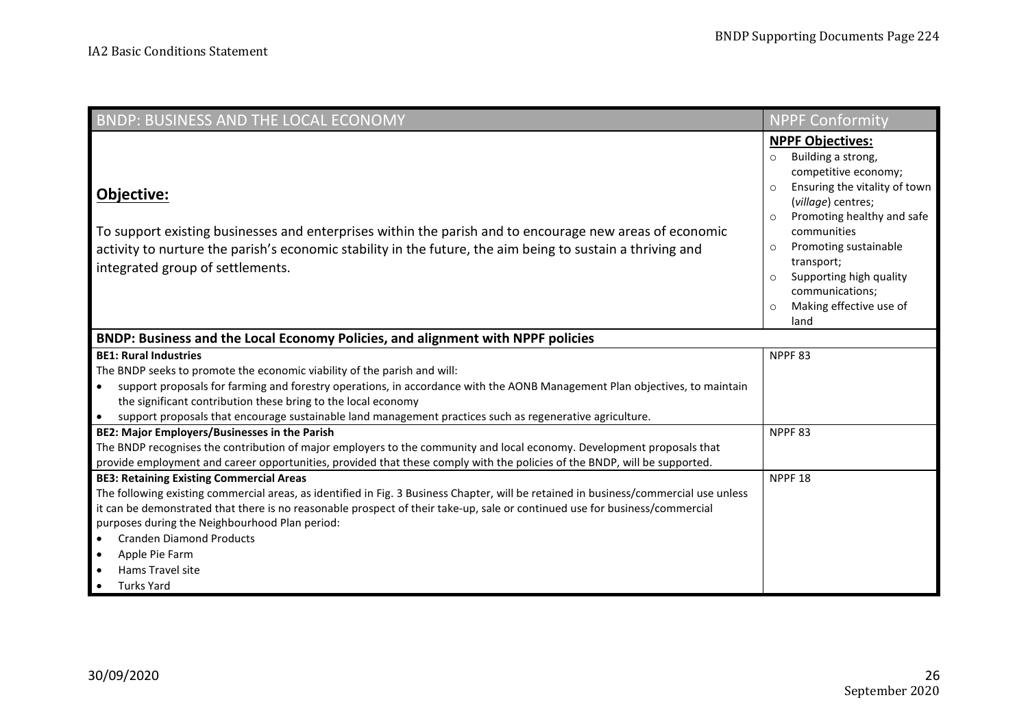| BNDP: BUSINESS AND THE LOCAL ECONOMY | NPPF Conformity |
|---|---|
| **Objective:**<br><br>To support existing businesses and enterprises within the parish and to encourage new areas of economic activity to nurture the parish's economic stability in the future, the aim being to sustain a thriving and integrated group of settlements. | **NPPF Objectives:**<br>○ Building a strong, competitive economy;<br>○ Ensuring the vitality of town (*village*) centres;<br>○ Promoting healthy and safe communities<br>○ Promoting sustainable transport;<br>○ Supporting high quality communications;<br>○ Making effective use of land |
| **BNDP: Business and the Local Economy Policies, and alignment with NPPF policies** | |
| **BE1: Rural Industries**<br>The BNDP seeks to promote the economic viability of the parish and will:<br>• support proposals for farming and forestry operations, in accordance with the AONB Management Plan objectives, to maintain the significant contribution these bring to the local economy<br>• support proposals that encourage sustainable land management practices such as regenerative agriculture. | NPPF 83 |
| **BE2: Major Employers/Businesses in the Parish**<br>The BNDP recognises the contribution of major employers to the community and local economy. Development proposals that provide employment and career opportunities, provided that these comply with the policies of the BNDP, will be supported. | NPPF 83 |
| **BE3: Retaining Existing Commercial Areas**<br>The following existing commercial areas, as identified in Fig. 3 Business Chapter, will be retained in business/commercial use unless it can be demonstrated that there is no reasonable prospect of their take-up, sale or continued use for business/commercial purposes during the Neighbourhood Plan period:<br>• Cranden Diamond Products<br>• Apple Pie Farm<br>• Hams Travel site<br>• Turks Yard | NPPF 18 |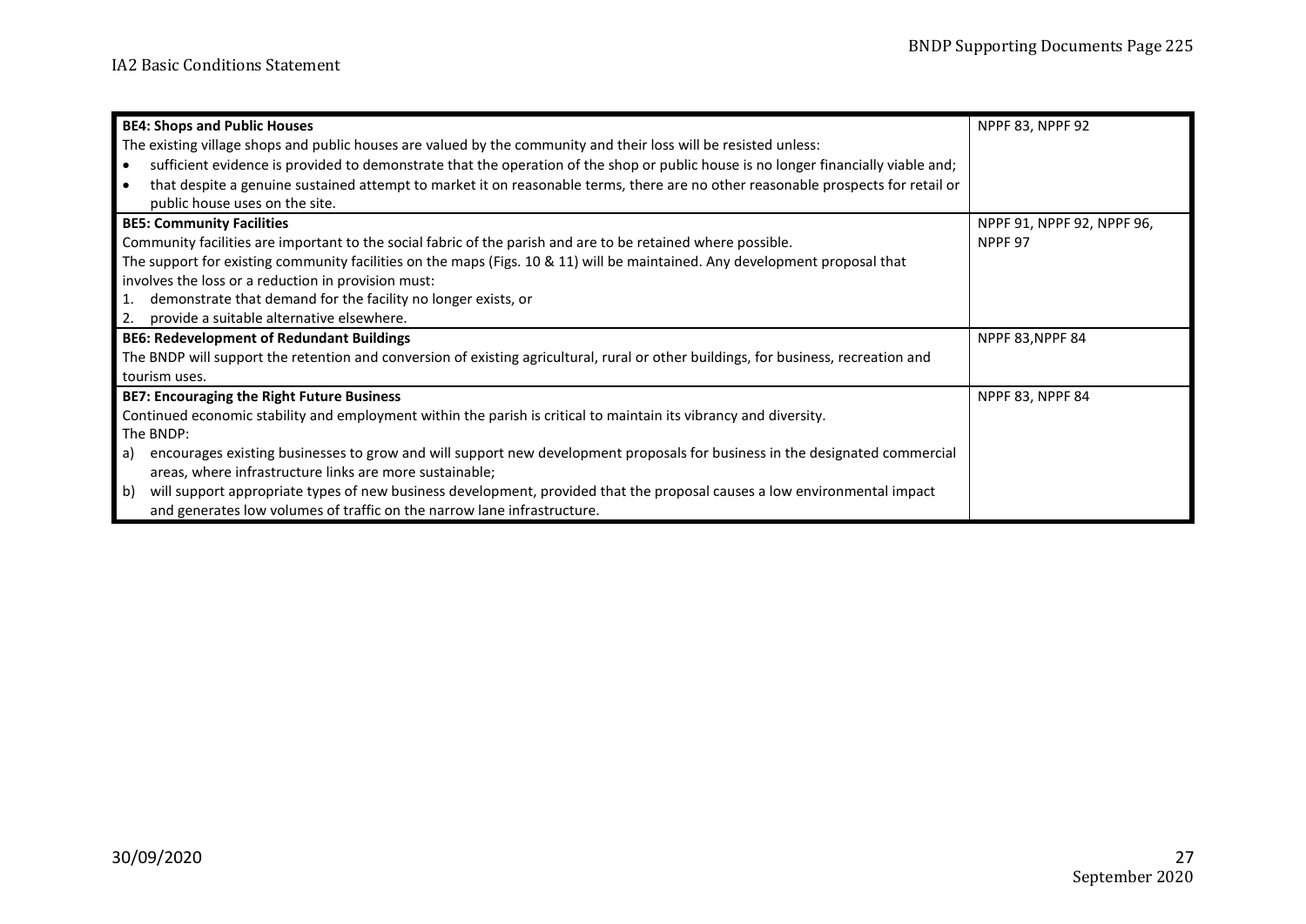| | |
|---|---|
| **BE4: Shops and Public Houses**<br>The existing village shops and public houses are valued by the community and their loss will be resisted unless:<br>• sufficient evidence is provided to demonstrate that the operation of the shop or public house is no longer financially viable and;<br>• that despite a genuine sustained attempt to market it on reasonable terms, there are no other reasonable prospects for retail or public house uses on the site. | NPPF 83, NPPF 92 |
| **BE5: Community Facilities**<br>Community facilities are important to the social fabric of the parish and are to be retained where possible.<br>The support for existing community facilities on the maps (Figs. 10 & 11) will be maintained. Any development proposal that involves the loss or a reduction in provision must:<br>1. demonstrate that demand for the facility no longer exists, or<br>2. provide a suitable alternative elsewhere. | NPPF 91, NPPF 92, NPPF 96, NPPF 97 |
| **BE6: Redevelopment of Redundant Buildings**<br>The BNDP will support the retention and conversion of existing agricultural, rural or other buildings, for business, recreation and tourism uses. | NPPF 83,NPPF 84 |
| **BE7: Encouraging the Right Future Business**<br>Continued economic stability and employment within the parish is critical to maintain its vibrancy and diversity.<br>The BNDP:<br>a) encourages existing businesses to grow and will support new development proposals for business in the designated commercial areas, where infrastructure links are more sustainable;<br>b) will support appropriate types of new business development, provided that the proposal causes a low environmental impact and generates low volumes of traffic on the narrow lane infrastructure. | NPPF 83, NPPF 84 |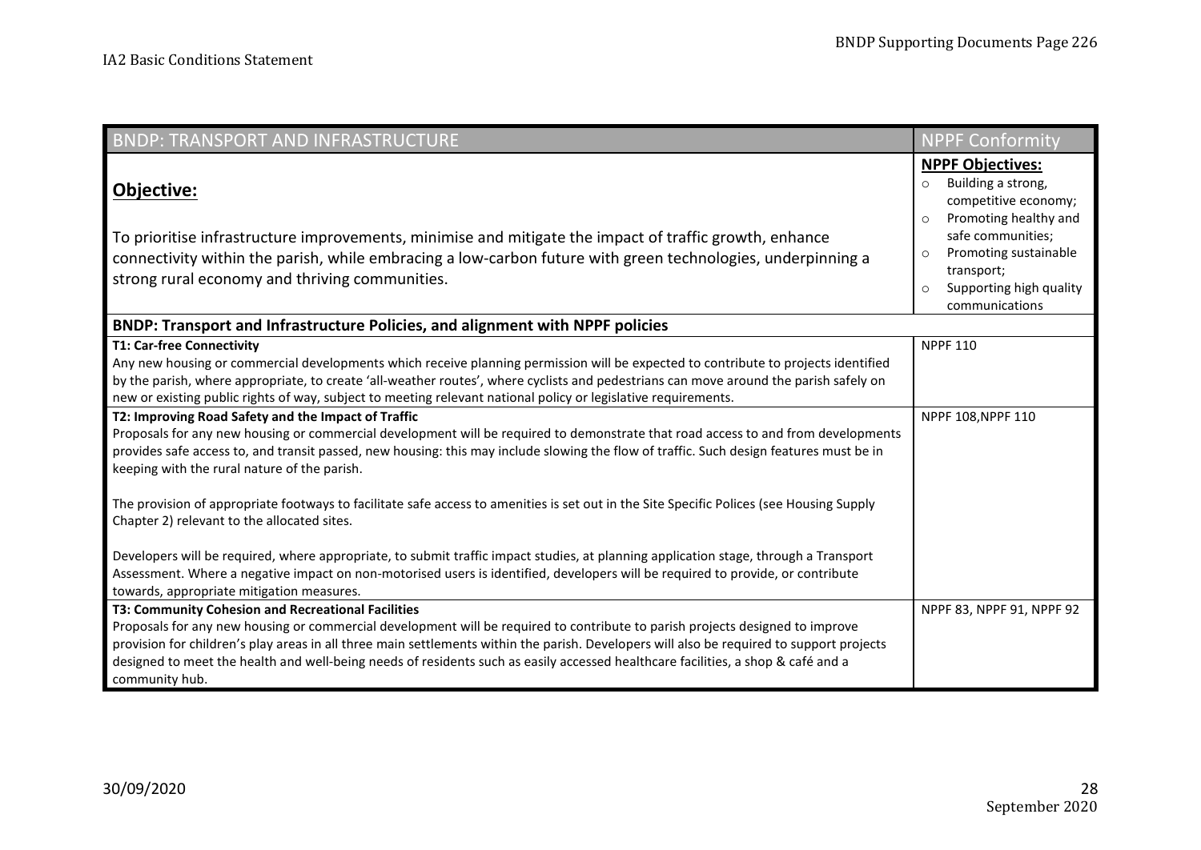| BNDP: TRANSPORT AND INFRASTRUCTURE | NPPF Conformity |
|---|---|
| **Objective:**<br><br>To prioritise infrastructure improvements, minimise and mitigate the impact of traffic growth, enhance connectivity within the parish, while embracing a low-carbon future with green technologies, underpinning a strong rural economy and thriving communities. | **NPPF Objectives:**<br>○ Building a strong, competitive economy;<br>○ Promoting healthy and safe communities;<br>○ Promoting sustainable transport;<br>○ Supporting high quality communications |
| **BNDP: Transport and Infrastructure Policies, and alignment with NPPF policies** | |
| **T1: Car-free Connectivity**<br>Any new housing or commercial developments which receive planning permission will be expected to contribute to projects identified by the parish, where appropriate, to create 'all-weather routes', where cyclists and pedestrians can move around the parish safely on new or existing public rights of way, subject to meeting relevant national policy or legislative requirements. | NPPF 110 |
| **T2: Improving Road Safety and the Impact of Traffic**<br>Proposals for any new housing or commercial development will be required to demonstrate that road access to and from developments provides safe access to, and transit passed, new housing: this may include slowing the flow of traffic. Such design features must be in keeping with the rural nature of the parish.<br><br>The provision of appropriate footways to facilitate safe access to amenities is set out in the Site Specific Polices (see Housing Supply Chapter 2) relevant to the allocated sites.<br><br>Developers will be required, where appropriate, to submit traffic impact studies, at planning application stage, through a Transport Assessment. Where a negative impact on non-motorised users is identified, developers will be required to provide, or contribute towards, appropriate mitigation measures. | NPPF 108,NPPF 110 |
| **T3: Community Cohesion and Recreational Facilities**<br>Proposals for any new housing or commercial development will be required to contribute to parish projects designed to improve provision for children's play areas in all three main settlements within the parish. Developers will also be required to support projects designed to meet the health and well-being needs of residents such as easily accessed healthcare facilities, a shop & café and a community hub. | NPPF 83, NPPF 91, NPPF 92 |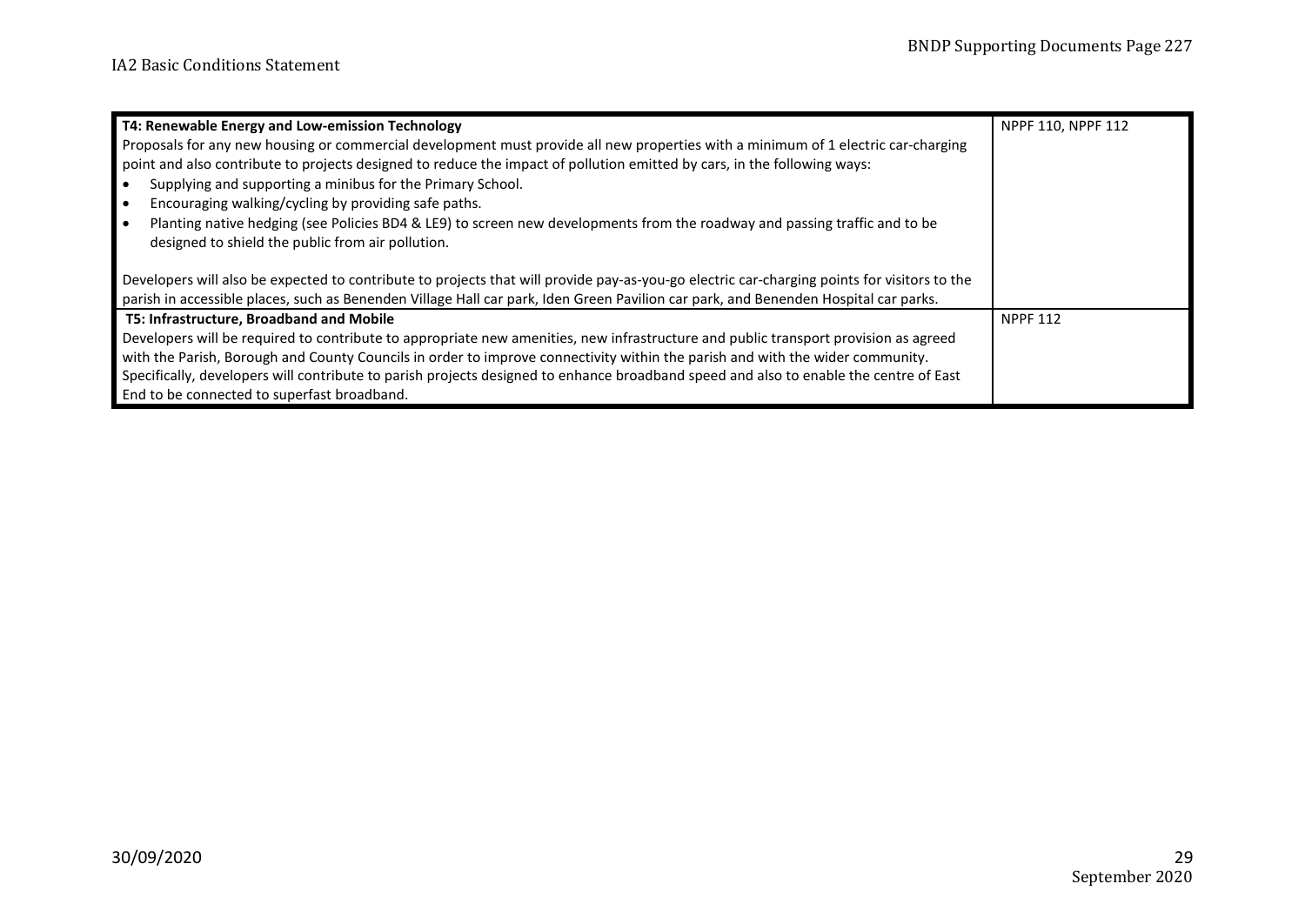| T4: Renewable Energy and Low-emission Technology | NPPF 110, NPPF 112 |
|---|---|
| Proposals for any new housing or commercial development must provide all new properties with a minimum of 1 electric car-charging point and also contribute to projects designed to reduce the impact of pollution emitted by cars, in the following ways:<br>• Supplying and supporting a minibus for the Primary School.<br>• Encouraging walking/cycling by providing safe paths.<br>• Planting native hedging (see Policies BD4 & LE9) to screen new developments from the roadway and passing traffic and to be designed to shield the public from air pollution.<br><br>Developers will also be expected to contribute to projects that will provide pay-as-you-go electric car-charging points for visitors to the parish in accessible places, such as Benenden Village Hall car park, Iden Green Pavilion car park, and Benenden Hospital car parks. | |
| **T5: Infrastructure, Broadband and Mobile**<br>Developers will be required to contribute to appropriate new amenities, new infrastructure and public transport provision as agreed with the Parish, Borough and County Councils in order to improve connectivity within the parish and with the wider community. Specifically, developers will contribute to parish projects designed to enhance broadband speed and also to enable the centre of East End to be connected to superfast broadband. | NPPF 112 |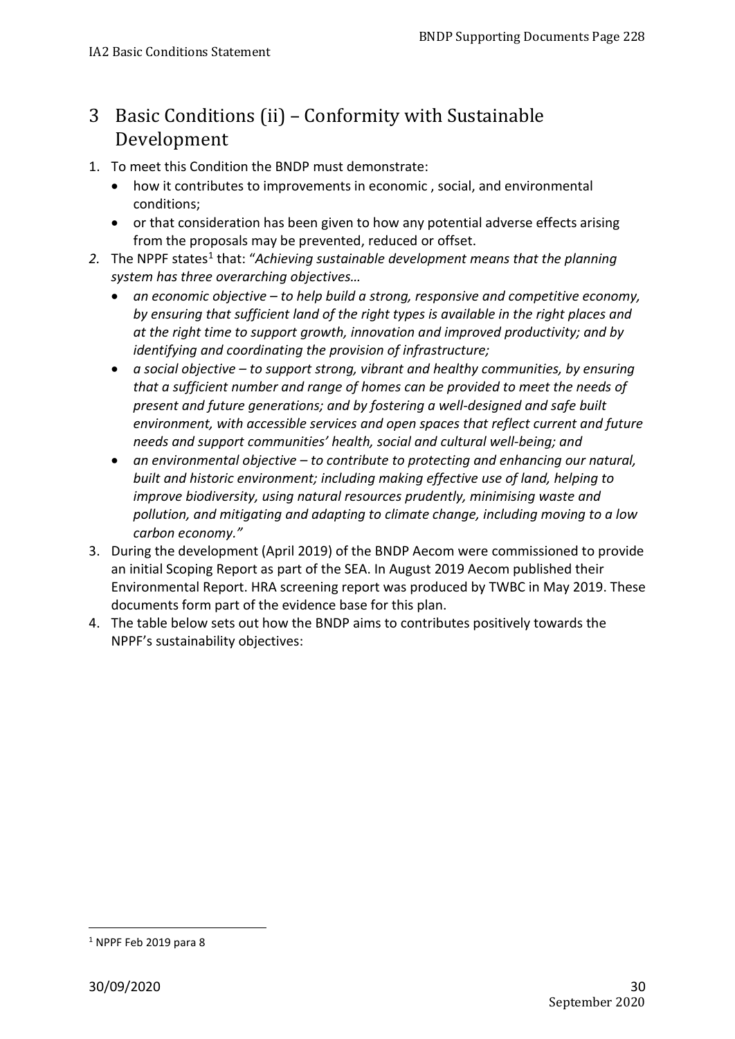# 3 Basic Conditions (ii) – Conformity with Sustainable Development

1. To meet this Condition the BNDP must demonstrate:
   - how it contributes to improvements in economic , social, and environmental conditions;
   - or that consideration has been given to how any potential adverse effects arising from the proposals may be prevented, reduced or offset.
2. The NPPF states[1] that: "*Achieving sustainable development means that the planning system has three overarching objectives…*
   - *an economic objective – to help build a strong, responsive and competitive economy, by ensuring that sufficient land of the right types is available in the right places and at the right time to support growth, innovation and improved productivity; and by identifying and coordinating the provision of infrastructure;*
   - *a social objective – to support strong, vibrant and healthy communities, by ensuring that a sufficient number and range of homes can be provided to meet the needs of present and future generations; and by fostering a well-designed and safe built environment, with accessible services and open spaces that reflect current and future needs and support communities' health, social and cultural well-being; and*
   - *an environmental objective – to contribute to protecting and enhancing our natural, built and historic environment; including making effective use of land, helping to improve biodiversity, using natural resources prudently, minimising waste and pollution, and mitigating and adapting to climate change, including moving to a low carbon economy."*
3. During the development (April 2019) of the BNDP Aecom were commissioned to provide an initial Scoping Report as part of the SEA. In August 2019 Aecom published their Environmental Report. HRA screening report was produced by TWBC in May 2019. These documents form part of the evidence base for this plan.
4. The table below sets out how the BNDP aims to contributes positively towards the NPPF's sustainability objectives:

[1] NPPF Feb 2019 para 8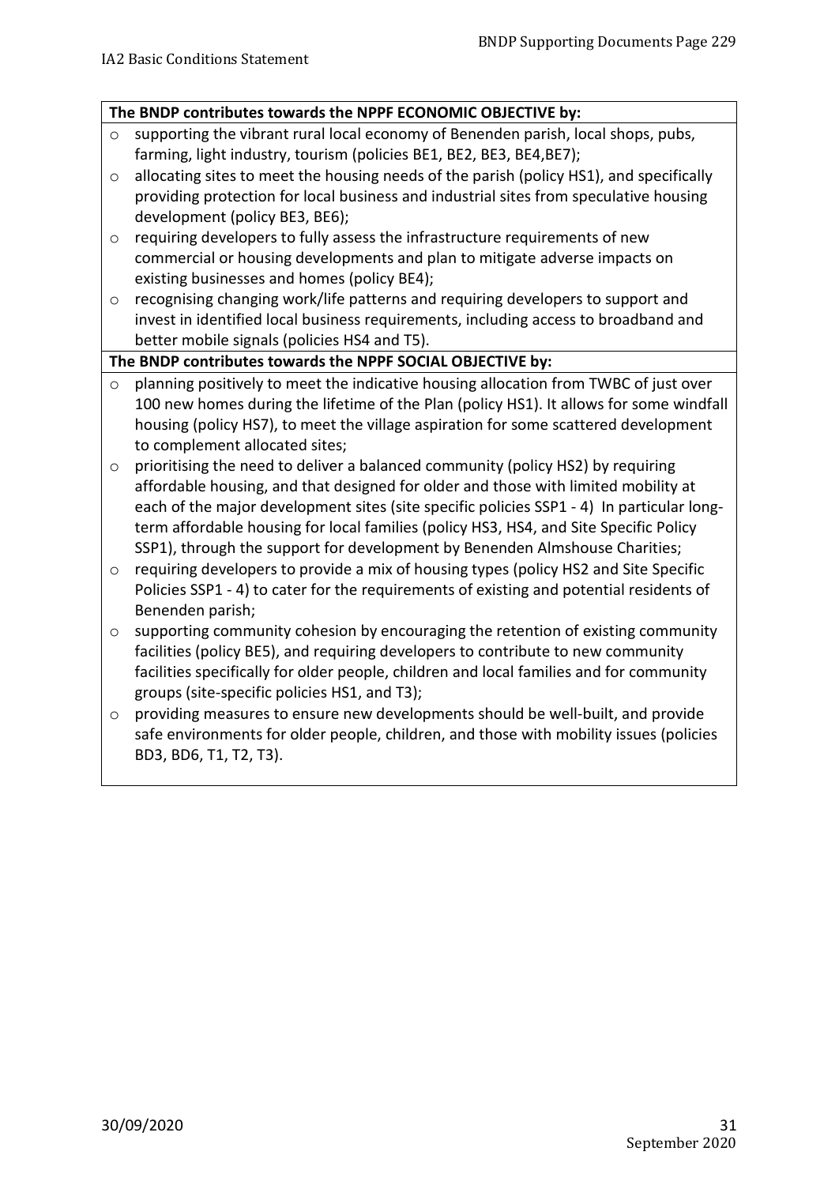**The BNDP contributes towards the NPPF ECONOMIC OBJECTIVE by:**

- supporting the vibrant rural local economy of Benenden parish, local shops, pubs, farming, light industry, tourism (policies BE1, BE2, BE3, BE4,BE7);
- allocating sites to meet the housing needs of the parish (policy HS1), and specifically providing protection for local business and industrial sites from speculative housing development (policy BE3, BE6);
- requiring developers to fully assess the infrastructure requirements of new commercial or housing developments and plan to mitigate adverse impacts on existing businesses and homes (policy BE4);
- recognising changing work/life patterns and requiring developers to support and invest in identified local business requirements, including access to broadband and better mobile signals (policies HS4 and T5).

**The BNDP contributes towards the NPPF SOCIAL OBJECTIVE by:**

- planning positively to meet the indicative housing allocation from TWBC of just over 100 new homes during the lifetime of the Plan (policy HS1). It allows for some windfall housing (policy HS7), to meet the village aspiration for some scattered development to complement allocated sites;
- prioritising the need to deliver a balanced community (policy HS2) by requiring affordable housing, and that designed for older and those with limited mobility at each of the major development sites (site specific policies SSP1 - 4) In particular long-term affordable housing for local families (policy HS3, HS4, and Site Specific Policy SSP1), through the support for development by Benenden Almshouse Charities;
- requiring developers to provide a mix of housing types (policy HS2 and Site Specific Policies SSP1 - 4) to cater for the requirements of existing and potential residents of Benenden parish;
- supporting community cohesion by encouraging the retention of existing community facilities (policy BE5), and requiring developers to contribute to new community facilities specifically for older people, children and local families and for community groups (site-specific policies HS1, and T3);
- providing measures to ensure new developments should be well-built, and provide safe environments for older people, children, and those with mobility issues (policies BD3, BD6, T1, T2, T3).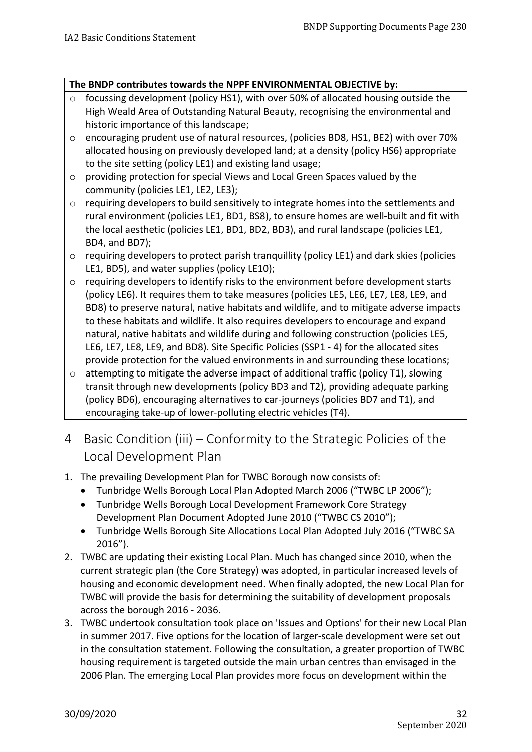**The BNDP contributes towards the NPPF ENVIRONMENTAL OBJECTIVE by:**

- focussing development (policy HS1), with over 50% of allocated housing outside the High Weald Area of Outstanding Natural Beauty, recognising the environmental and historic importance of this landscape;
- encouraging prudent use of natural resources, (policies BD8, HS1, BE2) with over 70% allocated housing on previously developed land; at a density (policy HS6) appropriate to the site setting (policy LE1) and existing land usage;
- providing protection for special Views and Local Green Spaces valued by the community (policies LE1, LE2, LE3);
- requiring developers to build sensitively to integrate homes into the settlements and rural environment (policies LE1, BD1, BS8), to ensure homes are well-built and fit with the local aesthetic (policies LE1, BD1, BD2, BD3), and rural landscape (policies LE1, BD4, and BD7);
- requiring developers to protect parish tranquillity (policy LE1) and dark skies (policies LE1, BD5), and water supplies (policy LE10);
- requiring developers to identify risks to the environment before development starts (policy LE6). It requires them to take measures (policies LE5, LE6, LE7, LE8, LE9, and BD8) to preserve natural, native habitats and wildlife, and to mitigate adverse impacts to these habitats and wildlife. It also requires developers to encourage and expand natural, native habitats and wildlife during and following construction (policies LE5, LE6, LE7, LE8, LE9, and BD8). Site Specific Policies (SSP1 - 4) for the allocated sites provide protection for the valued environments in and surrounding these locations;
- attempting to mitigate the adverse impact of additional traffic (policy T1), slowing transit through new developments (policy BD3 and T2), providing adequate parking (policy BD6), encouraging alternatives to car-journeys (policies BD7 and T1), and encouraging take-up of lower-polluting electric vehicles (T4).

# 4 Basic Condition (iii) – Conformity to the Strategic Policies of the Local Development Plan

1. The prevailing Development Plan for TWBC Borough now consists of:
   - Tunbridge Wells Borough Local Plan Adopted March 2006 ("TWBC LP 2006");
   - Tunbridge Wells Borough Local Development Framework Core Strategy Development Plan Document Adopted June 2010 ("TWBC CS 2010");
   - Tunbridge Wells Borough Site Allocations Local Plan Adopted July 2016 ("TWBC SA 2016").
2. TWBC are updating their existing Local Plan. Much has changed since 2010, when the current strategic plan (the Core Strategy) was adopted, in particular increased levels of housing and economic development need. When finally adopted, the new Local Plan for TWBC will provide the basis for determining the suitability of development proposals across the borough 2016 - 2036.
3. TWBC undertook consultation took place on 'Issues and Options' for their new Local Plan in summer 2017. Five options for the location of larger-scale development were set out in the consultation statement. Following the consultation, a greater proportion of TWBC housing requirement is targeted outside the main urban centres than envisaged in the 2006 Plan. The emerging Local Plan provides more focus on development within the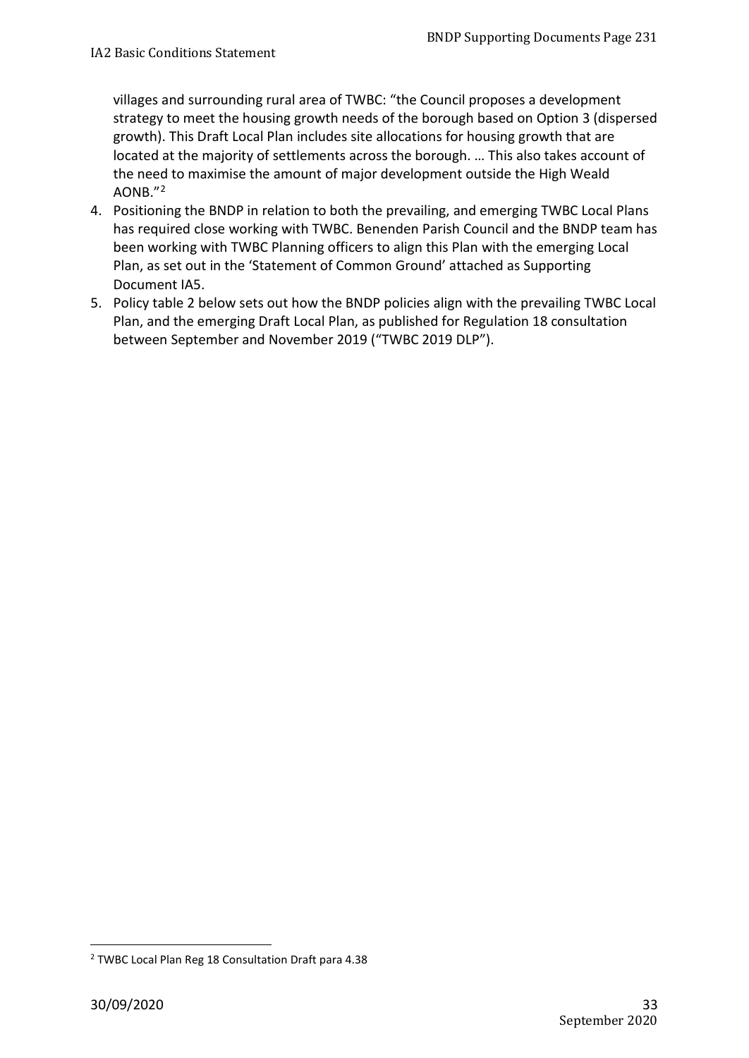villages and surrounding rural area of TWBC: "the Council proposes a development strategy to meet the housing growth needs of the borough based on Option 3 (dispersed growth). This Draft Local Plan includes site allocations for housing growth that are located at the majority of settlements across the borough. … This also takes account of the need to maximise the amount of major development outside the High Weald AONB."[2]

4. Positioning the BNDP in relation to both the prevailing, and emerging TWBC Local Plans has required close working with TWBC. Benenden Parish Council and the BNDP team has been working with TWBC Planning officers to align this Plan with the emerging Local Plan, as set out in the 'Statement of Common Ground' attached as Supporting Document IA5.
5. Policy table 2 below sets out how the BNDP policies align with the prevailing TWBC Local Plan, and the emerging Draft Local Plan, as published for Regulation 18 consultation between September and November 2019 ("TWBC 2019 DLP").

[2] TWBC Local Plan Reg 18 Consultation Draft para 4.38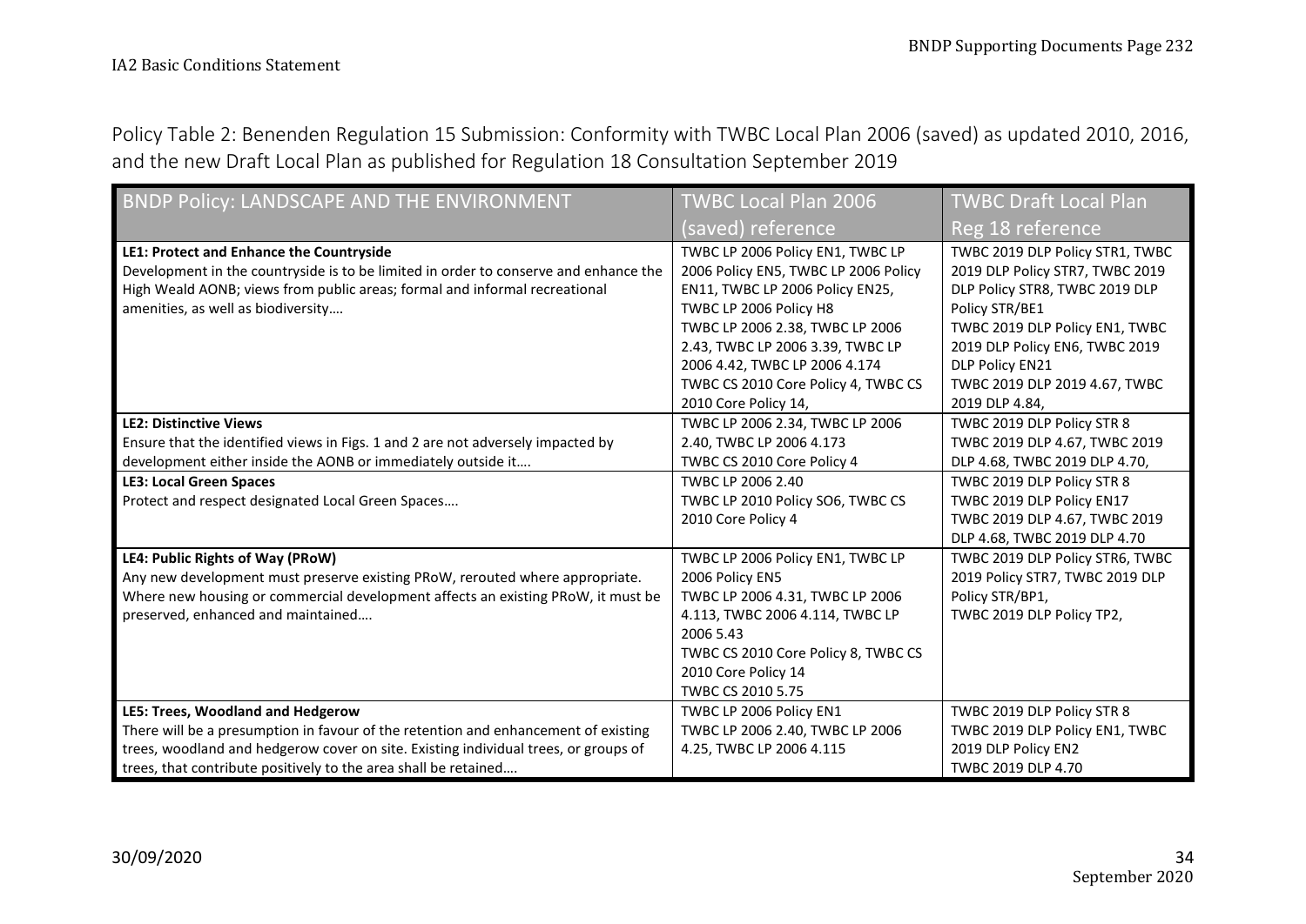Policy Table 2: Benenden Regulation 15 Submission: Conformity with TWBC Local Plan 2006 (saved) as updated 2010, 2016, and the new Draft Local Plan as published for Regulation 18 Consultation September 2019

| BNDP Policy: LANDSCAPE AND THE ENVIRONMENT | TWBC Local Plan 2006 (saved) reference | TWBC Draft Local Plan Reg 18 reference |
|---|---|---|
| **LE1: Protect and Enhance the Countryside**<br>Development in the countryside is to be limited in order to conserve and enhance the High Weald AONB; views from public areas; formal and informal recreational amenities, as well as biodiversity…. | TWBC LP 2006 Policy EN1, TWBC LP 2006 Policy EN5, TWBC LP 2006 Policy EN11, TWBC LP 2006 Policy EN25, TWBC LP 2006 Policy H8<br>TWBC LP 2006 2.38, TWBC LP 2006 2.43, TWBC LP 2006 3.39, TWBC LP 2006 4.42, TWBC LP 2006 4.174<br>TWBC CS 2010 Core Policy 4, TWBC CS 2010 Core Policy 14, | TWBC 2019 DLP Policy STR1, TWBC 2019 DLP Policy STR7, TWBC 2019 DLP Policy STR8, TWBC 2019 DLP Policy STR/BE1<br>TWBC 2019 DLP Policy EN1, TWBC 2019 DLP Policy EN6, TWBC 2019 DLP Policy EN21<br>TWBC 2019 DLP 2019 4.67, TWBC 2019 DLP 4.84, |
| **LE2: Distinctive Views**<br>Ensure that the identified views in Figs. 1 and 2 are not adversely impacted by development either inside the AONB or immediately outside it…. | TWBC LP 2006 2.34, TWBC LP 2006 2.40, TWBC LP 2006 4.173<br>TWBC CS 2010 Core Policy 4 | TWBC 2019 DLP Policy STR 8<br>TWBC 2019 DLP 4.67, TWBC 2019 DLP 4.68, TWBC 2019 DLP 4.70, |
| **LE3: Local Green Spaces**<br>Protect and respect designated Local Green Spaces…. | TWBC LP 2006 2.40<br>TWBC LP 2010 Policy SO6, TWBC CS 2010 Core Policy 4 | TWBC 2019 DLP Policy STR 8<br>TWBC 2019 DLP Policy EN17<br>TWBC 2019 DLP 4.67, TWBC 2019 DLP 4.68, TWBC 2019 DLP 4.70 |
| **LE4: Public Rights of Way (PRoW)**<br>Any new development must preserve existing PRoW, rerouted where appropriate. Where new housing or commercial development affects an existing PRoW, it must be preserved, enhanced and maintained…. | TWBC LP 2006 Policy EN1, TWBC LP 2006 Policy EN5<br>TWBC LP 2006 4.31, TWBC LP 2006 4.113, TWBC 2006 4.114, TWBC LP 2006 5.43<br>TWBC CS 2010 Core Policy 8, TWBC CS 2010 Core Policy 14<br>TWBC CS 2010 5.75 | TWBC 2019 DLP Policy STR6, TWBC 2019 Policy STR7, TWBC 2019 DLP Policy STR/BP1,<br>TWBC 2019 DLP Policy TP2, |
| **LE5: Trees, Woodland and Hedgerow**<br>There will be a presumption in favour of the retention and enhancement of existing trees, woodland and hedgerow cover on site. Existing individual trees, or groups of trees, that contribute positively to the area shall be retained…. | TWBC LP 2006 Policy EN1<br>TWBC LP 2006 2.40, TWBC LP 2006 4.25, TWBC LP 2006 4.115 | TWBC 2019 DLP Policy STR 8<br>TWBC 2019 DLP Policy EN1, TWBC 2019 DLP Policy EN2<br>TWBC 2019 DLP 4.70 |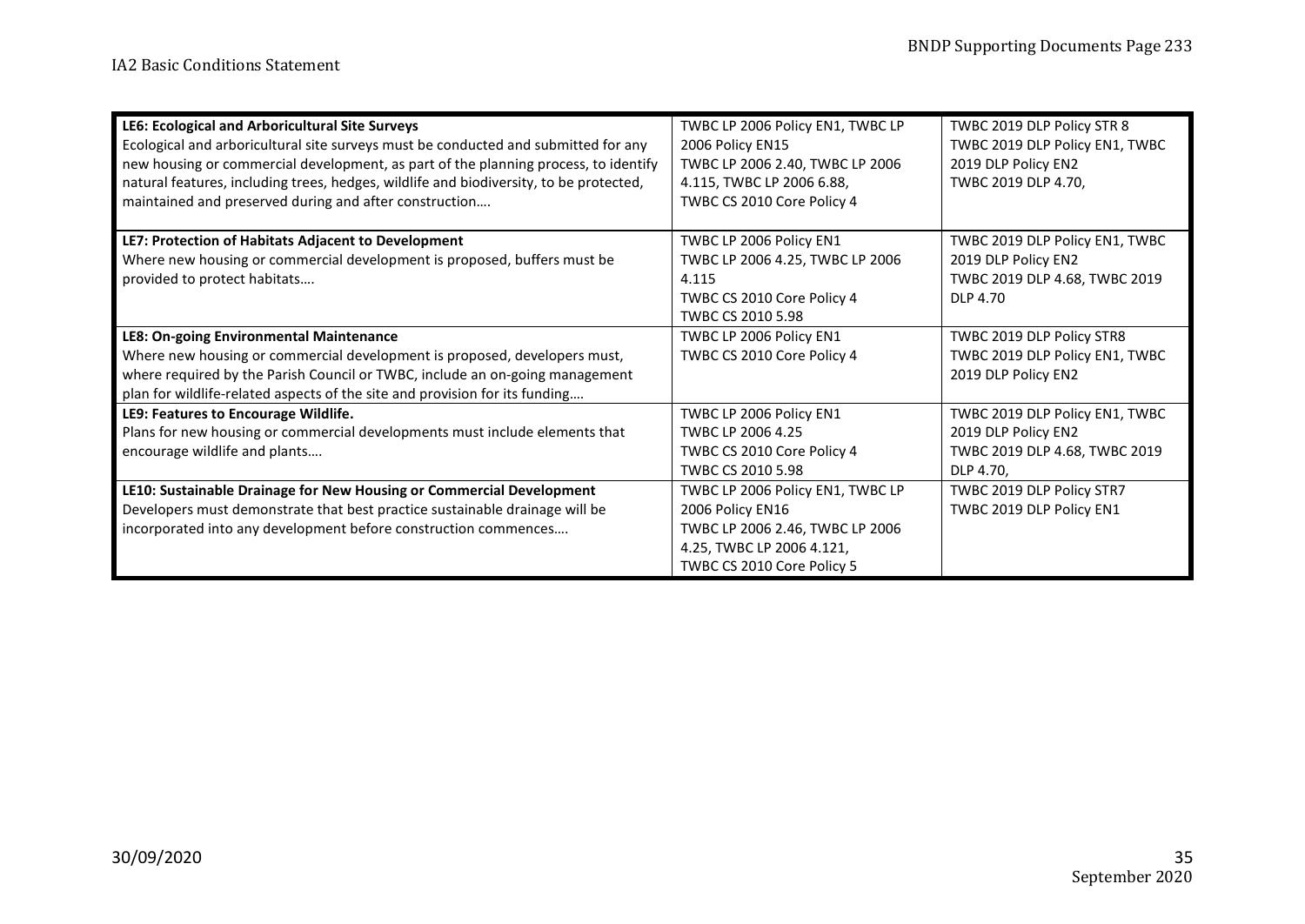| | | |
|---|---|---|
| **LE6: Ecological and Arboricultural Site Surveys**<br>Ecological and arboricultural site surveys must be conducted and submitted for any new housing or commercial development, as part of the planning process, to identify natural features, including trees, hedges, wildlife and biodiversity, to be protected, maintained and preserved during and after construction…. | TWBC LP 2006 Policy EN1, TWBC LP 2006 Policy EN15<br>TWBC LP 2006 2.40, TWBC LP 2006 4.115, TWBC LP 2006 6.88,<br>TWBC CS 2010 Core Policy 4 | TWBC 2019 DLP Policy STR 8<br>TWBC 2019 DLP Policy EN1, TWBC 2019 DLP Policy EN2<br>TWBC 2019 DLP 4.70, |
| **LE7: Protection of Habitats Adjacent to Development**<br>Where new housing or commercial development is proposed, buffers must be provided to protect habitats…. | TWBC LP 2006 Policy EN1<br>TWBC LP 2006 4.25, TWBC LP 2006 4.115<br>TWBC CS 2010 Core Policy 4<br>TWBC CS 2010 5.98 | TWBC 2019 DLP Policy EN1, TWBC 2019 DLP Policy EN2<br>TWBC 2019 DLP 4.68, TWBC 2019 DLP 4.70 |
| **LE8: On-going Environmental Maintenance**<br>Where new housing or commercial development is proposed, developers must, where required by the Parish Council or TWBC, include an on-going management plan for wildlife-related aspects of the site and provision for its funding…. | TWBC LP 2006 Policy EN1<br>TWBC CS 2010 Core Policy 4 | TWBC 2019 DLP Policy STR8<br>TWBC 2019 DLP Policy EN1, TWBC 2019 DLP Policy EN2 |
| **LE9: Features to Encourage Wildlife.**<br>Plans for new housing or commercial developments must include elements that encourage wildlife and plants…. | TWBC LP 2006 Policy EN1<br>TWBC LP 2006 4.25<br>TWBC CS 2010 Core Policy 4<br>TWBC CS 2010 5.98 | TWBC 2019 DLP Policy EN1, TWBC 2019 DLP Policy EN2<br>TWBC 2019 DLP 4.68, TWBC 2019 DLP 4.70, |
| **LE10: Sustainable Drainage for New Housing or Commercial Development**<br>Developers must demonstrate that best practice sustainable drainage will be incorporated into any development before construction commences…. | TWBC LP 2006 Policy EN1, TWBC LP 2006 Policy EN16<br>TWBC LP 2006 2.46, TWBC LP 2006 4.25, TWBC LP 2006 4.121,<br>TWBC CS 2010 Core Policy 5 | TWBC 2019 DLP Policy STR7<br>TWBC 2019 DLP Policy EN1 |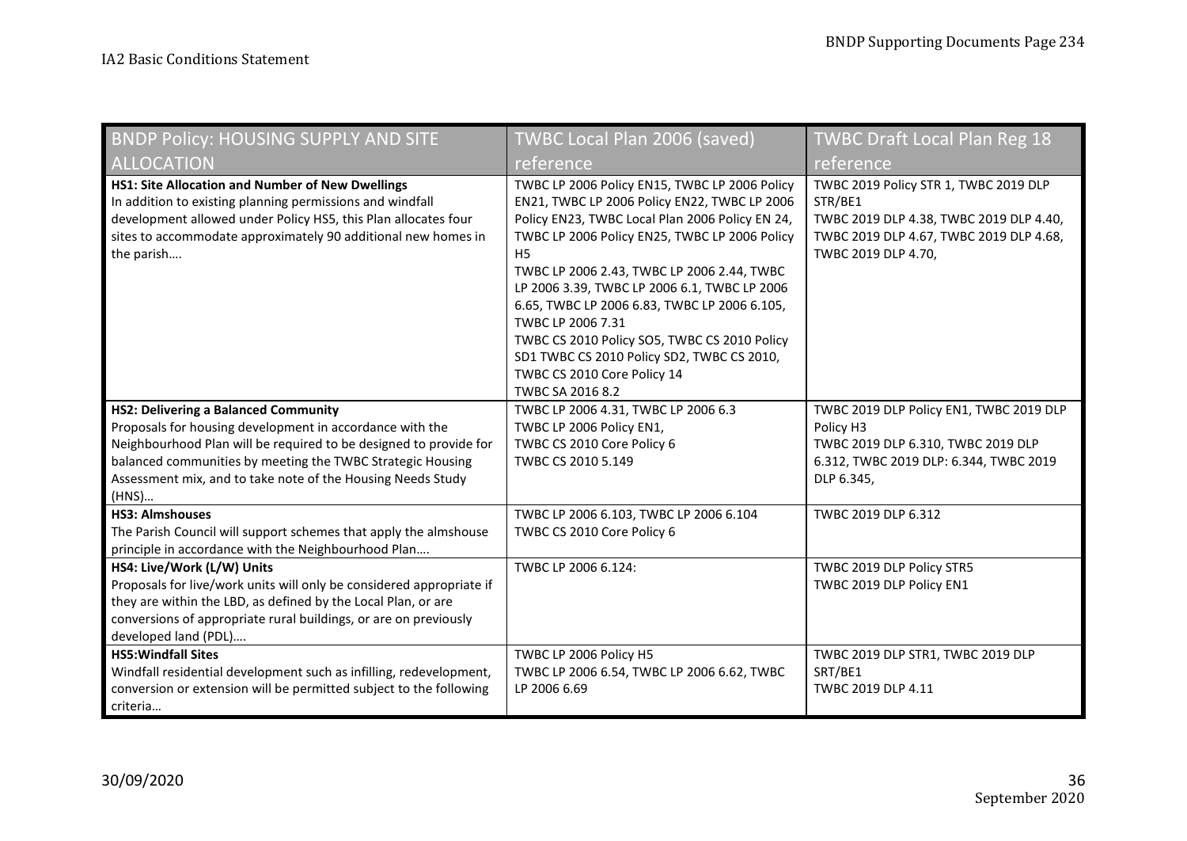| BNDP Policy: HOUSING SUPPLY AND SITE ALLOCATION | TWBC Local Plan 2006 (saved) reference | TWBC Draft Local Plan Reg 18 reference |
|---|---|---|
| **HS1: Site Allocation and Number of New Dwellings** In addition to existing planning permissions and windfall development allowed under Policy HS5, this Plan allocates four sites to accommodate approximately 90 additional new homes in the parish…. | TWBC LP 2006 Policy EN15, TWBC LP 2006 Policy EN21, TWBC LP 2006 Policy EN22, TWBC LP 2006 Policy EN23, TWBC Local Plan 2006 Policy EN 24, TWBC LP 2006 Policy EN25, TWBC LP 2006 Policy H5 TWBC LP 2006 2.43, TWBC LP 2006 2.44, TWBC LP 2006 3.39, TWBC LP 2006 6.1, TWBC LP 2006 6.65, TWBC LP 2006 6.83, TWBC LP 2006 6.105, TWBC LP 2006 7.31 TWBC CS 2010 Policy SO5, TWBC CS 2010 Policy SD1 TWBC CS 2010 Policy SD2, TWBC CS 2010, TWBC CS 2010 Core Policy 14 TWBC SA 2016 8.2 | TWBC 2019 Policy STR 1, TWBC 2019 DLP STR/BE1 TWBC 2019 DLP 4.38, TWBC 2019 DLP 4.40, TWBC 2019 DLP 4.67, TWBC 2019 DLP 4.68, TWBC 2019 DLP 4.70, |
| **HS2: Delivering a Balanced Community** Proposals for housing development in accordance with the Neighbourhood Plan will be required to be designed to provide for balanced communities by meeting the TWBC Strategic Housing Assessment mix, and to take note of the Housing Needs Study (HNS)… | TWBC LP 2006 4.31, TWBC LP 2006 6.3 TWBC LP 2006 Policy EN1, TWBC CS 2010 Core Policy 6 TWBC CS 2010 5.149 | TWBC 2019 DLP Policy EN1, TWBC 2019 DLP Policy H3 TWBC 2019 DLP 6.310, TWBC 2019 DLP 6.312, TWBC 2019 DLP: 6.344, TWBC 2019 DLP 6.345, |
| **HS3: Almshouses** The Parish Council will support schemes that apply the almshouse principle in accordance with the Neighbourhood Plan…. | TWBC LP 2006 6.103, TWBC LP 2006 6.104 TWBC CS 2010 Core Policy 6 | TWBC 2019 DLP 6.312 |
| **HS4: Live/Work (L/W) Units** Proposals for live/work units will only be considered appropriate if they are within the LBD, as defined by the Local Plan, or are conversions of appropriate rural buildings, or are on previously developed land (PDL)…. | TWBC LP 2006 6.124: | TWBC 2019 DLP Policy STR5 TWBC 2019 DLP Policy EN1 |
| **HS5:Windfall Sites** Windfall residential development such as infilling, redevelopment, conversion or extension will be permitted subject to the following criteria… | TWBC LP 2006 Policy H5 TWBC LP 2006 6.54, TWBC LP 2006 6.62, TWBC LP 2006 6.69 | TWBC 2019 DLP STR1, TWBC 2019 DLP SRT/BE1 TWBC 2019 DLP 4.11 |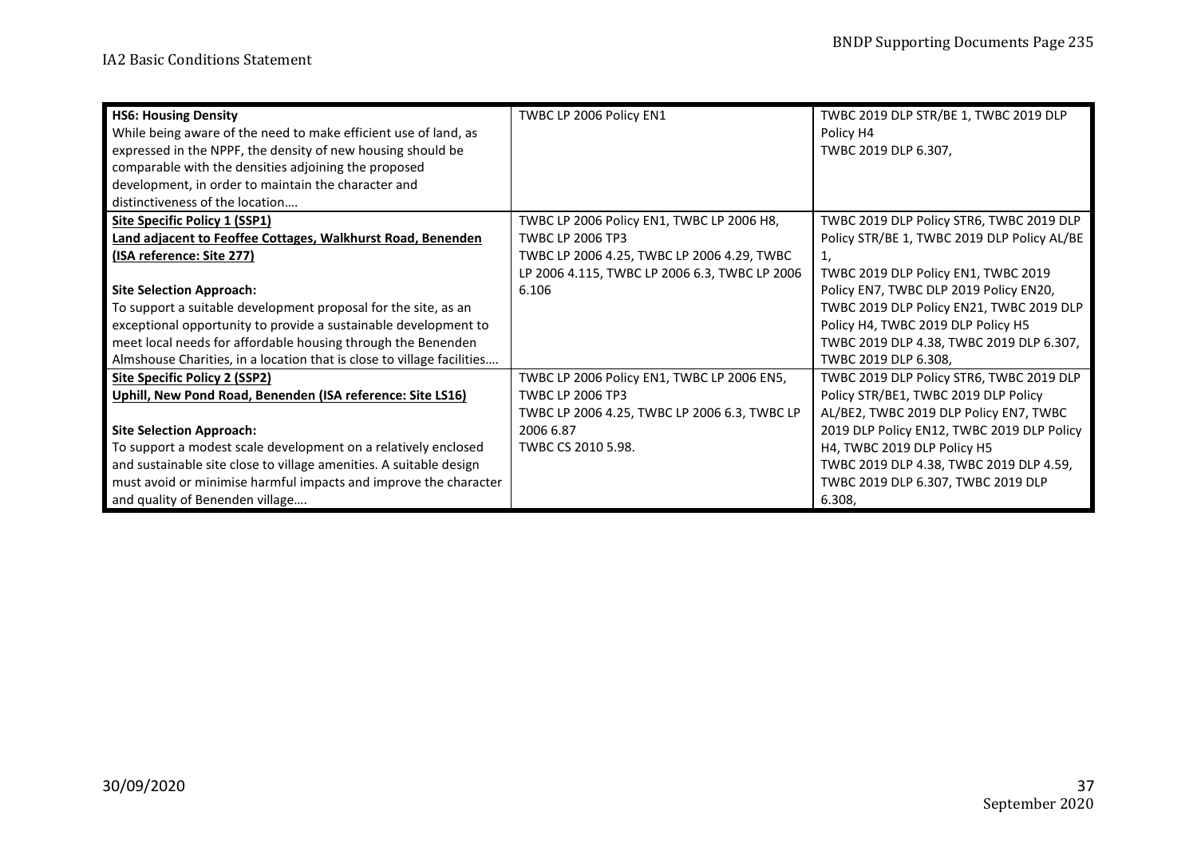| **HS6: Housing Density**<br>While being aware of the need to make efficient use of land, as expressed in the NPPF, the density of new housing should be comparable with the densities adjoining the proposed development, in order to maintain the character and distinctiveness of the location…. | TWBC LP 2006 Policy EN1 | TWBC 2019 DLP STR/BE 1, TWBC 2019 DLP Policy H4<br>TWBC 2019 DLP 6.307, |
|---|---|---|
| **<u>Site Specific Policy 1 (SSP1)</u>**<br>**<u>Land adjacent to Feoffee Cottages, Walkhurst Road, Benenden (ISA reference: Site 277)</u>**<br><br>**Site Selection Approach:**<br>To support a suitable development proposal for the site, as an exceptional opportunity to provide a sustainable development to meet local needs for affordable housing through the Benenden Almshouse Charities, in a location that is close to village facilities…. | TWBC LP 2006 Policy EN1, TWBC LP 2006 H8, TWBC LP 2006 TP3<br>TWBC LP 2006 4.25, TWBC LP 2006 4.29, TWBC LP 2006 4.115, TWBC LP 2006 6.3, TWBC LP 2006 6.106 | TWBC 2019 DLP Policy STR6, TWBC 2019 DLP Policy STR/BE 1, TWBC 2019 DLP Policy AL/BE 1,<br>TWBC 2019 DLP Policy EN1, TWBC 2019 Policy EN7, TWBC DLP 2019 Policy EN20, TWBC 2019 DLP Policy EN21, TWBC 2019 DLP Policy H4, TWBC 2019 DLP Policy H5<br>TWBC 2019 DLP 4.38, TWBC 2019 DLP 6.307, TWBC 2019 DLP 6.308, |
| **<u>Site Specific Policy 2 (SSP2)</u>**<br>**<u>Uphill, New Pond Road, Benenden (ISA reference: Site LS16)</u>**<br><br>**Site Selection Approach:**<br>To support a modest scale development on a relatively enclosed and sustainable site close to village amenities. A suitable design must avoid or minimise harmful impacts and improve the character and quality of Benenden village…. | TWBC LP 2006 Policy EN1, TWBC LP 2006 EN5, TWBC LP 2006 TP3<br>TWBC LP 2006 4.25, TWBC LP 2006 6.3, TWBC LP 2006 6.87<br>TWBC CS 2010 5.98. | TWBC 2019 DLP Policy STR6, TWBC 2019 DLP Policy STR/BE1, TWBC 2019 DLP Policy AL/BE2, TWBC 2019 DLP Policy EN7, TWBC 2019 DLP Policy EN12, TWBC 2019 DLP Policy H4, TWBC 2019 DLP Policy H5<br>TWBC 2019 DLP 4.38, TWBC 2019 DLP 4.59, TWBC 2019 DLP 6.307, TWBC 2019 DLP 6.308, |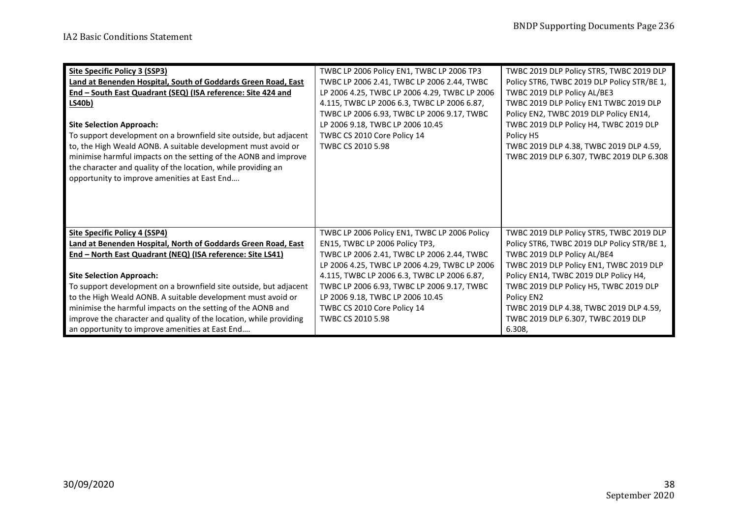| | | |
|---|---|---|
| **Site Specific Policy 3 (SSP3)**<br>**Land at Benenden Hospital, South of Goddards Green Road, East End – South East Quadrant (SEQ) (ISA reference: Site 424 and LS40b)**<br><br>**Site Selection Approach:**<br>To support development on a brownfield site outside, but adjacent to, the High Weald AONB. A suitable development must avoid or minimise harmful impacts on the setting of the AONB and improve the character and quality of the location, while providing an opportunity to improve amenities at East End…. | TWBC LP 2006 Policy EN1, TWBC LP 2006 TP3<br>TWBC LP 2006 2.41, TWBC LP 2006 2.44, TWBC LP 2006 4.25, TWBC LP 2006 4.29, TWBC LP 2006 4.115, TWBC LP 2006 6.3, TWBC LP 2006 6.87, TWBC LP 2006 6.93, TWBC LP 2006 9.17, TWBC LP 2006 9.18, TWBC LP 2006 10.45<br>TWBC CS 2010 Core Policy 14<br>TWBC CS 2010 5.98 | TWBC 2019 DLP Policy STR5, TWBC 2019 DLP Policy STR6, TWBC 2019 DLP Policy STR/BE 1, TWBC 2019 DLP Policy AL/BE3<br>TWBC 2019 DLP Policy EN1 TWBC 2019 DLP Policy EN2, TWBC 2019 DLP Policy EN14, TWBC 2019 DLP Policy H4, TWBC 2019 DLP Policy H5<br>TWBC 2019 DLP 4.38, TWBC 2019 DLP 4.59, TWBC 2019 DLP 6.307, TWBC 2019 DLP 6.308 |
| **Site Specific Policy 4 (SSP4)**<br>**Land at Benenden Hospital, North of Goddards Green Road, East End – North East Quadrant (NEQ) (ISA reference: Site LS41)**<br><br>**Site Selection Approach:**<br>To support development on a brownfield site outside, but adjacent to the High Weald AONB. A suitable development must avoid or minimise the harmful impacts on the setting of the AONB and improve the character and quality of the location, while providing an opportunity to improve amenities at East End…. | TWBC LP 2006 Policy EN1, TWBC LP 2006 Policy EN15, TWBC LP 2006 Policy TP3,<br>TWBC LP 2006 2.41, TWBC LP 2006 2.44, TWBC LP 2006 4.25, TWBC LP 2006 4.29, TWBC LP 2006 4.115, TWBC LP 2006 6.3, TWBC LP 2006 6.87, TWBC LP 2006 6.93, TWBC LP 2006 9.17, TWBC LP 2006 9.18, TWBC LP 2006 10.45<br>TWBC CS 2010 Core Policy 14<br>TWBC CS 2010 5.98 | TWBC 2019 DLP Policy STR5, TWBC 2019 DLP Policy STR6, TWBC 2019 DLP Policy STR/BE 1, TWBC 2019 DLP Policy AL/BE4<br>TWBC 2019 DLP Policy EN1, TWBC 2019 DLP Policy EN14, TWBC 2019 DLP Policy H4, TWBC 2019 DLP Policy H5, TWBC 2019 DLP Policy EN2<br>TWBC 2019 DLP 4.38, TWBC 2019 DLP 4.59, TWBC 2019 DLP 6.307, TWBC 2019 DLP 6.308, |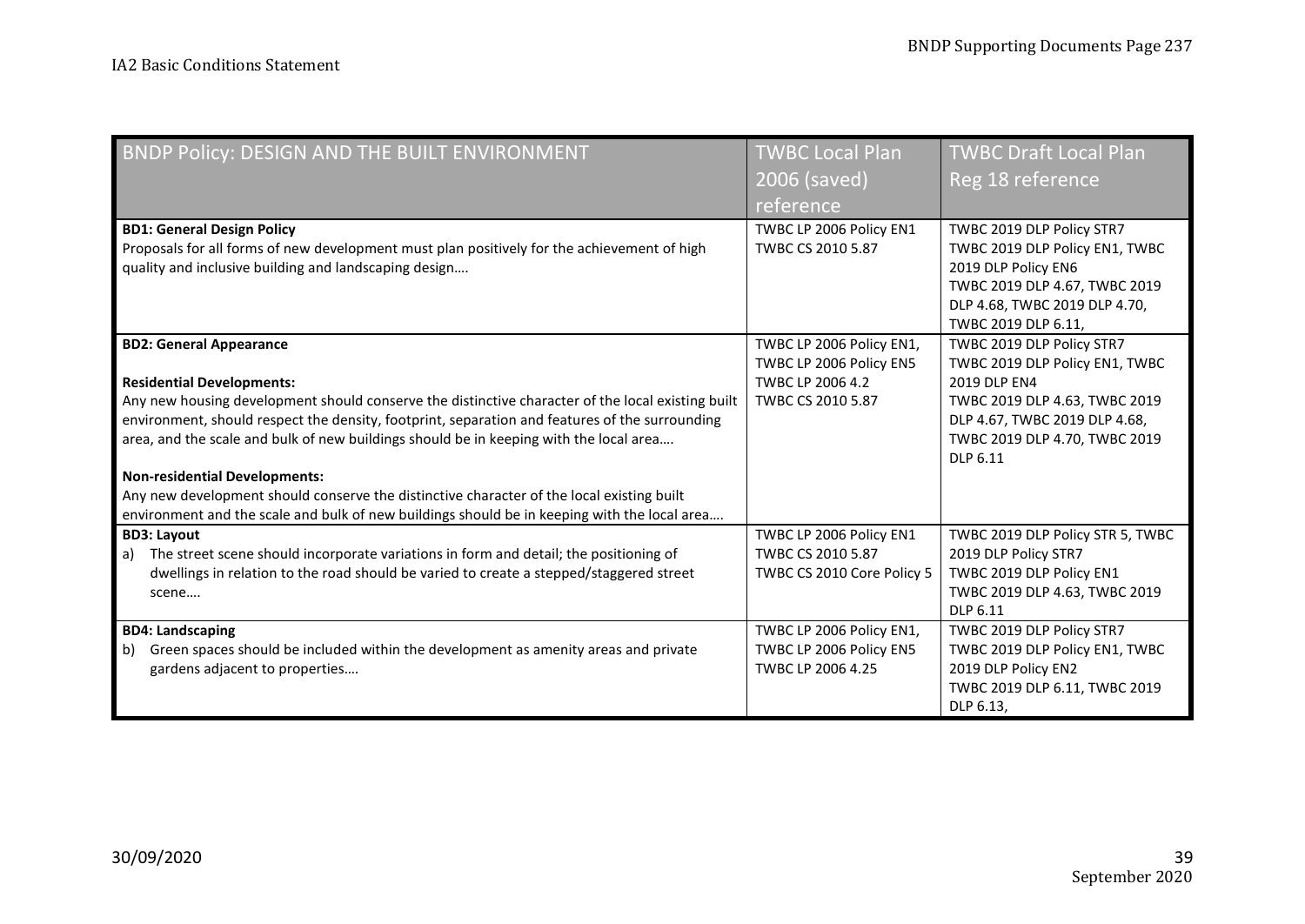| BNDP Policy: DESIGN AND THE BUILT ENVIRONMENT | TWBC Local Plan 2006 (saved) reference | TWBC Draft Local Plan Reg 18 reference |
|---|---|---|
| **BD1: General Design Policy**<br>Proposals for all forms of new development must plan positively for the achievement of high quality and inclusive building and landscaping design…. | TWBC LP 2006 Policy EN1<br>TWBC CS 2010 5.87 | TWBC 2019 DLP Policy STR7<br>TWBC 2019 DLP Policy EN1, TWBC 2019 DLP Policy EN6<br>TWBC 2019 DLP 4.67, TWBC 2019 DLP 4.68, TWBC 2019 DLP 4.70, TWBC 2019 DLP 6.11, |
| **BD2: General Appearance**<br><br>**Residential Developments:**<br>Any new housing development should conserve the distinctive character of the local existing built environment, should respect the density, footprint, separation and features of the surrounding area, and the scale and bulk of new buildings should be in keeping with the local area….<br><br>**Non-residential Developments:**<br>Any new development should conserve the distinctive character of the local existing built environment and the scale and bulk of new buildings should be in keeping with the local area…. | TWBC LP 2006 Policy EN1,<br>TWBC LP 2006 Policy EN5<br>TWBC LP 2006 4.2<br>TWBC CS 2010 5.87 | TWBC 2019 DLP Policy STR7<br>TWBC 2019 DLP Policy EN1, TWBC 2019 DLP EN4<br>TWBC 2019 DLP 4.63, TWBC 2019 DLP 4.67, TWBC 2019 DLP 4.68, TWBC 2019 DLP 4.70, TWBC 2019 DLP 6.11 |
| **BD3: Layout**<br>a) The street scene should incorporate variations in form and detail; the positioning of dwellings in relation to the road should be varied to create a stepped/staggered street scene…. | TWBC LP 2006 Policy EN1<br>TWBC CS 2010 5.87<br>TWBC CS 2010 Core Policy 5 | TWBC 2019 DLP Policy STR 5, TWBC 2019 DLP Policy STR7<br>TWBC 2019 DLP Policy EN1<br>TWBC 2019 DLP 4.63, TWBC 2019 DLP 6.11 |
| **BD4: Landscaping**<br>b) Green spaces should be included within the development as amenity areas and private gardens adjacent to properties…. | TWBC LP 2006 Policy EN1,<br>TWBC LP 2006 Policy EN5<br>TWBC LP 2006 4.25 | TWBC 2019 DLP Policy STR7<br>TWBC 2019 DLP Policy EN1, TWBC 2019 DLP Policy EN2<br>TWBC 2019 DLP 6.11, TWBC 2019 DLP 6.13, |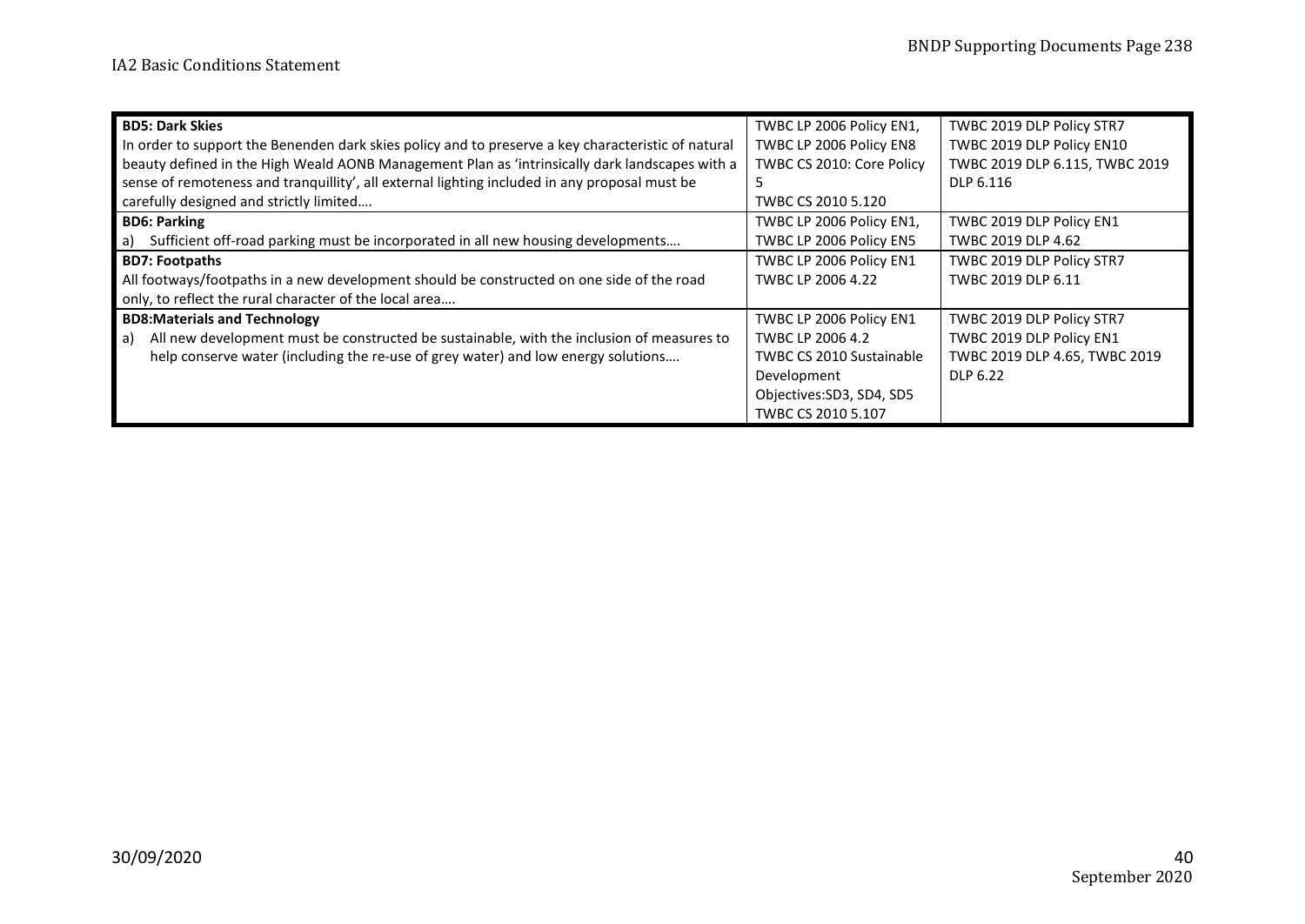| | | |
|---|---|---|
| **BD5: Dark Skies**<br>In order to support the Benenden dark skies policy and to preserve a key characteristic of natural beauty defined in the High Weald AONB Management Plan as 'intrinsically dark landscapes with a sense of remoteness and tranquillity', all external lighting included in any proposal must be carefully designed and strictly limited…. | TWBC LP 2006 Policy EN1,<br>TWBC LP 2006 Policy EN8<br>TWBC CS 2010: Core Policy 5<br>TWBC CS 2010 5.120 | TWBC 2019 DLP Policy STR7<br>TWBC 2019 DLP Policy EN10<br>TWBC 2019 DLP 6.115, TWBC 2019 DLP 6.116 |
| **BD6: Parking**<br>a) Sufficient off-road parking must be incorporated in all new housing developments…. | TWBC LP 2006 Policy EN1,<br>TWBC LP 2006 Policy EN5 | TWBC 2019 DLP Policy EN1<br>TWBC 2019 DLP 4.62 |
| **BD7: Footpaths**<br>All footways/footpaths in a new development should be constructed on one side of the road only, to reflect the rural character of the local area…. | TWBC LP 2006 Policy EN1<br>TWBC LP 2006 4.22 | TWBC 2019 DLP Policy STR7<br>TWBC 2019 DLP 6.11 |
| **BD8:Materials and Technology**<br>a) All new development must be constructed be sustainable, with the inclusion of measures to help conserve water (including the re-use of grey water) and low energy solutions…. | TWBC LP 2006 Policy EN1<br>TWBC LP 2006 4.2<br>TWBC CS 2010 Sustainable Development Objectives:SD3, SD4, SD5<br>TWBC CS 2010 5.107 | TWBC 2019 DLP Policy STR7<br>TWBC 2019 DLP Policy EN1<br>TWBC 2019 DLP 4.65, TWBC 2019 DLP 6.22 |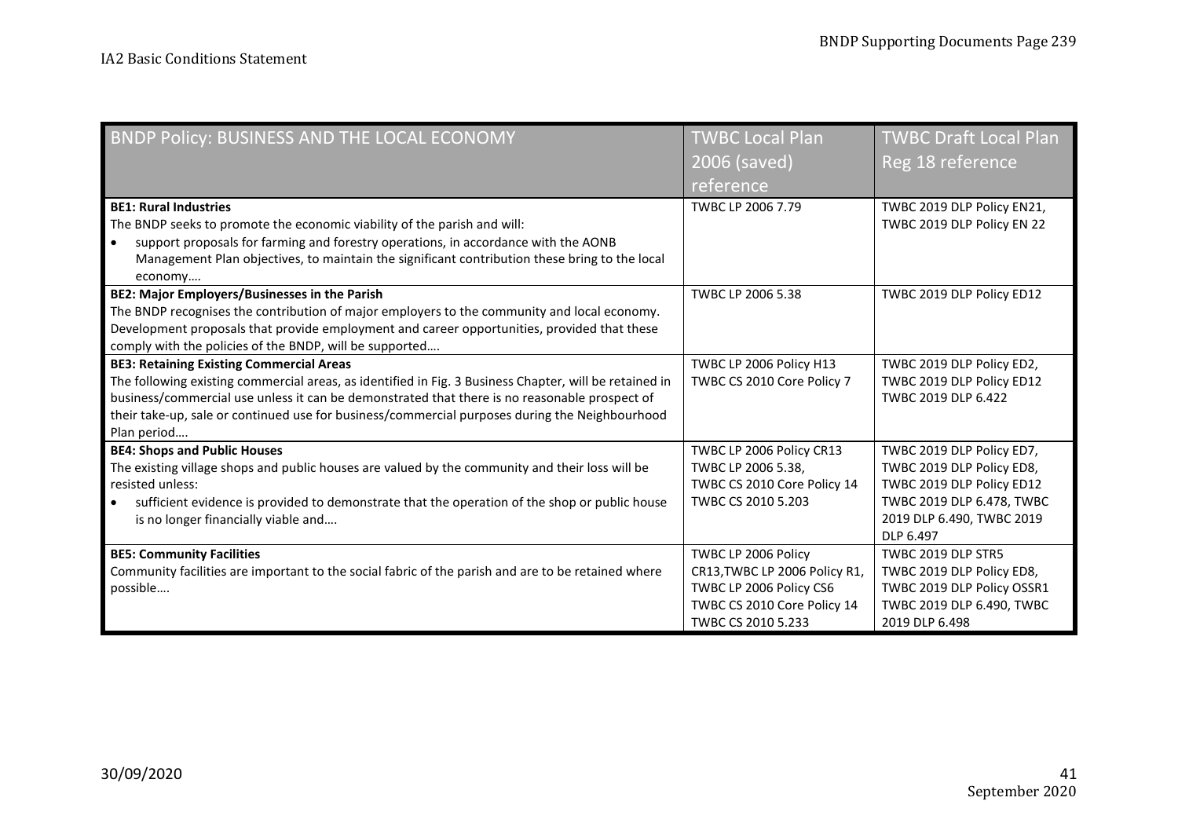| BNDP Policy: BUSINESS AND THE LOCAL ECONOMY | TWBC Local Plan 2006 (saved) reference | TWBC Draft Local Plan Reg 18 reference |
|---|---|---|
| **BE1: Rural Industries**<br>The BNDP seeks to promote the economic viability of the parish and will:<br>• support proposals for farming and forestry operations, in accordance with the AONB Management Plan objectives, to maintain the significant contribution these bring to the local economy…. | TWBC LP 2006 7.79 | TWBC 2019 DLP Policy EN21, TWBC 2019 DLP Policy EN 22 |
| **BE2: Major Employers/Businesses in the Parish**<br>The BNDP recognises the contribution of major employers to the community and local economy. Development proposals that provide employment and career opportunities, provided that these comply with the policies of the BNDP, will be supported…. | TWBC LP 2006 5.38 | TWBC 2019 DLP Policy ED12 |
| **BE3: Retaining Existing Commercial Areas**<br>The following existing commercial areas, as identified in Fig. 3 Business Chapter, will be retained in business/commercial use unless it can be demonstrated that there is no reasonable prospect of their take-up, sale or continued use for business/commercial purposes during the Neighbourhood Plan period…. | TWBC LP 2006 Policy H13<br>TWBC CS 2010 Core Policy 7 | TWBC 2019 DLP Policy ED2,<br>TWBC 2019 DLP Policy ED12<br>TWBC 2019 DLP 6.422 |
| **BE4: Shops and Public Houses**<br>The existing village shops and public houses are valued by the community and their loss will be resisted unless:<br>• sufficient evidence is provided to demonstrate that the operation of the shop or public house is no longer financially viable and…. | TWBC LP 2006 Policy CR13<br>TWBC LP 2006 5.38,<br>TWBC CS 2010 Core Policy 14<br>TWBC CS 2010 5.203 | TWBC 2019 DLP Policy ED7,<br>TWBC 2019 DLP Policy ED8,<br>TWBC 2019 DLP Policy ED12<br>TWBC 2019 DLP 6.478, TWBC 2019 DLP 6.490, TWBC 2019 DLP 6.497 |
| **BE5: Community Facilities**<br>Community facilities are important to the social fabric of the parish and are to be retained where possible…. | TWBC LP 2006 Policy CR13, TWBC LP 2006 Policy R1,<br>TWBC LP 2006 Policy CS6<br>TWBC CS 2010 Core Policy 14<br>TWBC CS 2010 5.233 | TWBC 2019 DLP STR5<br>TWBC 2019 DLP Policy ED8,<br>TWBC 2019 DLP Policy OSSR1<br>TWBC 2019 DLP 6.490, TWBC 2019 DLP 6.498 |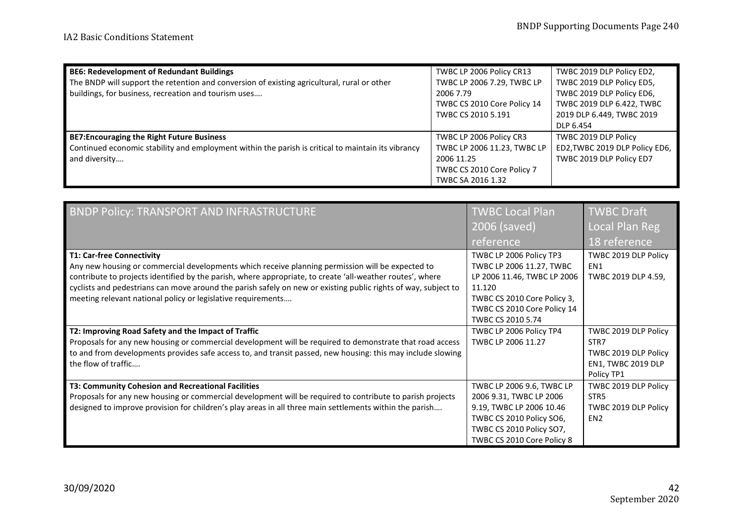| | | |
|---|---|---|
| **BE6: Redevelopment of Redundant Buildings**<br>The BNDP will support the retention and conversion of existing agricultural, rural or other buildings, for business, recreation and tourism uses…. | TWBC LP 2006 Policy CR13<br>TWBC LP 2006 7.29, TWBC LP 2006 7.79<br>TWBC CS 2010 Core Policy 14<br>TWBC CS 2010 5.191 | TWBC 2019 DLP Policy ED2,<br>TWBC 2019 DLP Policy ED5,<br>TWBC 2019 DLP Policy ED6,<br>TWBC 2019 DLP 6.422, TWBC 2019 DLP 6.449, TWBC 2019 DLP 6.454 |
| **BE7:Encouraging the Right Future Business**<br>Continued economic stability and employment within the parish is critical to maintain its vibrancy and diversity…. | TWBC LP 2006 Policy CR3<br>TWBC LP 2006 11.23, TWBC LP 2006 11.25<br>TWBC CS 2010 Core Policy 7<br>TWBC SA 2016 1.32 | TWBC 2019 DLP Policy ED2,TWBC 2019 DLP Policy ED6,<br>TWBC 2019 DLP Policy ED7 |

| BNDP Policy: TRANSPORT AND INFRASTRUCTURE | TWBC Local Plan 2006 (saved) reference | TWBC Draft Local Plan Reg 18 reference |
|---|---|---|
| **T1: Car-free Connectivity**<br>Any new housing or commercial developments which receive planning permission will be expected to contribute to projects identified by the parish, where appropriate, to create 'all-weather routes', where cyclists and pedestrians can move around the parish safely on new or existing public rights of way, subject to meeting relevant national policy or legislative requirements…. | TWBC LP 2006 Policy TP3<br>TWBC LP 2006 11.27, TWBC LP 2006 11.46, TWBC LP 2006 11.120<br>TWBC CS 2010 Core Policy 3,<br>TWBC CS 2010 Core Policy 14<br>TWBC CS 2010 5.74 | TWBC 2019 DLP Policy EN1<br>TWBC 2019 DLP 4.59, |
| **T2: Improving Road Safety and the Impact of Traffic**<br>Proposals for any new housing or commercial development will be required to demonstrate that road access to and from developments provides safe access to, and transit passed, new housing: this may include slowing the flow of traffic…. | TWBC LP 2006 Policy TP4<br>TWBC LP 2006 11.27 | TWBC 2019 DLP Policy STR7<br>TWBC 2019 DLP Policy EN1, TWBC 2019 DLP Policy TP1 |
| **T3: Community Cohesion and Recreational Facilities**<br>Proposals for any new housing or commercial development will be required to contribute to parish projects designed to improve provision for children's play areas in all three main settlements within the parish…. | TWBC LP 2006 9.6, TWBC LP 2006 9.31, TWBC LP 2006 9.19, TWBC LP 2006 10.46<br>TWBC CS 2010 Policy SO6,<br>TWBC CS 2010 Policy SO7,<br>TWBC CS 2010 Core Policy 8 | TWBC 2019 DLP Policy STR5<br>TWBC 2019 DLP Policy EN2 |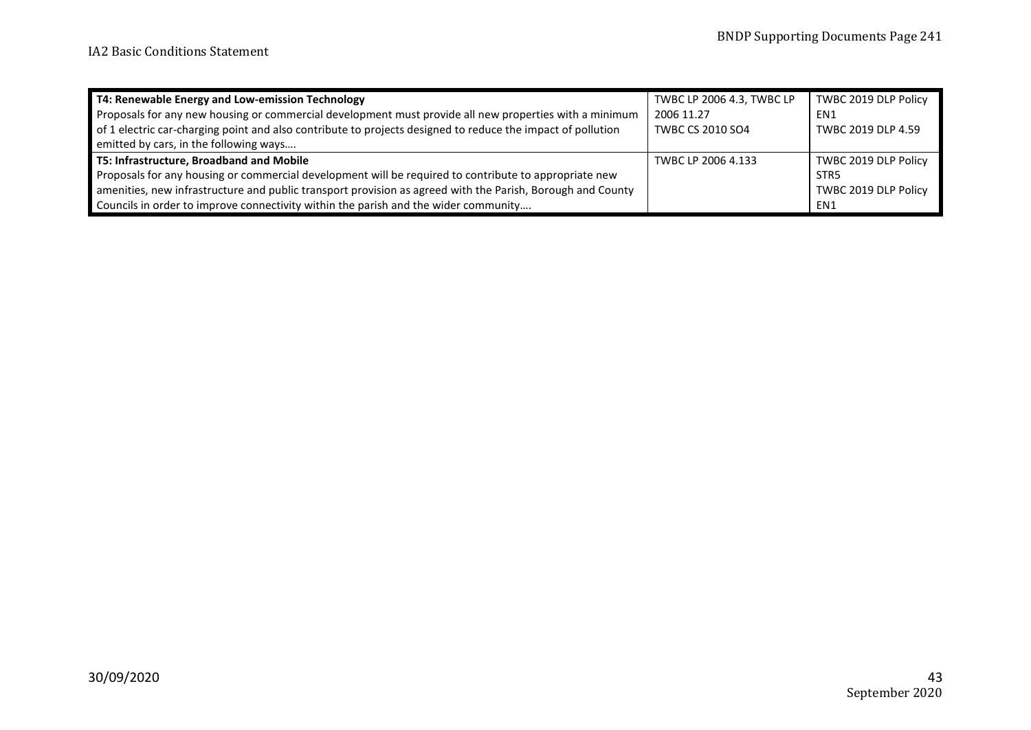| | | |
|---|---|---|
| **T4: Renewable Energy and Low-emission Technology**<br>Proposals for any new housing or commercial development must provide all new properties with a minimum of 1 electric car-charging point and also contribute to projects designed to reduce the impact of pollution emitted by cars, in the following ways…. | TWBC LP 2006 4.3, TWBC LP 2006 11.27<br>TWBC CS 2010 SO4 | TWBC 2019 DLP Policy EN1<br>TWBC 2019 DLP 4.59 |
| **T5: Infrastructure, Broadband and Mobile**<br>Proposals for any housing or commercial development will be required to contribute to appropriate new amenities, new infrastructure and public transport provision as agreed with the Parish, Borough and County Councils in order to improve connectivity within the parish and the wider community…. | TWBC LP 2006 4.133 | TWBC 2019 DLP Policy STR5<br>TWBC 2019 DLP Policy EN1 |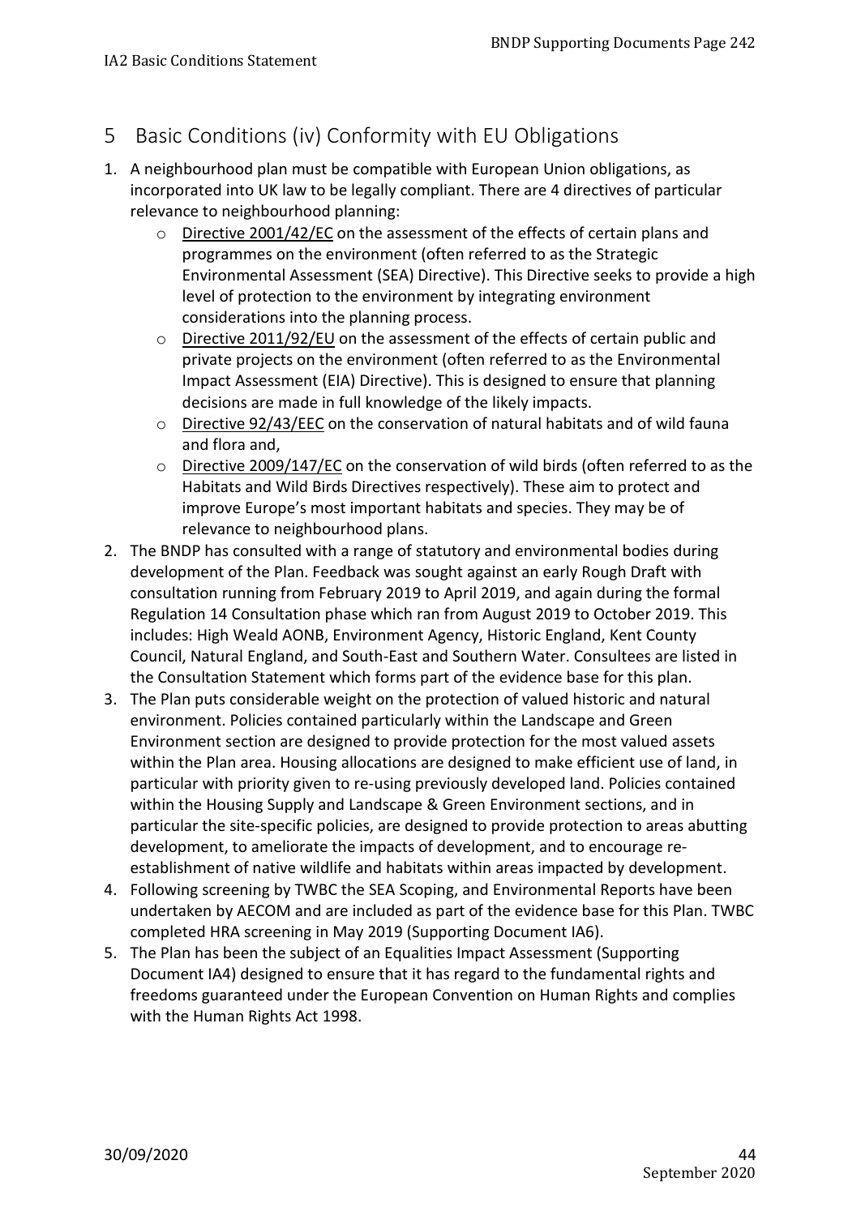## 5 Basic Conditions (iv) Conformity with EU Obligations

1. A neighbourhood plan must be compatible with European Union obligations, as incorporated into UK law to be legally compliant. There are 4 directives of particular relevance to neighbourhood planning:
   - Directive 2001/42/EC on the assessment of the effects of certain plans and programmes on the environment (often referred to as the Strategic Environmental Assessment (SEA) Directive). This Directive seeks to provide a high level of protection to the environment by integrating environment considerations into the planning process.
   - Directive 2011/92/EU on the assessment of the effects of certain public and private projects on the environment (often referred to as the Environmental Impact Assessment (EIA) Directive). This is designed to ensure that planning decisions are made in full knowledge of the likely impacts.
   - Directive 92/43/EEC on the conservation of natural habitats and of wild fauna and flora and,
   - Directive 2009/147/EC on the conservation of wild birds (often referred to as the Habitats and Wild Birds Directives respectively). These aim to protect and improve Europe's most important habitats and species. They may be of relevance to neighbourhood plans.
2. The BNDP has consulted with a range of statutory and environmental bodies during development of the Plan. Feedback was sought against an early Rough Draft with consultation running from February 2019 to April 2019, and again during the formal Regulation 14 Consultation phase which ran from August 2019 to October 2019. This includes: High Weald AONB, Environment Agency, Historic England, Kent County Council, Natural England, and South-East and Southern Water. Consultees are listed in the Consultation Statement which forms part of the evidence base for this plan.
3. The Plan puts considerable weight on the protection of valued historic and natural environment. Policies contained particularly within the Landscape and Green Environment section are designed to provide protection for the most valued assets within the Plan area. Housing allocations are designed to make efficient use of land, in particular with priority given to re-using previously developed land. Policies contained within the Housing Supply and Landscape & Green Environment sections, and in particular the site-specific policies, are designed to provide protection to areas abutting development, to ameliorate the impacts of development, and to encourage re-establishment of native wildlife and habitats within areas impacted by development.
4. Following screening by TWBC the SEA Scoping, and Environmental Reports have been undertaken by AECOM and are included as part of the evidence base for this Plan. TWBC completed HRA screening in May 2019 (Supporting Document IA6).
5. The Plan has been the subject of an Equalities Impact Assessment (Supporting Document IA4) designed to ensure that it has regard to the fundamental rights and freedoms guaranteed under the European Convention on Human Rights and complies with the Human Rights Act 1998.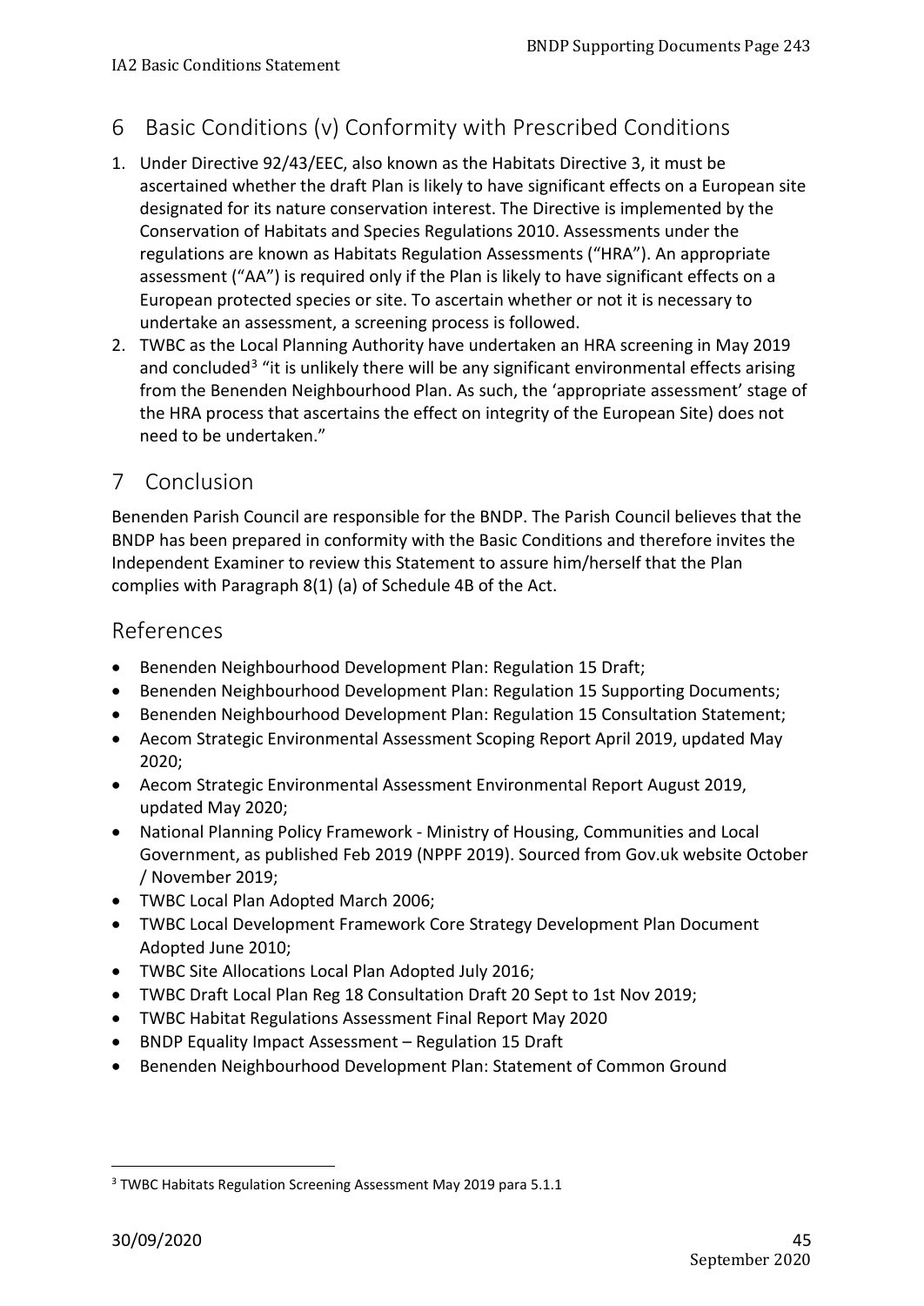## 6 Basic Conditions (v) Conformity with Prescribed Conditions

1. Under Directive 92/43/EEC, also known as the Habitats Directive 3, it must be ascertained whether the draft Plan is likely to have significant effects on a European site designated for its nature conservation interest. The Directive is implemented by the Conservation of Habitats and Species Regulations 2010. Assessments under the regulations are known as Habitats Regulation Assessments ("HRA"). An appropriate assessment ("AA") is required only if the Plan is likely to have significant effects on a European protected species or site. To ascertain whether or not it is necessary to undertake an assessment, a screening process is followed.
2. TWBC as the Local Planning Authority have undertaken an HRA screening in May 2019 and concluded[3] "it is unlikely there will be any significant environmental effects arising from the Benenden Neighbourhood Plan. As such, the 'appropriate assessment' stage of the HRA process that ascertains the effect on integrity of the European Site) does not need to be undertaken."

## 7 Conclusion

Benenden Parish Council are responsible for the BNDP. The Parish Council believes that the BNDP has been prepared in conformity with the Basic Conditions and therefore invites the Independent Examiner to review this Statement to assure him/herself that the Plan complies with Paragraph 8(1) (a) of Schedule 4B of the Act.

## References

- Benenden Neighbourhood Development Plan: Regulation 15 Draft;
- Benenden Neighbourhood Development Plan: Regulation 15 Supporting Documents;
- Benenden Neighbourhood Development Plan: Regulation 15 Consultation Statement;
- Aecom Strategic Environmental Assessment Scoping Report April 2019, updated May 2020;
- Aecom Strategic Environmental Assessment Environmental Report August 2019, updated May 2020;
- National Planning Policy Framework - Ministry of Housing, Communities and Local Government, as published Feb 2019 (NPPF 2019). Sourced from Gov.uk website October / November 2019;
- TWBC Local Plan Adopted March 2006;
- TWBC Local Development Framework Core Strategy Development Plan Document Adopted June 2010;
- TWBC Site Allocations Local Plan Adopted July 2016;
- TWBC Draft Local Plan Reg 18 Consultation Draft 20 Sept to 1st Nov 2019;
- TWBC Habitat Regulations Assessment Final Report May 2020
- BNDP Equality Impact Assessment – Regulation 15 Draft
- Benenden Neighbourhood Development Plan: Statement of Common Ground

[3] TWBC Habitats Regulation Screening Assessment May 2019 para 5.1.1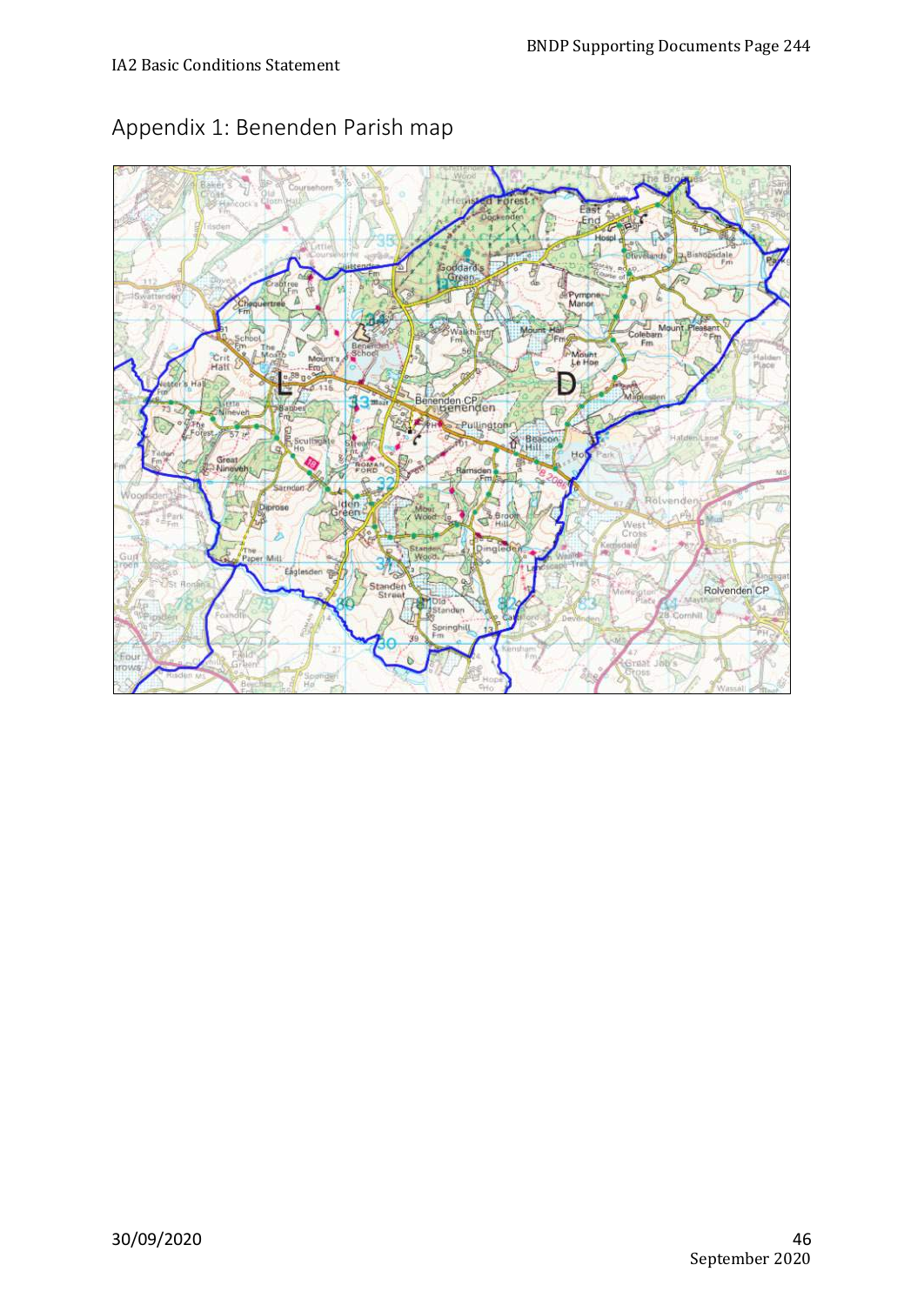## Appendix 1: Benenden Parish map